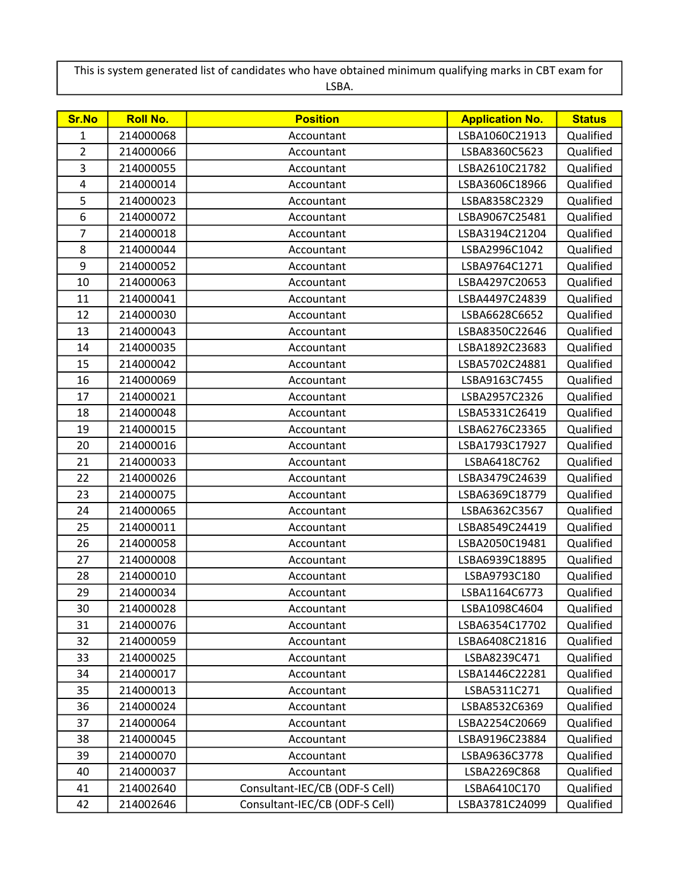This is system generated list of candidates who have obtained minimum qualifying marks in CBT exam for LSBA.

| Sr.No | Roll No. | Position | Application No. | Status |
|---|---|---|---|---|
| 1 | 214000068 | Accountant | LSBA1060C21913 | Qualified |
| 2 | 214000066 | Accountant | LSBA8360C5623 | Qualified |
| 3 | 214000055 | Accountant | LSBA2610C21782 | Qualified |
| 4 | 214000014 | Accountant | LSBA3606C18966 | Qualified |
| 5 | 214000023 | Accountant | LSBA8358C2329 | Qualified |
| 6 | 214000072 | Accountant | LSBA9067C25481 | Qualified |
| 7 | 214000018 | Accountant | LSBA3194C21204 | Qualified |
| 8 | 214000044 | Accountant | LSBA2996C1042 | Qualified |
| 9 | 214000052 | Accountant | LSBA9764C1271 | Qualified |
| 10 | 214000063 | Accountant | LSBA4297C20653 | Qualified |
| 11 | 214000041 | Accountant | LSBA4497C24839 | Qualified |
| 12 | 214000030 | Accountant | LSBA6628C6652 | Qualified |
| 13 | 214000043 | Accountant | LSBA8350C22646 | Qualified |
| 14 | 214000035 | Accountant | LSBA1892C23683 | Qualified |
| 15 | 214000042 | Accountant | LSBA5702C24881 | Qualified |
| 16 | 214000069 | Accountant | LSBA9163C7455 | Qualified |
| 17 | 214000021 | Accountant | LSBA2957C2326 | Qualified |
| 18 | 214000048 | Accountant | LSBA5331C26419 | Qualified |
| 19 | 214000015 | Accountant | LSBA6276C23365 | Qualified |
| 20 | 214000016 | Accountant | LSBA1793C17927 | Qualified |
| 21 | 214000033 | Accountant | LSBA6418C762 | Qualified |
| 22 | 214000026 | Accountant | LSBA3479C24639 | Qualified |
| 23 | 214000075 | Accountant | LSBA6369C18779 | Qualified |
| 24 | 214000065 | Accountant | LSBA6362C3567 | Qualified |
| 25 | 214000011 | Accountant | LSBA8549C24419 | Qualified |
| 26 | 214000058 | Accountant | LSBA2050C19481 | Qualified |
| 27 | 214000008 | Accountant | LSBA6939C18895 | Qualified |
| 28 | 214000010 | Accountant | LSBA9793C180 | Qualified |
| 29 | 214000034 | Accountant | LSBA1164C6773 | Qualified |
| 30 | 214000028 | Accountant | LSBA1098C4604 | Qualified |
| 31 | 214000076 | Accountant | LSBA6354C17702 | Qualified |
| 32 | 214000059 | Accountant | LSBA6408C21816 | Qualified |
| 33 | 214000025 | Accountant | LSBA8239C471 | Qualified |
| 34 | 214000017 | Accountant | LSBA1446C22281 | Qualified |
| 35 | 214000013 | Accountant | LSBA5311C271 | Qualified |
| 36 | 214000024 | Accountant | LSBA8532C6369 | Qualified |
| 37 | 214000064 | Accountant | LSBA2254C20669 | Qualified |
| 38 | 214000045 | Accountant | LSBA9196C23884 | Qualified |
| 39 | 214000070 | Accountant | LSBA9636C3778 | Qualified |
| 40 | 214000037 | Accountant | LSBA2269C868 | Qualified |
| 41 | 214002640 | Consultant-IEC/CB (ODF-S Cell) | LSBA6410C170 | Qualified |
| 42 | 214002646 | Consultant-IEC/CB (ODF-S Cell) | LSBA3781C24099 | Qualified |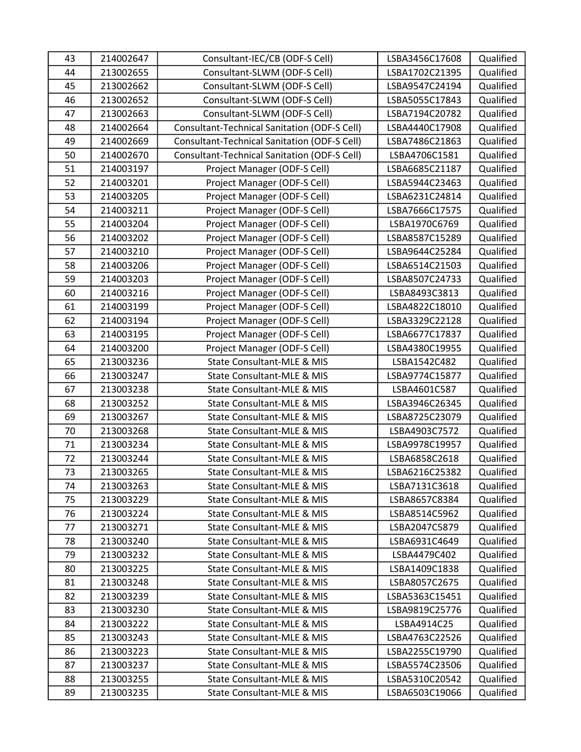| 43 | 214002647 | Consultant-IEC/CB (ODF-S Cell) | LSBA3456C17608 | Qualified |
|---|---|---|---|---|
| 44 | 213002655 | Consultant-SLWM (ODF-S Cell) | LSBA1702C21395 | Qualified |
| 45 | 213002662 | Consultant-SLWM (ODF-S Cell) | LSBA9547C24194 | Qualified |
| 46 | 213002652 | Consultant-SLWM (ODF-S Cell) | LSBA5055C17843 | Qualified |
| 47 | 213002663 | Consultant-SLWM (ODF-S Cell) | LSBA7194C20782 | Qualified |
| 48 | 214002664 | Consultant-Technical Sanitation (ODF-S Cell) | LSBA4440C17908 | Qualified |
| 49 | 214002669 | Consultant-Technical Sanitation (ODF-S Cell) | LSBA7486C21863 | Qualified |
| 50 | 214002670 | Consultant-Technical Sanitation (ODF-S Cell) | LSBA4706C1581 | Qualified |
| 51 | 214003197 | Project Manager (ODF-S Cell) | LSBA6685C21187 | Qualified |
| 52 | 214003201 | Project Manager (ODF-S Cell) | LSBA5944C23463 | Qualified |
| 53 | 214003205 | Project Manager (ODF-S Cell) | LSBA6231C24814 | Qualified |
| 54 | 214003211 | Project Manager (ODF-S Cell) | LSBA7666C17575 | Qualified |
| 55 | 214003204 | Project Manager (ODF-S Cell) | LSBA1970C6769 | Qualified |
| 56 | 214003202 | Project Manager (ODF-S Cell) | LSBA8587C15289 | Qualified |
| 57 | 214003210 | Project Manager (ODF-S Cell) | LSBA9644C25284 | Qualified |
| 58 | 214003206 | Project Manager (ODF-S Cell) | LSBA6514C21503 | Qualified |
| 59 | 214003203 | Project Manager (ODF-S Cell) | LSBA8507C24733 | Qualified |
| 60 | 214003216 | Project Manager (ODF-S Cell) | LSBA8493C3813 | Qualified |
| 61 | 214003199 | Project Manager (ODF-S Cell) | LSBA4822C18010 | Qualified |
| 62 | 214003194 | Project Manager (ODF-S Cell) | LSBA3329C22128 | Qualified |
| 63 | 214003195 | Project Manager (ODF-S Cell) | LSBA6677C17837 | Qualified |
| 64 | 214003200 | Project Manager (ODF-S Cell) | LSBA4380C19955 | Qualified |
| 65 | 213003236 | State Consultant-MLE & MIS | LSBA1542C482 | Qualified |
| 66 | 213003247 | State Consultant-MLE & MIS | LSBA9774C15877 | Qualified |
| 67 | 213003238 | State Consultant-MLE & MIS | LSBA4601C587 | Qualified |
| 68 | 213003252 | State Consultant-MLE & MIS | LSBA3946C26345 | Qualified |
| 69 | 213003267 | State Consultant-MLE & MIS | LSBA8725C23079 | Qualified |
| 70 | 213003268 | State Consultant-MLE & MIS | LSBA4903C7572 | Qualified |
| 71 | 213003234 | State Consultant-MLE & MIS | LSBA9978C19957 | Qualified |
| 72 | 213003244 | State Consultant-MLE & MIS | LSBA6858C2618 | Qualified |
| 73 | 213003265 | State Consultant-MLE & MIS | LSBA6216C25382 | Qualified |
| 74 | 213003263 | State Consultant-MLE & MIS | LSBA7131C3618 | Qualified |
| 75 | 213003229 | State Consultant-MLE & MIS | LSBA8657C8384 | Qualified |
| 76 | 213003224 | State Consultant-MLE & MIS | LSBA8514C5962 | Qualified |
| 77 | 213003271 | State Consultant-MLE & MIS | LSBA2047C5879 | Qualified |
| 78 | 213003240 | State Consultant-MLE & MIS | LSBA6931C4649 | Qualified |
| 79 | 213003232 | State Consultant-MLE & MIS | LSBA4479C402 | Qualified |
| 80 | 213003225 | State Consultant-MLE & MIS | LSBA1409C1838 | Qualified |
| 81 | 213003248 | State Consultant-MLE & MIS | LSBA8057C2675 | Qualified |
| 82 | 213003239 | State Consultant-MLE & MIS | LSBA5363C15451 | Qualified |
| 83 | 213003230 | State Consultant-MLE & MIS | LSBA9819C25776 | Qualified |
| 84 | 213003222 | State Consultant-MLE & MIS | LSBA4914C25 | Qualified |
| 85 | 213003243 | State Consultant-MLE & MIS | LSBA4763C22526 | Qualified |
| 86 | 213003223 | State Consultant-MLE & MIS | LSBA2255C19790 | Qualified |
| 87 | 213003237 | State Consultant-MLE & MIS | LSBA5574C23506 | Qualified |
| 88 | 213003255 | State Consultant-MLE & MIS | LSBA5310C20542 | Qualified |
| 89 | 213003235 | State Consultant-MLE & MIS | LSBA6503C19066 | Qualified |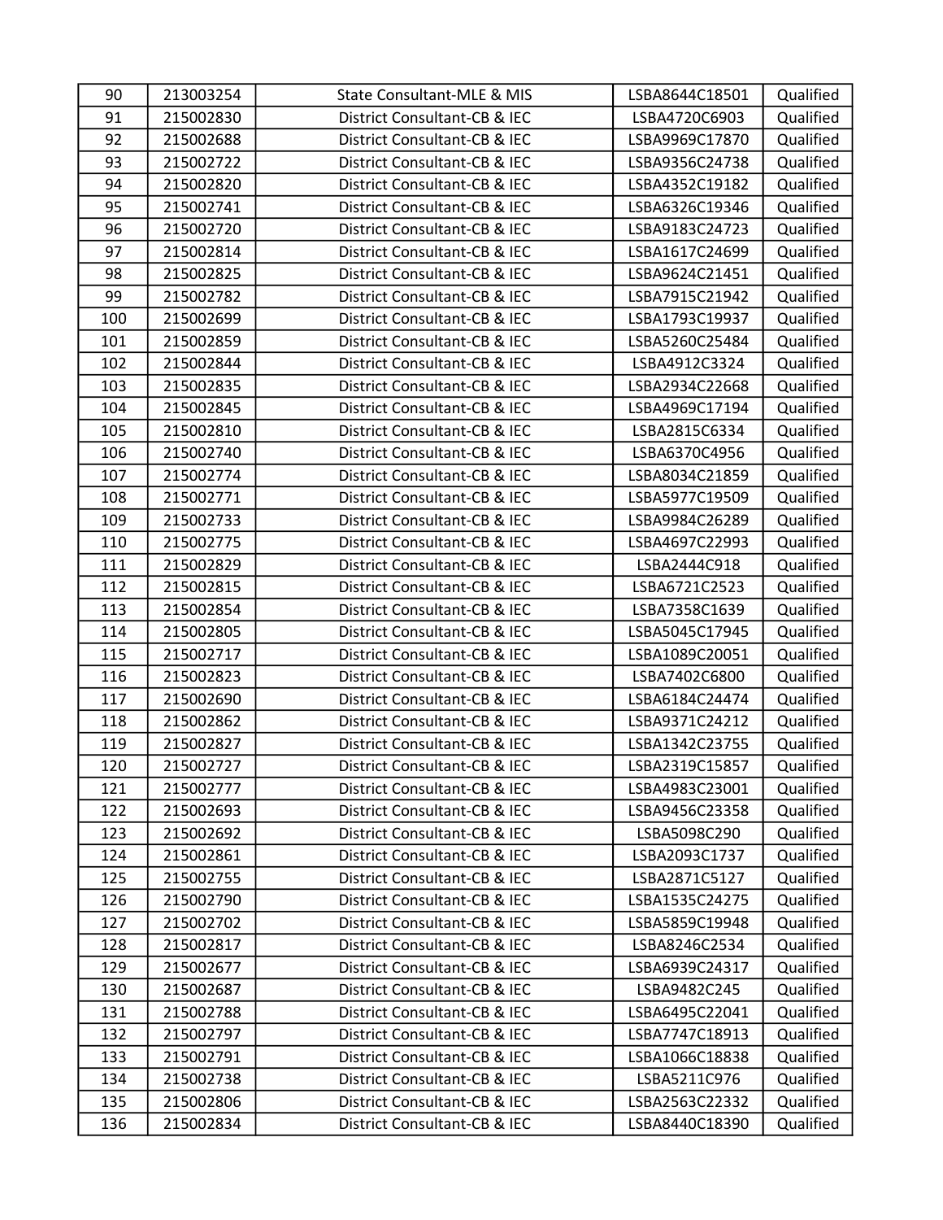| 90 | 213003254 | State Consultant-MLE & MIS | LSBA8644C18501 | Qualified |
|---|---|---|---|---|
| 91 | 215002830 | District Consultant-CB & IEC | LSBA4720C6903 | Qualified |
| 92 | 215002688 | District Consultant-CB & IEC | LSBA9969C17870 | Qualified |
| 93 | 215002722 | District Consultant-CB & IEC | LSBA9356C24738 | Qualified |
| 94 | 215002820 | District Consultant-CB & IEC | LSBA4352C19182 | Qualified |
| 95 | 215002741 | District Consultant-CB & IEC | LSBA6326C19346 | Qualified |
| 96 | 215002720 | District Consultant-CB & IEC | LSBA9183C24723 | Qualified |
| 97 | 215002814 | District Consultant-CB & IEC | LSBA1617C24699 | Qualified |
| 98 | 215002825 | District Consultant-CB & IEC | LSBA9624C21451 | Qualified |
| 99 | 215002782 | District Consultant-CB & IEC | LSBA7915C21942 | Qualified |
| 100 | 215002699 | District Consultant-CB & IEC | LSBA1793C19937 | Qualified |
| 101 | 215002859 | District Consultant-CB & IEC | LSBA5260C25484 | Qualified |
| 102 | 215002844 | District Consultant-CB & IEC | LSBA4912C3324 | Qualified |
| 103 | 215002835 | District Consultant-CB & IEC | LSBA2934C22668 | Qualified |
| 104 | 215002845 | District Consultant-CB & IEC | LSBA4969C17194 | Qualified |
| 105 | 215002810 | District Consultant-CB & IEC | LSBA2815C6334 | Qualified |
| 106 | 215002740 | District Consultant-CB & IEC | LSBA6370C4956 | Qualified |
| 107 | 215002774 | District Consultant-CB & IEC | LSBA8034C21859 | Qualified |
| 108 | 215002771 | District Consultant-CB & IEC | LSBA5977C19509 | Qualified |
| 109 | 215002733 | District Consultant-CB & IEC | LSBA9984C26289 | Qualified |
| 110 | 215002775 | District Consultant-CB & IEC | LSBA4697C22993 | Qualified |
| 111 | 215002829 | District Consultant-CB & IEC | LSBA2444C918 | Qualified |
| 112 | 215002815 | District Consultant-CB & IEC | LSBA6721C2523 | Qualified |
| 113 | 215002854 | District Consultant-CB & IEC | LSBA7358C1639 | Qualified |
| 114 | 215002805 | District Consultant-CB & IEC | LSBA5045C17945 | Qualified |
| 115 | 215002717 | District Consultant-CB & IEC | LSBA1089C20051 | Qualified |
| 116 | 215002823 | District Consultant-CB & IEC | LSBA7402C6800 | Qualified |
| 117 | 215002690 | District Consultant-CB & IEC | LSBA6184C24474 | Qualified |
| 118 | 215002862 | District Consultant-CB & IEC | LSBA9371C24212 | Qualified |
| 119 | 215002827 | District Consultant-CB & IEC | LSBA1342C23755 | Qualified |
| 120 | 215002727 | District Consultant-CB & IEC | LSBA2319C15857 | Qualified |
| 121 | 215002777 | District Consultant-CB & IEC | LSBA4983C23001 | Qualified |
| 122 | 215002693 | District Consultant-CB & IEC | LSBA9456C23358 | Qualified |
| 123 | 215002692 | District Consultant-CB & IEC | LSBA5098C290 | Qualified |
| 124 | 215002861 | District Consultant-CB & IEC | LSBA2093C1737 | Qualified |
| 125 | 215002755 | District Consultant-CB & IEC | LSBA2871C5127 | Qualified |
| 126 | 215002790 | District Consultant-CB & IEC | LSBA1535C24275 | Qualified |
| 127 | 215002702 | District Consultant-CB & IEC | LSBA5859C19948 | Qualified |
| 128 | 215002817 | District Consultant-CB & IEC | LSBA8246C2534 | Qualified |
| 129 | 215002677 | District Consultant-CB & IEC | LSBA6939C24317 | Qualified |
| 130 | 215002687 | District Consultant-CB & IEC | LSBA9482C245 | Qualified |
| 131 | 215002788 | District Consultant-CB & IEC | LSBA6495C22041 | Qualified |
| 132 | 215002797 | District Consultant-CB & IEC | LSBA7747C18913 | Qualified |
| 133 | 215002791 | District Consultant-CB & IEC | LSBA1066C18838 | Qualified |
| 134 | 215002738 | District Consultant-CB & IEC | LSBA5211C976 | Qualified |
| 135 | 215002806 | District Consultant-CB & IEC | LSBA2563C22332 | Qualified |
| 136 | 215002834 | District Consultant-CB & IEC | LSBA8440C18390 | Qualified |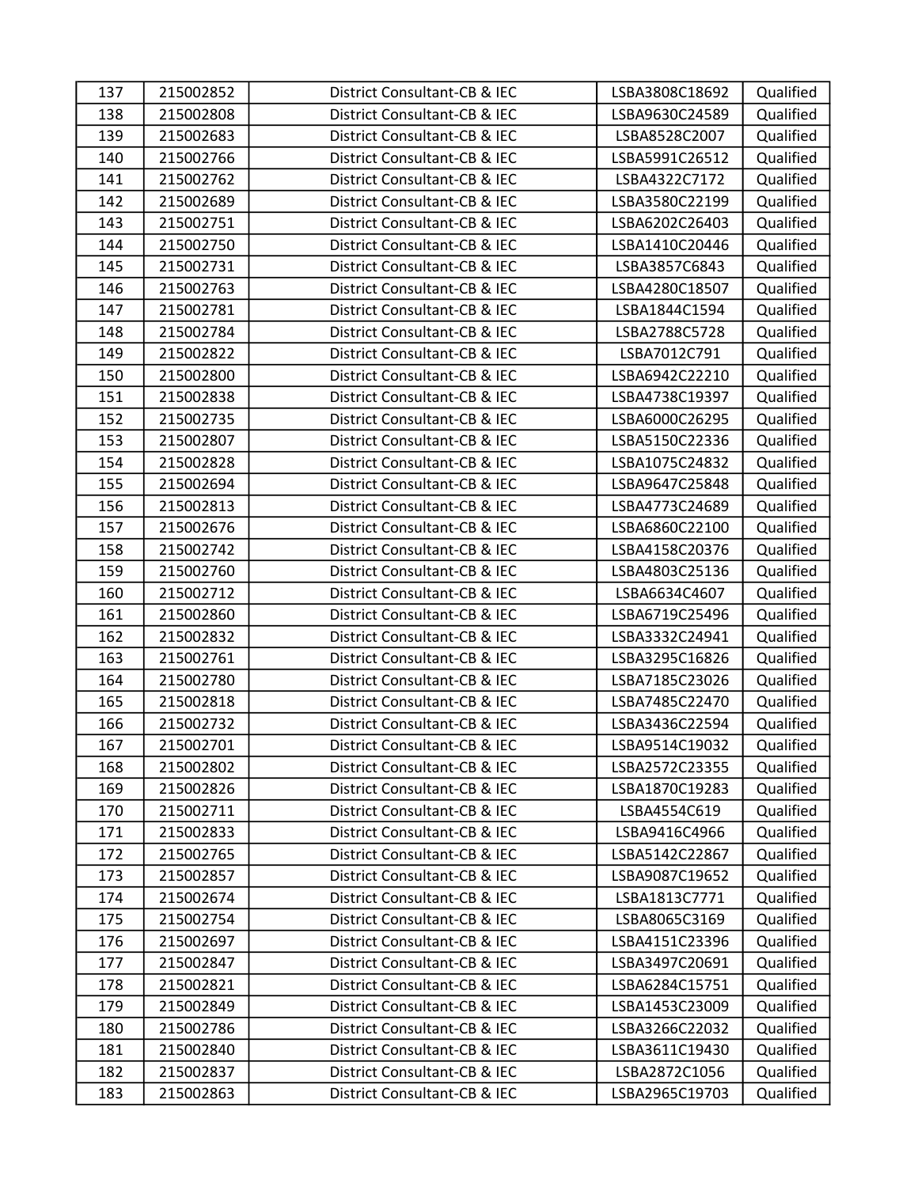| 137 | 215002852 | District Consultant-CB & IEC | LSBA3808C18692 | Qualified |
|---|---|---|---|---|
| 138 | 215002808 | District Consultant-CB & IEC | LSBA9630C24589 | Qualified |
| 139 | 215002683 | District Consultant-CB & IEC | LSBA8528C2007 | Qualified |
| 140 | 215002766 | District Consultant-CB & IEC | LSBA5991C26512 | Qualified |
| 141 | 215002762 | District Consultant-CB & IEC | LSBA4322C7172 | Qualified |
| 142 | 215002689 | District Consultant-CB & IEC | LSBA3580C22199 | Qualified |
| 143 | 215002751 | District Consultant-CB & IEC | LSBA6202C26403 | Qualified |
| 144 | 215002750 | District Consultant-CB & IEC | LSBA1410C20446 | Qualified |
| 145 | 215002731 | District Consultant-CB & IEC | LSBA3857C6843 | Qualified |
| 146 | 215002763 | District Consultant-CB & IEC | LSBA4280C18507 | Qualified |
| 147 | 215002781 | District Consultant-CB & IEC | LSBA1844C1594 | Qualified |
| 148 | 215002784 | District Consultant-CB & IEC | LSBA2788C5728 | Qualified |
| 149 | 215002822 | District Consultant-CB & IEC | LSBA7012C791 | Qualified |
| 150 | 215002800 | District Consultant-CB & IEC | LSBA6942C22210 | Qualified |
| 151 | 215002838 | District Consultant-CB & IEC | LSBA4738C19397 | Qualified |
| 152 | 215002735 | District Consultant-CB & IEC | LSBA6000C26295 | Qualified |
| 153 | 215002807 | District Consultant-CB & IEC | LSBA5150C22336 | Qualified |
| 154 | 215002828 | District Consultant-CB & IEC | LSBA1075C24832 | Qualified |
| 155 | 215002694 | District Consultant-CB & IEC | LSBA9647C25848 | Qualified |
| 156 | 215002813 | District Consultant-CB & IEC | LSBA4773C24689 | Qualified |
| 157 | 215002676 | District Consultant-CB & IEC | LSBA6860C22100 | Qualified |
| 158 | 215002742 | District Consultant-CB & IEC | LSBA4158C20376 | Qualified |
| 159 | 215002760 | District Consultant-CB & IEC | LSBA4803C25136 | Qualified |
| 160 | 215002712 | District Consultant-CB & IEC | LSBA6634C4607 | Qualified |
| 161 | 215002860 | District Consultant-CB & IEC | LSBA6719C25496 | Qualified |
| 162 | 215002832 | District Consultant-CB & IEC | LSBA3332C24941 | Qualified |
| 163 | 215002761 | District Consultant-CB & IEC | LSBA3295C16826 | Qualified |
| 164 | 215002780 | District Consultant-CB & IEC | LSBA7185C23026 | Qualified |
| 165 | 215002818 | District Consultant-CB & IEC | LSBA7485C22470 | Qualified |
| 166 | 215002732 | District Consultant-CB & IEC | LSBA3436C22594 | Qualified |
| 167 | 215002701 | District Consultant-CB & IEC | LSBA9514C19032 | Qualified |
| 168 | 215002802 | District Consultant-CB & IEC | LSBA2572C23355 | Qualified |
| 169 | 215002826 | District Consultant-CB & IEC | LSBA1870C19283 | Qualified |
| 170 | 215002711 | District Consultant-CB & IEC | LSBA4554C619 | Qualified |
| 171 | 215002833 | District Consultant-CB & IEC | LSBA9416C4966 | Qualified |
| 172 | 215002765 | District Consultant-CB & IEC | LSBA5142C22867 | Qualified |
| 173 | 215002857 | District Consultant-CB & IEC | LSBA9087C19652 | Qualified |
| 174 | 215002674 | District Consultant-CB & IEC | LSBA1813C7771 | Qualified |
| 175 | 215002754 | District Consultant-CB & IEC | LSBA8065C3169 | Qualified |
| 176 | 215002697 | District Consultant-CB & IEC | LSBA4151C23396 | Qualified |
| 177 | 215002847 | District Consultant-CB & IEC | LSBA3497C20691 | Qualified |
| 178 | 215002821 | District Consultant-CB & IEC | LSBA6284C15751 | Qualified |
| 179 | 215002849 | District Consultant-CB & IEC | LSBA1453C23009 | Qualified |
| 180 | 215002786 | District Consultant-CB & IEC | LSBA3266C22032 | Qualified |
| 181 | 215002840 | District Consultant-CB & IEC | LSBA3611C19430 | Qualified |
| 182 | 215002837 | District Consultant-CB & IEC | LSBA2872C1056 | Qualified |
| 183 | 215002863 | District Consultant-CB & IEC | LSBA2965C19703 | Qualified |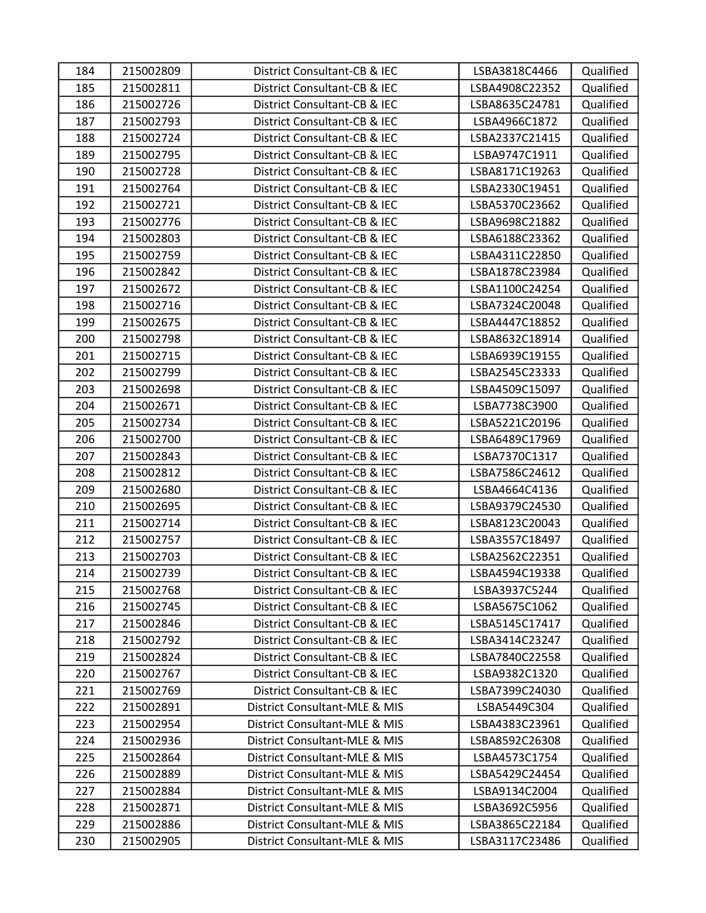| 184 | 215002809 | District Consultant-CB & IEC | LSBA3818C4466 | Qualified |
|---|---|---|---|---|
| 185 | 215002811 | District Consultant-CB & IEC | LSBA4908C22352 | Qualified |
| 186 | 215002726 | District Consultant-CB & IEC | LSBA8635C24781 | Qualified |
| 187 | 215002793 | District Consultant-CB & IEC | LSBA4966C1872 | Qualified |
| 188 | 215002724 | District Consultant-CB & IEC | LSBA2337C21415 | Qualified |
| 189 | 215002795 | District Consultant-CB & IEC | LSBA9747C1911 | Qualified |
| 190 | 215002728 | District Consultant-CB & IEC | LSBA8171C19263 | Qualified |
| 191 | 215002764 | District Consultant-CB & IEC | LSBA2330C19451 | Qualified |
| 192 | 215002721 | District Consultant-CB & IEC | LSBA5370C23662 | Qualified |
| 193 | 215002776 | District Consultant-CB & IEC | LSBA9698C21882 | Qualified |
| 194 | 215002803 | District Consultant-CB & IEC | LSBA6188C23362 | Qualified |
| 195 | 215002759 | District Consultant-CB & IEC | LSBA4311C22850 | Qualified |
| 196 | 215002842 | District Consultant-CB & IEC | LSBA1878C23984 | Qualified |
| 197 | 215002672 | District Consultant-CB & IEC | LSBA1100C24254 | Qualified |
| 198 | 215002716 | District Consultant-CB & IEC | LSBA7324C20048 | Qualified |
| 199 | 215002675 | District Consultant-CB & IEC | LSBA4447C18852 | Qualified |
| 200 | 215002798 | District Consultant-CB & IEC | LSBA8632C18914 | Qualified |
| 201 | 215002715 | District Consultant-CB & IEC | LSBA6939C19155 | Qualified |
| 202 | 215002799 | District Consultant-CB & IEC | LSBA2545C23333 | Qualified |
| 203 | 215002698 | District Consultant-CB & IEC | LSBA4509C15097 | Qualified |
| 204 | 215002671 | District Consultant-CB & IEC | LSBA7738C3900 | Qualified |
| 205 | 215002734 | District Consultant-CB & IEC | LSBA5221C20196 | Qualified |
| 206 | 215002700 | District Consultant-CB & IEC | LSBA6489C17969 | Qualified |
| 207 | 215002843 | District Consultant-CB & IEC | LSBA7370C1317 | Qualified |
| 208 | 215002812 | District Consultant-CB & IEC | LSBA7586C24612 | Qualified |
| 209 | 215002680 | District Consultant-CB & IEC | LSBA4664C4136 | Qualified |
| 210 | 215002695 | District Consultant-CB & IEC | LSBA9379C24530 | Qualified |
| 211 | 215002714 | District Consultant-CB & IEC | LSBA8123C20043 | Qualified |
| 212 | 215002757 | District Consultant-CB & IEC | LSBA3557C18497 | Qualified |
| 213 | 215002703 | District Consultant-CB & IEC | LSBA2562C22351 | Qualified |
| 214 | 215002739 | District Consultant-CB & IEC | LSBA4594C19338 | Qualified |
| 215 | 215002768 | District Consultant-CB & IEC | LSBA3937C5244 | Qualified |
| 216 | 215002745 | District Consultant-CB & IEC | LSBA5675C1062 | Qualified |
| 217 | 215002846 | District Consultant-CB & IEC | LSBA5145C17417 | Qualified |
| 218 | 215002792 | District Consultant-CB & IEC | LSBA3414C23247 | Qualified |
| 219 | 215002824 | District Consultant-CB & IEC | LSBA7840C22558 | Qualified |
| 220 | 215002767 | District Consultant-CB & IEC | LSBA9382C1320 | Qualified |
| 221 | 215002769 | District Consultant-CB & IEC | LSBA7399C24030 | Qualified |
| 222 | 215002891 | District Consultant-MLE & MIS | LSBA5449C304 | Qualified |
| 223 | 215002954 | District Consultant-MLE & MIS | LSBA4383C23961 | Qualified |
| 224 | 215002936 | District Consultant-MLE & MIS | LSBA8592C26308 | Qualified |
| 225 | 215002864 | District Consultant-MLE & MIS | LSBA4573C1754 | Qualified |
| 226 | 215002889 | District Consultant-MLE & MIS | LSBA5429C24454 | Qualified |
| 227 | 215002884 | District Consultant-MLE & MIS | LSBA9134C2004 | Qualified |
| 228 | 215002871 | District Consultant-MLE & MIS | LSBA3692C5956 | Qualified |
| 229 | 215002886 | District Consultant-MLE & MIS | LSBA3865C22184 | Qualified |
| 230 | 215002905 | District Consultant-MLE & MIS | LSBA3117C23486 | Qualified |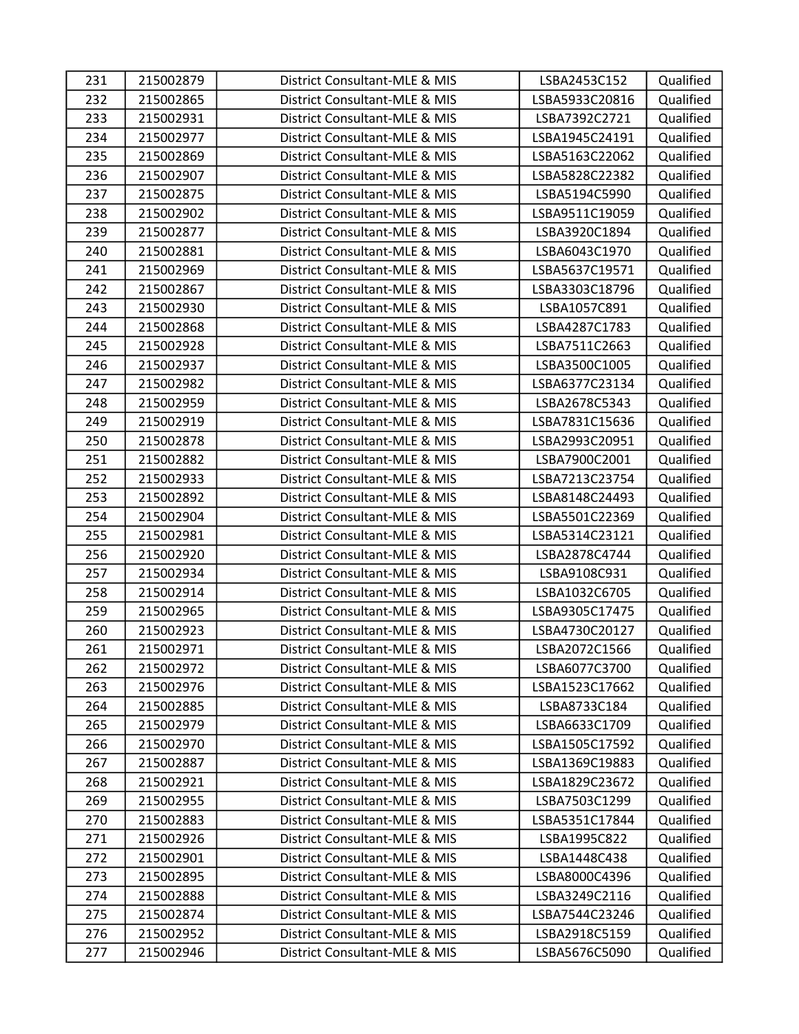| 231 | 215002879 | District Consultant-MLE & MIS | LSBA2453C152 | Qualified |
|---|---|---|---|---|
| 232 | 215002865 | District Consultant-MLE & MIS | LSBA5933C20816 | Qualified |
| 233 | 215002931 | District Consultant-MLE & MIS | LSBA7392C2721 | Qualified |
| 234 | 215002977 | District Consultant-MLE & MIS | LSBA1945C24191 | Qualified |
| 235 | 215002869 | District Consultant-MLE & MIS | LSBA5163C22062 | Qualified |
| 236 | 215002907 | District Consultant-MLE & MIS | LSBA5828C22382 | Qualified |
| 237 | 215002875 | District Consultant-MLE & MIS | LSBA5194C5990 | Qualified |
| 238 | 215002902 | District Consultant-MLE & MIS | LSBA9511C19059 | Qualified |
| 239 | 215002877 | District Consultant-MLE & MIS | LSBA3920C1894 | Qualified |
| 240 | 215002881 | District Consultant-MLE & MIS | LSBA6043C1970 | Qualified |
| 241 | 215002969 | District Consultant-MLE & MIS | LSBA5637C19571 | Qualified |
| 242 | 215002867 | District Consultant-MLE & MIS | LSBA3303C18796 | Qualified |
| 243 | 215002930 | District Consultant-MLE & MIS | LSBA1057C891 | Qualified |
| 244 | 215002868 | District Consultant-MLE & MIS | LSBA4287C1783 | Qualified |
| 245 | 215002928 | District Consultant-MLE & MIS | LSBA7511C2663 | Qualified |
| 246 | 215002937 | District Consultant-MLE & MIS | LSBA3500C1005 | Qualified |
| 247 | 215002982 | District Consultant-MLE & MIS | LSBA6377C23134 | Qualified |
| 248 | 215002959 | District Consultant-MLE & MIS | LSBA2678C5343 | Qualified |
| 249 | 215002919 | District Consultant-MLE & MIS | LSBA7831C15636 | Qualified |
| 250 | 215002878 | District Consultant-MLE & MIS | LSBA2993C20951 | Qualified |
| 251 | 215002882 | District Consultant-MLE & MIS | LSBA7900C2001 | Qualified |
| 252 | 215002933 | District Consultant-MLE & MIS | LSBA7213C23754 | Qualified |
| 253 | 215002892 | District Consultant-MLE & MIS | LSBA8148C24493 | Qualified |
| 254 | 215002904 | District Consultant-MLE & MIS | LSBA5501C22369 | Qualified |
| 255 | 215002981 | District Consultant-MLE & MIS | LSBA5314C23121 | Qualified |
| 256 | 215002920 | District Consultant-MLE & MIS | LSBA2878C4744 | Qualified |
| 257 | 215002934 | District Consultant-MLE & MIS | LSBA9108C931 | Qualified |
| 258 | 215002914 | District Consultant-MLE & MIS | LSBA1032C6705 | Qualified |
| 259 | 215002965 | District Consultant-MLE & MIS | LSBA9305C17475 | Qualified |
| 260 | 215002923 | District Consultant-MLE & MIS | LSBA4730C20127 | Qualified |
| 261 | 215002971 | District Consultant-MLE & MIS | LSBA2072C1566 | Qualified |
| 262 | 215002972 | District Consultant-MLE & MIS | LSBA6077C3700 | Qualified |
| 263 | 215002976 | District Consultant-MLE & MIS | LSBA1523C17662 | Qualified |
| 264 | 215002885 | District Consultant-MLE & MIS | LSBA8733C184 | Qualified |
| 265 | 215002979 | District Consultant-MLE & MIS | LSBA6633C1709 | Qualified |
| 266 | 215002970 | District Consultant-MLE & MIS | LSBA1505C17592 | Qualified |
| 267 | 215002887 | District Consultant-MLE & MIS | LSBA1369C19883 | Qualified |
| 268 | 215002921 | District Consultant-MLE & MIS | LSBA1829C23672 | Qualified |
| 269 | 215002955 | District Consultant-MLE & MIS | LSBA7503C1299 | Qualified |
| 270 | 215002883 | District Consultant-MLE & MIS | LSBA5351C17844 | Qualified |
| 271 | 215002926 | District Consultant-MLE & MIS | LSBA1995C822 | Qualified |
| 272 | 215002901 | District Consultant-MLE & MIS | LSBA1448C438 | Qualified |
| 273 | 215002895 | District Consultant-MLE & MIS | LSBA8000C4396 | Qualified |
| 274 | 215002888 | District Consultant-MLE & MIS | LSBA3249C2116 | Qualified |
| 275 | 215002874 | District Consultant-MLE & MIS | LSBA7544C23246 | Qualified |
| 276 | 215002952 | District Consultant-MLE & MIS | LSBA2918C5159 | Qualified |
| 277 | 215002946 | District Consultant-MLE & MIS | LSBA5676C5090 | Qualified |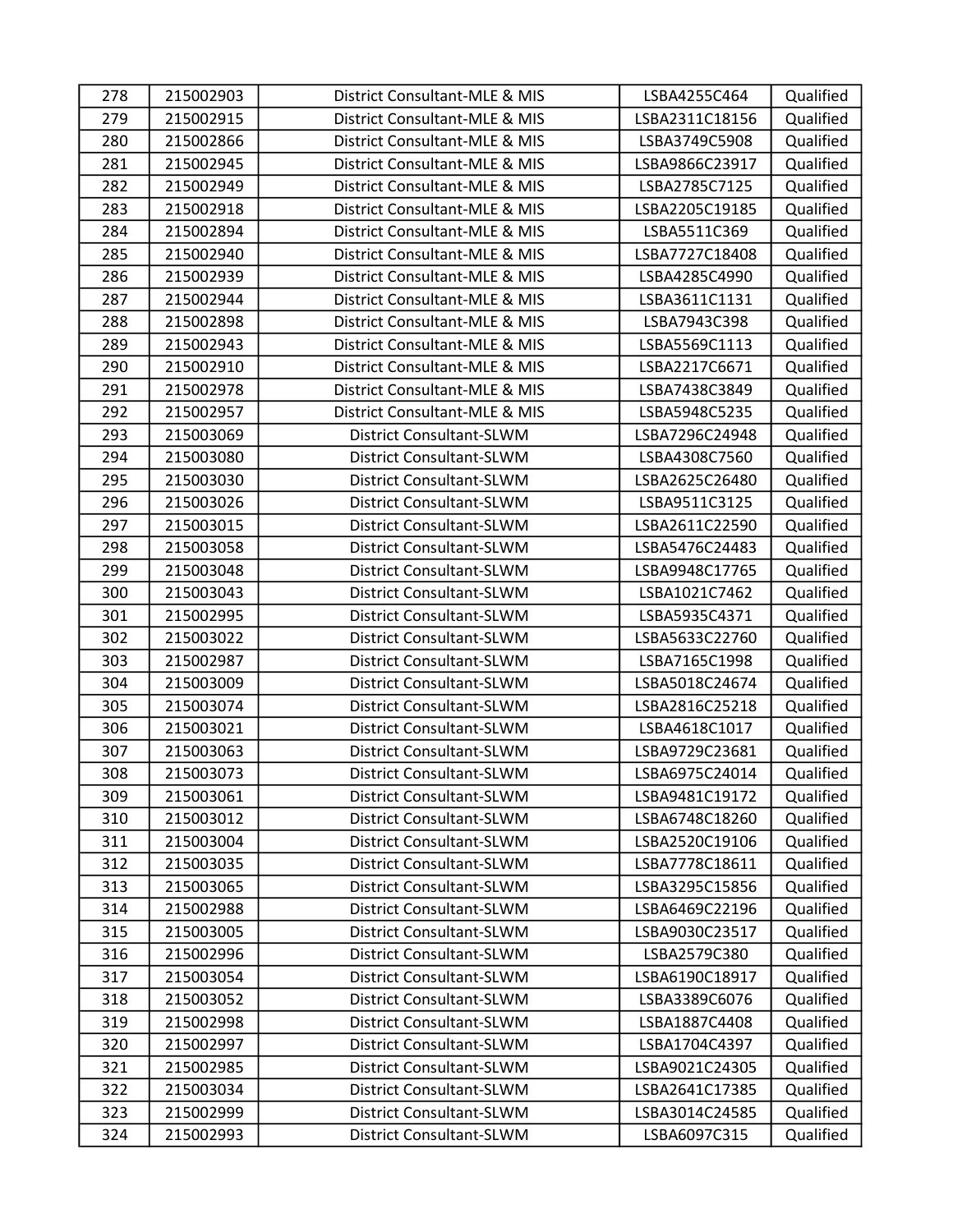| 278 | 215002903 | District Consultant-MLE & MIS | LSBA4255C464 | Qualified |
|---|---|---|---|---|
| 279 | 215002915 | District Consultant-MLE & MIS | LSBA2311C18156 | Qualified |
| 280 | 215002866 | District Consultant-MLE & MIS | LSBA3749C5908 | Qualified |
| 281 | 215002945 | District Consultant-MLE & MIS | LSBA9866C23917 | Qualified |
| 282 | 215002949 | District Consultant-MLE & MIS | LSBA2785C7125 | Qualified |
| 283 | 215002918 | District Consultant-MLE & MIS | LSBA2205C19185 | Qualified |
| 284 | 215002894 | District Consultant-MLE & MIS | LSBA5511C369 | Qualified |
| 285 | 215002940 | District Consultant-MLE & MIS | LSBA7727C18408 | Qualified |
| 286 | 215002939 | District Consultant-MLE & MIS | LSBA4285C4990 | Qualified |
| 287 | 215002944 | District Consultant-MLE & MIS | LSBA3611C1131 | Qualified |
| 288 | 215002898 | District Consultant-MLE & MIS | LSBA7943C398 | Qualified |
| 289 | 215002943 | District Consultant-MLE & MIS | LSBA5569C1113 | Qualified |
| 290 | 215002910 | District Consultant-MLE & MIS | LSBA2217C6671 | Qualified |
| 291 | 215002978 | District Consultant-MLE & MIS | LSBA7438C3849 | Qualified |
| 292 | 215002957 | District Consultant-MLE & MIS | LSBA5948C5235 | Qualified |
| 293 | 215003069 | District Consultant-SLWM | LSBA7296C24948 | Qualified |
| 294 | 215003080 | District Consultant-SLWM | LSBA4308C7560 | Qualified |
| 295 | 215003030 | District Consultant-SLWM | LSBA2625C26480 | Qualified |
| 296 | 215003026 | District Consultant-SLWM | LSBA9511C3125 | Qualified |
| 297 | 215003015 | District Consultant-SLWM | LSBA2611C22590 | Qualified |
| 298 | 215003058 | District Consultant-SLWM | LSBA5476C24483 | Qualified |
| 299 | 215003048 | District Consultant-SLWM | LSBA9948C17765 | Qualified |
| 300 | 215003043 | District Consultant-SLWM | LSBA1021C7462 | Qualified |
| 301 | 215002995 | District Consultant-SLWM | LSBA5935C4371 | Qualified |
| 302 | 215003022 | District Consultant-SLWM | LSBA5633C22760 | Qualified |
| 303 | 215002987 | District Consultant-SLWM | LSBA7165C1998 | Qualified |
| 304 | 215003009 | District Consultant-SLWM | LSBA5018C24674 | Qualified |
| 305 | 215003074 | District Consultant-SLWM | LSBA2816C25218 | Qualified |
| 306 | 215003021 | District Consultant-SLWM | LSBA4618C1017 | Qualified |
| 307 | 215003063 | District Consultant-SLWM | LSBA9729C23681 | Qualified |
| 308 | 215003073 | District Consultant-SLWM | LSBA6975C24014 | Qualified |
| 309 | 215003061 | District Consultant-SLWM | LSBA9481C19172 | Qualified |
| 310 | 215003012 | District Consultant-SLWM | LSBA6748C18260 | Qualified |
| 311 | 215003004 | District Consultant-SLWM | LSBA2520C19106 | Qualified |
| 312 | 215003035 | District Consultant-SLWM | LSBA7778C18611 | Qualified |
| 313 | 215003065 | District Consultant-SLWM | LSBA3295C15856 | Qualified |
| 314 | 215002988 | District Consultant-SLWM | LSBA6469C22196 | Qualified |
| 315 | 215003005 | District Consultant-SLWM | LSBA9030C23517 | Qualified |
| 316 | 215002996 | District Consultant-SLWM | LSBA2579C380 | Qualified |
| 317 | 215003054 | District Consultant-SLWM | LSBA6190C18917 | Qualified |
| 318 | 215003052 | District Consultant-SLWM | LSBA3389C6076 | Qualified |
| 319 | 215002998 | District Consultant-SLWM | LSBA1887C4408 | Qualified |
| 320 | 215002997 | District Consultant-SLWM | LSBA1704C4397 | Qualified |
| 321 | 215002985 | District Consultant-SLWM | LSBA9021C24305 | Qualified |
| 322 | 215003034 | District Consultant-SLWM | LSBA2641C17385 | Qualified |
| 323 | 215002999 | District Consultant-SLWM | LSBA3014C24585 | Qualified |
| 324 | 215002993 | District Consultant-SLWM | LSBA6097C315 | Qualified |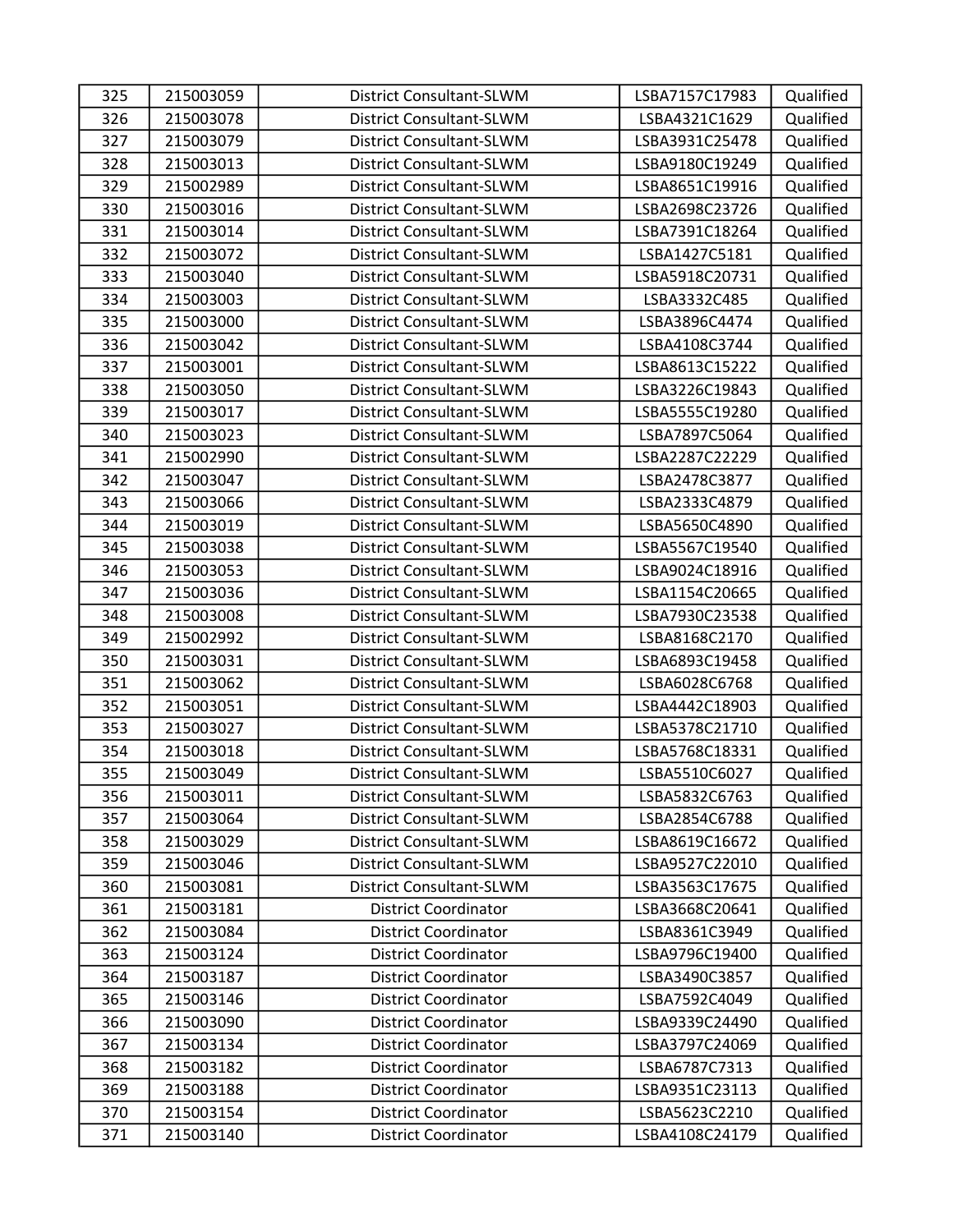| 325 | 215003059 | District Consultant-SLWM | LSBA7157C17983 | Qualified |
|---|---|---|---|---|
| 326 | 215003078 | District Consultant-SLWM | LSBA4321C1629 | Qualified |
| 327 | 215003079 | District Consultant-SLWM | LSBA3931C25478 | Qualified |
| 328 | 215003013 | District Consultant-SLWM | LSBA9180C19249 | Qualified |
| 329 | 215002989 | District Consultant-SLWM | LSBA8651C19916 | Qualified |
| 330 | 215003016 | District Consultant-SLWM | LSBA2698C23726 | Qualified |
| 331 | 215003014 | District Consultant-SLWM | LSBA7391C18264 | Qualified |
| 332 | 215003072 | District Consultant-SLWM | LSBA1427C5181 | Qualified |
| 333 | 215003040 | District Consultant-SLWM | LSBA5918C20731 | Qualified |
| 334 | 215003003 | District Consultant-SLWM | LSBA3332C485 | Qualified |
| 335 | 215003000 | District Consultant-SLWM | LSBA3896C4474 | Qualified |
| 336 | 215003042 | District Consultant-SLWM | LSBA4108C3744 | Qualified |
| 337 | 215003001 | District Consultant-SLWM | LSBA8613C15222 | Qualified |
| 338 | 215003050 | District Consultant-SLWM | LSBA3226C19843 | Qualified |
| 339 | 215003017 | District Consultant-SLWM | LSBA5555C19280 | Qualified |
| 340 | 215003023 | District Consultant-SLWM | LSBA7897C5064 | Qualified |
| 341 | 215002990 | District Consultant-SLWM | LSBA2287C22229 | Qualified |
| 342 | 215003047 | District Consultant-SLWM | LSBA2478C3877 | Qualified |
| 343 | 215003066 | District Consultant-SLWM | LSBA2333C4879 | Qualified |
| 344 | 215003019 | District Consultant-SLWM | LSBA5650C4890 | Qualified |
| 345 | 215003038 | District Consultant-SLWM | LSBA5567C19540 | Qualified |
| 346 | 215003053 | District Consultant-SLWM | LSBA9024C18916 | Qualified |
| 347 | 215003036 | District Consultant-SLWM | LSBA1154C20665 | Qualified |
| 348 | 215003008 | District Consultant-SLWM | LSBA7930C23538 | Qualified |
| 349 | 215002992 | District Consultant-SLWM | LSBA8168C2170 | Qualified |
| 350 | 215003031 | District Consultant-SLWM | LSBA6893C19458 | Qualified |
| 351 | 215003062 | District Consultant-SLWM | LSBA6028C6768 | Qualified |
| 352 | 215003051 | District Consultant-SLWM | LSBA4442C18903 | Qualified |
| 353 | 215003027 | District Consultant-SLWM | LSBA5378C21710 | Qualified |
| 354 | 215003018 | District Consultant-SLWM | LSBA5768C18331 | Qualified |
| 355 | 215003049 | District Consultant-SLWM | LSBA5510C6027 | Qualified |
| 356 | 215003011 | District Consultant-SLWM | LSBA5832C6763 | Qualified |
| 357 | 215003064 | District Consultant-SLWM | LSBA2854C6788 | Qualified |
| 358 | 215003029 | District Consultant-SLWM | LSBA8619C16672 | Qualified |
| 359 | 215003046 | District Consultant-SLWM | LSBA9527C22010 | Qualified |
| 360 | 215003081 | District Consultant-SLWM | LSBA3563C17675 | Qualified |
| 361 | 215003181 | District Coordinator | LSBA3668C20641 | Qualified |
| 362 | 215003084 | District Coordinator | LSBA8361C3949 | Qualified |
| 363 | 215003124 | District Coordinator | LSBA9796C19400 | Qualified |
| 364 | 215003187 | District Coordinator | LSBA3490C3857 | Qualified |
| 365 | 215003146 | District Coordinator | LSBA7592C4049 | Qualified |
| 366 | 215003090 | District Coordinator | LSBA9339C24490 | Qualified |
| 367 | 215003134 | District Coordinator | LSBA3797C24069 | Qualified |
| 368 | 215003182 | District Coordinator | LSBA6787C7313 | Qualified |
| 369 | 215003188 | District Coordinator | LSBA9351C23113 | Qualified |
| 370 | 215003154 | District Coordinator | LSBA5623C2210 | Qualified |
| 371 | 215003140 | District Coordinator | LSBA4108C24179 | Qualified |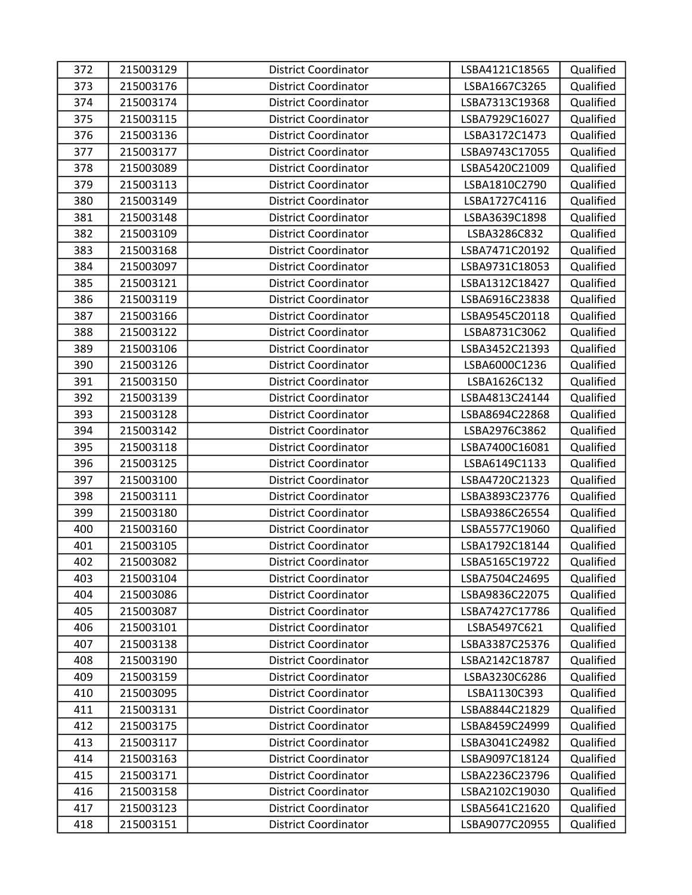| | | | | |
|---|---|---|---|---|
| 372 | 215003129 | District Coordinator | LSBA4121C18565 | Qualified |
| 373 | 215003176 | District Coordinator | LSBA1667C3265 | Qualified |
| 374 | 215003174 | District Coordinator | LSBA7313C19368 | Qualified |
| 375 | 215003115 | District Coordinator | LSBA7929C16027 | Qualified |
| 376 | 215003136 | District Coordinator | LSBA3172C1473 | Qualified |
| 377 | 215003177 | District Coordinator | LSBA9743C17055 | Qualified |
| 378 | 215003089 | District Coordinator | LSBA5420C21009 | Qualified |
| 379 | 215003113 | District Coordinator | LSBA1810C2790 | Qualified |
| 380 | 215003149 | District Coordinator | LSBA1727C4116 | Qualified |
| 381 | 215003148 | District Coordinator | LSBA3639C1898 | Qualified |
| 382 | 215003109 | District Coordinator | LSBA3286C832 | Qualified |
| 383 | 215003168 | District Coordinator | LSBA7471C20192 | Qualified |
| 384 | 215003097 | District Coordinator | LSBA9731C18053 | Qualified |
| 385 | 215003121 | District Coordinator | LSBA1312C18427 | Qualified |
| 386 | 215003119 | District Coordinator | LSBA6916C23838 | Qualified |
| 387 | 215003166 | District Coordinator | LSBA9545C20118 | Qualified |
| 388 | 215003122 | District Coordinator | LSBA8731C3062 | Qualified |
| 389 | 215003106 | District Coordinator | LSBA3452C21393 | Qualified |
| 390 | 215003126 | District Coordinator | LSBA6000C1236 | Qualified |
| 391 | 215003150 | District Coordinator | LSBA1626C132 | Qualified |
| 392 | 215003139 | District Coordinator | LSBA4813C24144 | Qualified |
| 393 | 215003128 | District Coordinator | LSBA8694C22868 | Qualified |
| 394 | 215003142 | District Coordinator | LSBA2976C3862 | Qualified |
| 395 | 215003118 | District Coordinator | LSBA7400C16081 | Qualified |
| 396 | 215003125 | District Coordinator | LSBA6149C1133 | Qualified |
| 397 | 215003100 | District Coordinator | LSBA4720C21323 | Qualified |
| 398 | 215003111 | District Coordinator | LSBA3893C23776 | Qualified |
| 399 | 215003180 | District Coordinator | LSBA9386C26554 | Qualified |
| 400 | 215003160 | District Coordinator | LSBA5577C19060 | Qualified |
| 401 | 215003105 | District Coordinator | LSBA1792C18144 | Qualified |
| 402 | 215003082 | District Coordinator | LSBA5165C19722 | Qualified |
| 403 | 215003104 | District Coordinator | LSBA7504C24695 | Qualified |
| 404 | 215003086 | District Coordinator | LSBA9836C22075 | Qualified |
| 405 | 215003087 | District Coordinator | LSBA7427C17786 | Qualified |
| 406 | 215003101 | District Coordinator | LSBA5497C621 | Qualified |
| 407 | 215003138 | District Coordinator | LSBA3387C25376 | Qualified |
| 408 | 215003190 | District Coordinator | LSBA2142C18787 | Qualified |
| 409 | 215003159 | District Coordinator | LSBA3230C6286 | Qualified |
| 410 | 215003095 | District Coordinator | LSBA1130C393 | Qualified |
| 411 | 215003131 | District Coordinator | LSBA8844C21829 | Qualified |
| 412 | 215003175 | District Coordinator | LSBA8459C24999 | Qualified |
| 413 | 215003117 | District Coordinator | LSBA3041C24982 | Qualified |
| 414 | 215003163 | District Coordinator | LSBA9097C18124 | Qualified |
| 415 | 215003171 | District Coordinator | LSBA2236C23796 | Qualified |
| 416 | 215003158 | District Coordinator | LSBA2102C19030 | Qualified |
| 417 | 215003123 | District Coordinator | LSBA5641C21620 | Qualified |
| 418 | 215003151 | District Coordinator | LSBA9077C20955 | Qualified |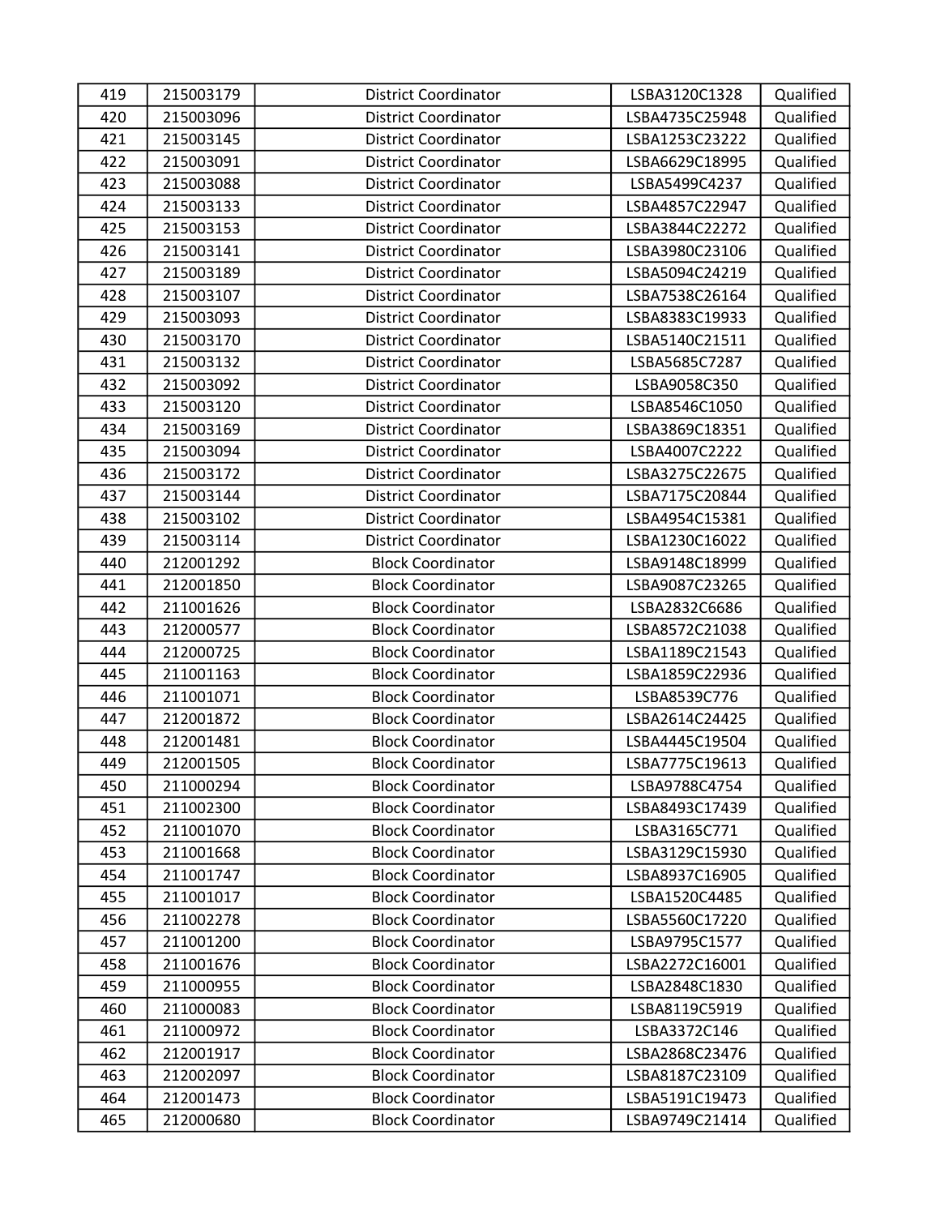| 419 | 215003179 | District Coordinator | LSBA3120C1328 | Qualified |
|---|---|---|---|---|
| 420 | 215003096 | District Coordinator | LSBA4735C25948 | Qualified |
| 421 | 215003145 | District Coordinator | LSBA1253C23222 | Qualified |
| 422 | 215003091 | District Coordinator | LSBA6629C18995 | Qualified |
| 423 | 215003088 | District Coordinator | LSBA5499C4237 | Qualified |
| 424 | 215003133 | District Coordinator | LSBA4857C22947 | Qualified |
| 425 | 215003153 | District Coordinator | LSBA3844C22272 | Qualified |
| 426 | 215003141 | District Coordinator | LSBA3980C23106 | Qualified |
| 427 | 215003189 | District Coordinator | LSBA5094C24219 | Qualified |
| 428 | 215003107 | District Coordinator | LSBA7538C26164 | Qualified |
| 429 | 215003093 | District Coordinator | LSBA8383C19933 | Qualified |
| 430 | 215003170 | District Coordinator | LSBA5140C21511 | Qualified |
| 431 | 215003132 | District Coordinator | LSBA5685C7287 | Qualified |
| 432 | 215003092 | District Coordinator | LSBA9058C350 | Qualified |
| 433 | 215003120 | District Coordinator | LSBA8546C1050 | Qualified |
| 434 | 215003169 | District Coordinator | LSBA3869C18351 | Qualified |
| 435 | 215003094 | District Coordinator | LSBA4007C2222 | Qualified |
| 436 | 215003172 | District Coordinator | LSBA3275C22675 | Qualified |
| 437 | 215003144 | District Coordinator | LSBA7175C20844 | Qualified |
| 438 | 215003102 | District Coordinator | LSBA4954C15381 | Qualified |
| 439 | 215003114 | District Coordinator | LSBA1230C16022 | Qualified |
| 440 | 212001292 | Block Coordinator | LSBA9148C18999 | Qualified |
| 441 | 212001850 | Block Coordinator | LSBA9087C23265 | Qualified |
| 442 | 211001626 | Block Coordinator | LSBA2832C6686 | Qualified |
| 443 | 212000577 | Block Coordinator | LSBA8572C21038 | Qualified |
| 444 | 212000725 | Block Coordinator | LSBA1189C21543 | Qualified |
| 445 | 211001163 | Block Coordinator | LSBA1859C22936 | Qualified |
| 446 | 211001071 | Block Coordinator | LSBA8539C776 | Qualified |
| 447 | 212001872 | Block Coordinator | LSBA2614C24425 | Qualified |
| 448 | 212001481 | Block Coordinator | LSBA4445C19504 | Qualified |
| 449 | 212001505 | Block Coordinator | LSBA7775C19613 | Qualified |
| 450 | 211000294 | Block Coordinator | LSBA9788C4754 | Qualified |
| 451 | 211002300 | Block Coordinator | LSBA8493C17439 | Qualified |
| 452 | 211001070 | Block Coordinator | LSBA3165C771 | Qualified |
| 453 | 211001668 | Block Coordinator | LSBA3129C15930 | Qualified |
| 454 | 211001747 | Block Coordinator | LSBA8937C16905 | Qualified |
| 455 | 211001017 | Block Coordinator | LSBA1520C4485 | Qualified |
| 456 | 211002278 | Block Coordinator | LSBA5560C17220 | Qualified |
| 457 | 211001200 | Block Coordinator | LSBA9795C1577 | Qualified |
| 458 | 211001676 | Block Coordinator | LSBA2272C16001 | Qualified |
| 459 | 211000955 | Block Coordinator | LSBA2848C1830 | Qualified |
| 460 | 211000083 | Block Coordinator | LSBA8119C5919 | Qualified |
| 461 | 211000972 | Block Coordinator | LSBA3372C146 | Qualified |
| 462 | 212001917 | Block Coordinator | LSBA2868C23476 | Qualified |
| 463 | 212002097 | Block Coordinator | LSBA8187C23109 | Qualified |
| 464 | 212001473 | Block Coordinator | LSBA5191C19473 | Qualified |
| 465 | 212000680 | Block Coordinator | LSBA9749C21414 | Qualified |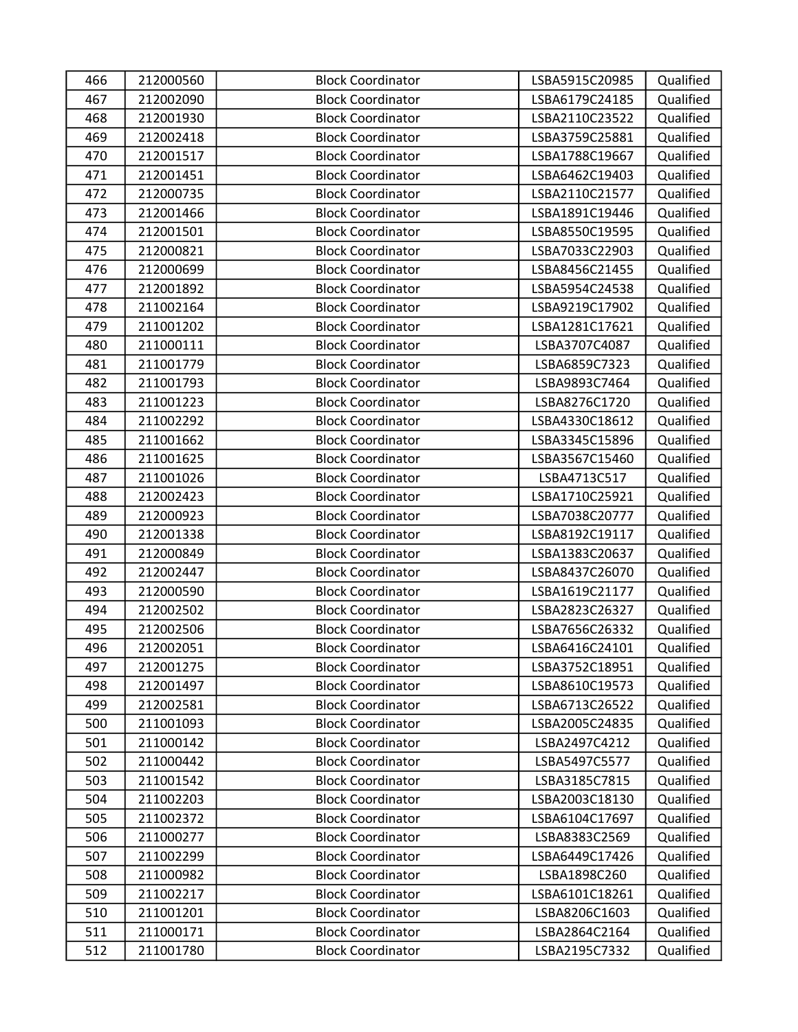| 466 | 212000560 | Block Coordinator | LSBA5915C20985 | Qualified |
|---|---|---|---|---|
| 467 | 212002090 | Block Coordinator | LSBA6179C24185 | Qualified |
| 468 | 212001930 | Block Coordinator | LSBA2110C23522 | Qualified |
| 469 | 212002418 | Block Coordinator | LSBA3759C25881 | Qualified |
| 470 | 212001517 | Block Coordinator | LSBA1788C19667 | Qualified |
| 471 | 212001451 | Block Coordinator | LSBA6462C19403 | Qualified |
| 472 | 212000735 | Block Coordinator | LSBA2110C21577 | Qualified |
| 473 | 212001466 | Block Coordinator | LSBA1891C19446 | Qualified |
| 474 | 212001501 | Block Coordinator | LSBA8550C19595 | Qualified |
| 475 | 212000821 | Block Coordinator | LSBA7033C22903 | Qualified |
| 476 | 212000699 | Block Coordinator | LSBA8456C21455 | Qualified |
| 477 | 212001892 | Block Coordinator | LSBA5954C24538 | Qualified |
| 478 | 211002164 | Block Coordinator | LSBA9219C17902 | Qualified |
| 479 | 211001202 | Block Coordinator | LSBA1281C17621 | Qualified |
| 480 | 211000111 | Block Coordinator | LSBA3707C4087 | Qualified |
| 481 | 211001779 | Block Coordinator | LSBA6859C7323 | Qualified |
| 482 | 211001793 | Block Coordinator | LSBA9893C7464 | Qualified |
| 483 | 211001223 | Block Coordinator | LSBA8276C1720 | Qualified |
| 484 | 211002292 | Block Coordinator | LSBA4330C18612 | Qualified |
| 485 | 211001662 | Block Coordinator | LSBA3345C15896 | Qualified |
| 486 | 211001625 | Block Coordinator | LSBA3567C15460 | Qualified |
| 487 | 211001026 | Block Coordinator | LSBA4713C517 | Qualified |
| 488 | 212002423 | Block Coordinator | LSBA1710C25921 | Qualified |
| 489 | 212000923 | Block Coordinator | LSBA7038C20777 | Qualified |
| 490 | 212001338 | Block Coordinator | LSBA8192C19117 | Qualified |
| 491 | 212000849 | Block Coordinator | LSBA1383C20637 | Qualified |
| 492 | 212002447 | Block Coordinator | LSBA8437C26070 | Qualified |
| 493 | 212000590 | Block Coordinator | LSBA1619C21177 | Qualified |
| 494 | 212002502 | Block Coordinator | LSBA2823C26327 | Qualified |
| 495 | 212002506 | Block Coordinator | LSBA7656C26332 | Qualified |
| 496 | 212002051 | Block Coordinator | LSBA6416C24101 | Qualified |
| 497 | 212001275 | Block Coordinator | LSBA3752C18951 | Qualified |
| 498 | 212001497 | Block Coordinator | LSBA8610C19573 | Qualified |
| 499 | 212002581 | Block Coordinator | LSBA6713C26522 | Qualified |
| 500 | 211001093 | Block Coordinator | LSBA2005C24835 | Qualified |
| 501 | 211000142 | Block Coordinator | LSBA2497C4212 | Qualified |
| 502 | 211000442 | Block Coordinator | LSBA5497C5577 | Qualified |
| 503 | 211001542 | Block Coordinator | LSBA3185C7815 | Qualified |
| 504 | 211002203 | Block Coordinator | LSBA2003C18130 | Qualified |
| 505 | 211002372 | Block Coordinator | LSBA6104C17697 | Qualified |
| 506 | 211000277 | Block Coordinator | LSBA8383C2569 | Qualified |
| 507 | 211002299 | Block Coordinator | LSBA6449C17426 | Qualified |
| 508 | 211000982 | Block Coordinator | LSBA1898C260 | Qualified |
| 509 | 211002217 | Block Coordinator | LSBA6101C18261 | Qualified |
| 510 | 211001201 | Block Coordinator | LSBA8206C1603 | Qualified |
| 511 | 211000171 | Block Coordinator | LSBA2864C2164 | Qualified |
| 512 | 211001780 | Block Coordinator | LSBA2195C7332 | Qualified |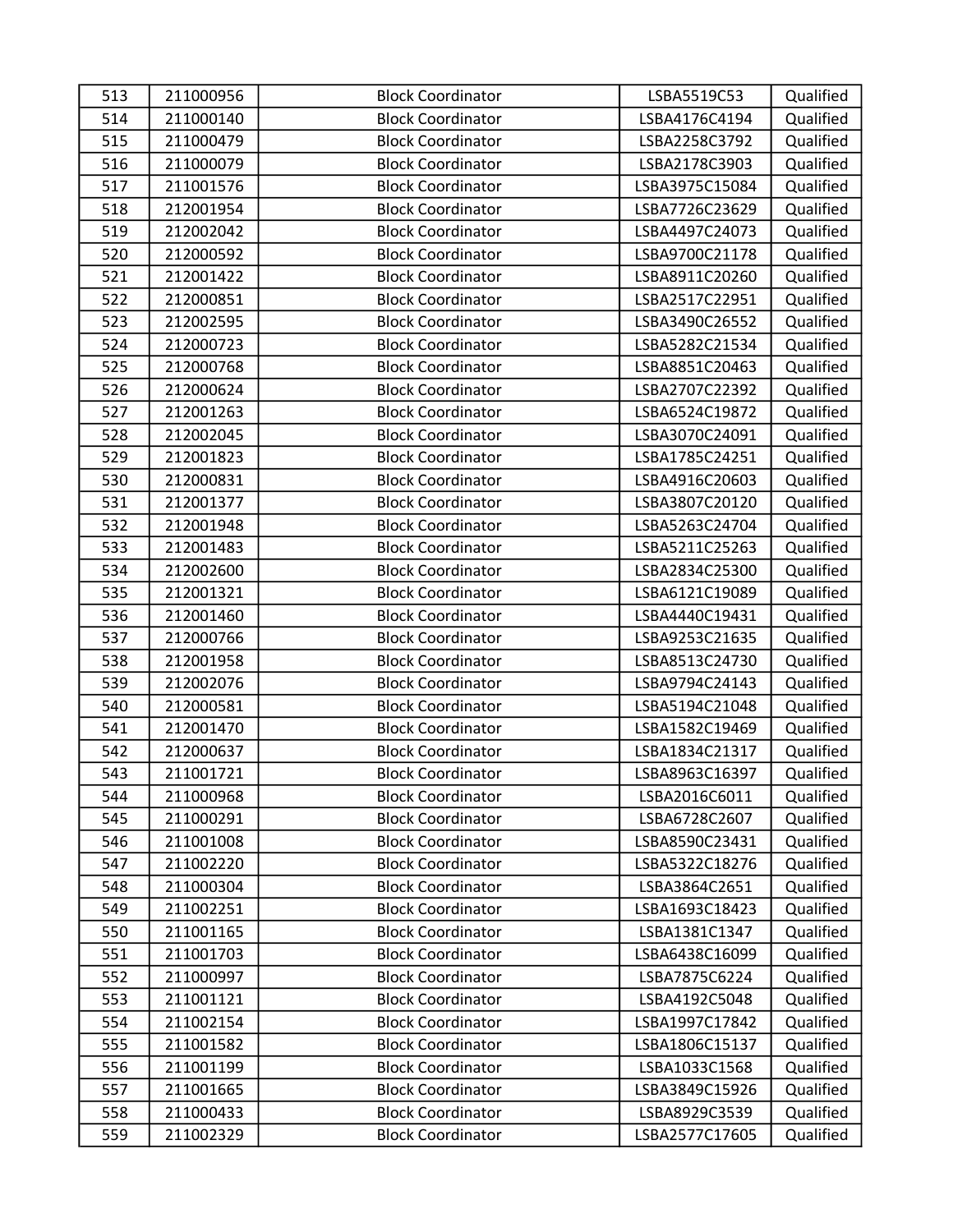| 513 | 211000956 | Block Coordinator | LSBA5519C53 | Qualified |
|---|---|---|---|---|
| 514 | 211000140 | Block Coordinator | LSBA4176C4194 | Qualified |
| 515 | 211000479 | Block Coordinator | LSBA2258C3792 | Qualified |
| 516 | 211000079 | Block Coordinator | LSBA2178C3903 | Qualified |
| 517 | 211001576 | Block Coordinator | LSBA3975C15084 | Qualified |
| 518 | 212001954 | Block Coordinator | LSBA7726C23629 | Qualified |
| 519 | 212002042 | Block Coordinator | LSBA4497C24073 | Qualified |
| 520 | 212000592 | Block Coordinator | LSBA9700C21178 | Qualified |
| 521 | 212001422 | Block Coordinator | LSBA8911C20260 | Qualified |
| 522 | 212000851 | Block Coordinator | LSBA2517C22951 | Qualified |
| 523 | 212002595 | Block Coordinator | LSBA3490C26552 | Qualified |
| 524 | 212000723 | Block Coordinator | LSBA5282C21534 | Qualified |
| 525 | 212000768 | Block Coordinator | LSBA8851C20463 | Qualified |
| 526 | 212000624 | Block Coordinator | LSBA2707C22392 | Qualified |
| 527 | 212001263 | Block Coordinator | LSBA6524C19872 | Qualified |
| 528 | 212002045 | Block Coordinator | LSBA3070C24091 | Qualified |
| 529 | 212001823 | Block Coordinator | LSBA1785C24251 | Qualified |
| 530 | 212000831 | Block Coordinator | LSBA4916C20603 | Qualified |
| 531 | 212001377 | Block Coordinator | LSBA3807C20120 | Qualified |
| 532 | 212001948 | Block Coordinator | LSBA5263C24704 | Qualified |
| 533 | 212001483 | Block Coordinator | LSBA5211C25263 | Qualified |
| 534 | 212002600 | Block Coordinator | LSBA2834C25300 | Qualified |
| 535 | 212001321 | Block Coordinator | LSBA6121C19089 | Qualified |
| 536 | 212001460 | Block Coordinator | LSBA4440C19431 | Qualified |
| 537 | 212000766 | Block Coordinator | LSBA9253C21635 | Qualified |
| 538 | 212001958 | Block Coordinator | LSBA8513C24730 | Qualified |
| 539 | 212002076 | Block Coordinator | LSBA9794C24143 | Qualified |
| 540 | 212000581 | Block Coordinator | LSBA5194C21048 | Qualified |
| 541 | 212001470 | Block Coordinator | LSBA1582C19469 | Qualified |
| 542 | 212000637 | Block Coordinator | LSBA1834C21317 | Qualified |
| 543 | 211001721 | Block Coordinator | LSBA8963C16397 | Qualified |
| 544 | 211000968 | Block Coordinator | LSBA2016C6011 | Qualified |
| 545 | 211000291 | Block Coordinator | LSBA6728C2607 | Qualified |
| 546 | 211001008 | Block Coordinator | LSBA8590C23431 | Qualified |
| 547 | 211002220 | Block Coordinator | LSBA5322C18276 | Qualified |
| 548 | 211000304 | Block Coordinator | LSBA3864C2651 | Qualified |
| 549 | 211002251 | Block Coordinator | LSBA1693C18423 | Qualified |
| 550 | 211001165 | Block Coordinator | LSBA1381C1347 | Qualified |
| 551 | 211001703 | Block Coordinator | LSBA6438C16099 | Qualified |
| 552 | 211000997 | Block Coordinator | LSBA7875C6224 | Qualified |
| 553 | 211001121 | Block Coordinator | LSBA4192C5048 | Qualified |
| 554 | 211002154 | Block Coordinator | LSBA1997C17842 | Qualified |
| 555 | 211001582 | Block Coordinator | LSBA1806C15137 | Qualified |
| 556 | 211001199 | Block Coordinator | LSBA1033C1568 | Qualified |
| 557 | 211001665 | Block Coordinator | LSBA3849C15926 | Qualified |
| 558 | 211000433 | Block Coordinator | LSBA8929C3539 | Qualified |
| 559 | 211002329 | Block Coordinator | LSBA2577C17605 | Qualified |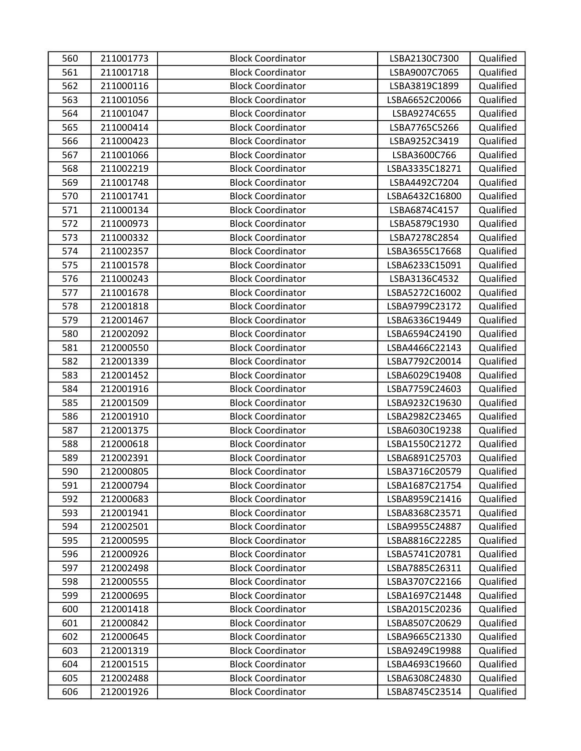| 560 | 211001773 | Block Coordinator | LSBA2130C7300 | Qualified |
|---|---|---|---|---|
| 561 | 211001718 | Block Coordinator | LSBA9007C7065 | Qualified |
| 562 | 211000116 | Block Coordinator | LSBA3819C1899 | Qualified |
| 563 | 211001056 | Block Coordinator | LSBA6652C20066 | Qualified |
| 564 | 211001047 | Block Coordinator | LSBA9274C655 | Qualified |
| 565 | 211000414 | Block Coordinator | LSBA7765C5266 | Qualified |
| 566 | 211000423 | Block Coordinator | LSBA9252C3419 | Qualified |
| 567 | 211001066 | Block Coordinator | LSBA3600C766 | Qualified |
| 568 | 211002219 | Block Coordinator | LSBA3335C18271 | Qualified |
| 569 | 211001748 | Block Coordinator | LSBA4492C7204 | Qualified |
| 570 | 211001741 | Block Coordinator | LSBA6432C16800 | Qualified |
| 571 | 211000134 | Block Coordinator | LSBA6874C4157 | Qualified |
| 572 | 211000973 | Block Coordinator | LSBA5879C1930 | Qualified |
| 573 | 211000332 | Block Coordinator | LSBA7278C2854 | Qualified |
| 574 | 211002357 | Block Coordinator | LSBA3655C17668 | Qualified |
| 575 | 211001578 | Block Coordinator | LSBA6233C15091 | Qualified |
| 576 | 211000243 | Block Coordinator | LSBA3136C4532 | Qualified |
| 577 | 211001678 | Block Coordinator | LSBA5272C16002 | Qualified |
| 578 | 212001818 | Block Coordinator | LSBA9799C23172 | Qualified |
| 579 | 212001467 | Block Coordinator | LSBA6336C19449 | Qualified |
| 580 | 212002092 | Block Coordinator | LSBA6594C24190 | Qualified |
| 581 | 212000550 | Block Coordinator | LSBA4466C22143 | Qualified |
| 582 | 212001339 | Block Coordinator | LSBA7792C20014 | Qualified |
| 583 | 212001452 | Block Coordinator | LSBA6029C19408 | Qualified |
| 584 | 212001916 | Block Coordinator | LSBA7759C24603 | Qualified |
| 585 | 212001509 | Block Coordinator | LSBA9232C19630 | Qualified |
| 586 | 212001910 | Block Coordinator | LSBA2982C23465 | Qualified |
| 587 | 212001375 | Block Coordinator | LSBA6030C19238 | Qualified |
| 588 | 212000618 | Block Coordinator | LSBA1550C21272 | Qualified |
| 589 | 212002391 | Block Coordinator | LSBA6891C25703 | Qualified |
| 590 | 212000805 | Block Coordinator | LSBA3716C20579 | Qualified |
| 591 | 212000794 | Block Coordinator | LSBA1687C21754 | Qualified |
| 592 | 212000683 | Block Coordinator | LSBA8959C21416 | Qualified |
| 593 | 212001941 | Block Coordinator | LSBA8368C23571 | Qualified |
| 594 | 212002501 | Block Coordinator | LSBA9955C24887 | Qualified |
| 595 | 212000595 | Block Coordinator | LSBA8816C22285 | Qualified |
| 596 | 212000926 | Block Coordinator | LSBA5741C20781 | Qualified |
| 597 | 212002498 | Block Coordinator | LSBA7885C26311 | Qualified |
| 598 | 212000555 | Block Coordinator | LSBA3707C22166 | Qualified |
| 599 | 212000695 | Block Coordinator | LSBA1697C21448 | Qualified |
| 600 | 212001418 | Block Coordinator | LSBA2015C20236 | Qualified |
| 601 | 212000842 | Block Coordinator | LSBA8507C20629 | Qualified |
| 602 | 212000645 | Block Coordinator | LSBA9665C21330 | Qualified |
| 603 | 212001319 | Block Coordinator | LSBA9249C19988 | Qualified |
| 604 | 212001515 | Block Coordinator | LSBA4693C19660 | Qualified |
| 605 | 212002488 | Block Coordinator | LSBA6308C24830 | Qualified |
| 606 | 212001926 | Block Coordinator | LSBA8745C23514 | Qualified |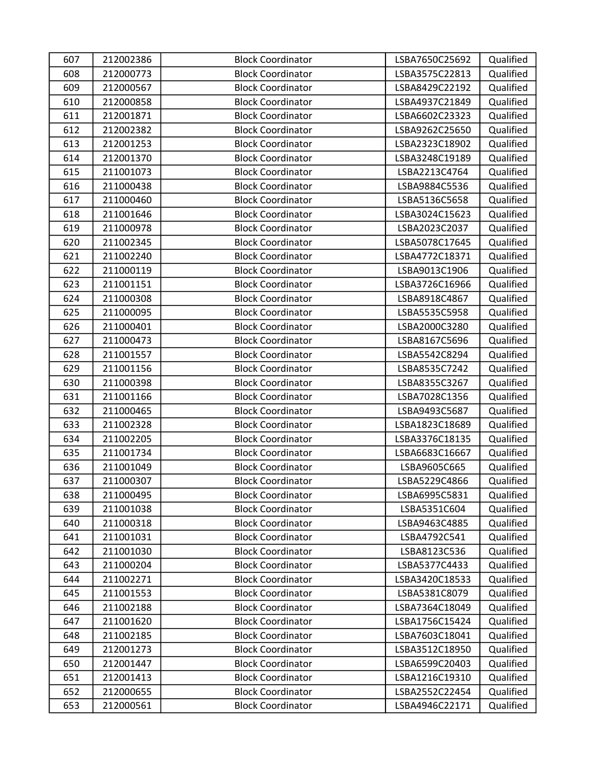| 607 | 212002386 | Block Coordinator | LSBA7650C25692 | Qualified |
|---|---|---|---|---|
| 608 | 212000773 | Block Coordinator | LSBA3575C22813 | Qualified |
| 609 | 212000567 | Block Coordinator | LSBA8429C22192 | Qualified |
| 610 | 212000858 | Block Coordinator | LSBA4937C21849 | Qualified |
| 611 | 212001871 | Block Coordinator | LSBA6602C23323 | Qualified |
| 612 | 212002382 | Block Coordinator | LSBA9262C25650 | Qualified |
| 613 | 212001253 | Block Coordinator | LSBA2323C18902 | Qualified |
| 614 | 212001370 | Block Coordinator | LSBA3248C19189 | Qualified |
| 615 | 211001073 | Block Coordinator | LSBA2213C4764 | Qualified |
| 616 | 211000438 | Block Coordinator | LSBA9884C5536 | Qualified |
| 617 | 211000460 | Block Coordinator | LSBA5136C5658 | Qualified |
| 618 | 211001646 | Block Coordinator | LSBA3024C15623 | Qualified |
| 619 | 211000978 | Block Coordinator | LSBA2023C2037 | Qualified |
| 620 | 211002345 | Block Coordinator | LSBA5078C17645 | Qualified |
| 621 | 211002240 | Block Coordinator | LSBA4772C18371 | Qualified |
| 622 | 211000119 | Block Coordinator | LSBA9013C1906 | Qualified |
| 623 | 211001151 | Block Coordinator | LSBA3726C16966 | Qualified |
| 624 | 211000308 | Block Coordinator | LSBA8918C4867 | Qualified |
| 625 | 211000095 | Block Coordinator | LSBA5535C5958 | Qualified |
| 626 | 211000401 | Block Coordinator | LSBA2000C3280 | Qualified |
| 627 | 211000473 | Block Coordinator | LSBA8167C5696 | Qualified |
| 628 | 211001557 | Block Coordinator | LSBA5542C8294 | Qualified |
| 629 | 211001156 | Block Coordinator | LSBA8535C7242 | Qualified |
| 630 | 211000398 | Block Coordinator | LSBA8355C3267 | Qualified |
| 631 | 211001166 | Block Coordinator | LSBA7028C1356 | Qualified |
| 632 | 211000465 | Block Coordinator | LSBA9493C5687 | Qualified |
| 633 | 211002328 | Block Coordinator | LSBA1823C18689 | Qualified |
| 634 | 211002205 | Block Coordinator | LSBA3376C18135 | Qualified |
| 635 | 211001734 | Block Coordinator | LSBA6683C16667 | Qualified |
| 636 | 211001049 | Block Coordinator | LSBA9605C665 | Qualified |
| 637 | 211000307 | Block Coordinator | LSBA5229C4866 | Qualified |
| 638 | 211000495 | Block Coordinator | LSBA6995C5831 | Qualified |
| 639 | 211001038 | Block Coordinator | LSBA5351C604 | Qualified |
| 640 | 211000318 | Block Coordinator | LSBA9463C4885 | Qualified |
| 641 | 211001031 | Block Coordinator | LSBA4792C541 | Qualified |
| 642 | 211001030 | Block Coordinator | LSBA8123C536 | Qualified |
| 643 | 211000204 | Block Coordinator | LSBA5377C4433 | Qualified |
| 644 | 211002271 | Block Coordinator | LSBA3420C18533 | Qualified |
| 645 | 211001553 | Block Coordinator | LSBA5381C8079 | Qualified |
| 646 | 211002188 | Block Coordinator | LSBA7364C18049 | Qualified |
| 647 | 211001620 | Block Coordinator | LSBA1756C15424 | Qualified |
| 648 | 211002185 | Block Coordinator | LSBA7603C18041 | Qualified |
| 649 | 212001273 | Block Coordinator | LSBA3512C18950 | Qualified |
| 650 | 212001447 | Block Coordinator | LSBA6599C20403 | Qualified |
| 651 | 212001413 | Block Coordinator | LSBA1216C19310 | Qualified |
| 652 | 212000655 | Block Coordinator | LSBA2552C22454 | Qualified |
| 653 | 212000561 | Block Coordinator | LSBA4946C22171 | Qualified |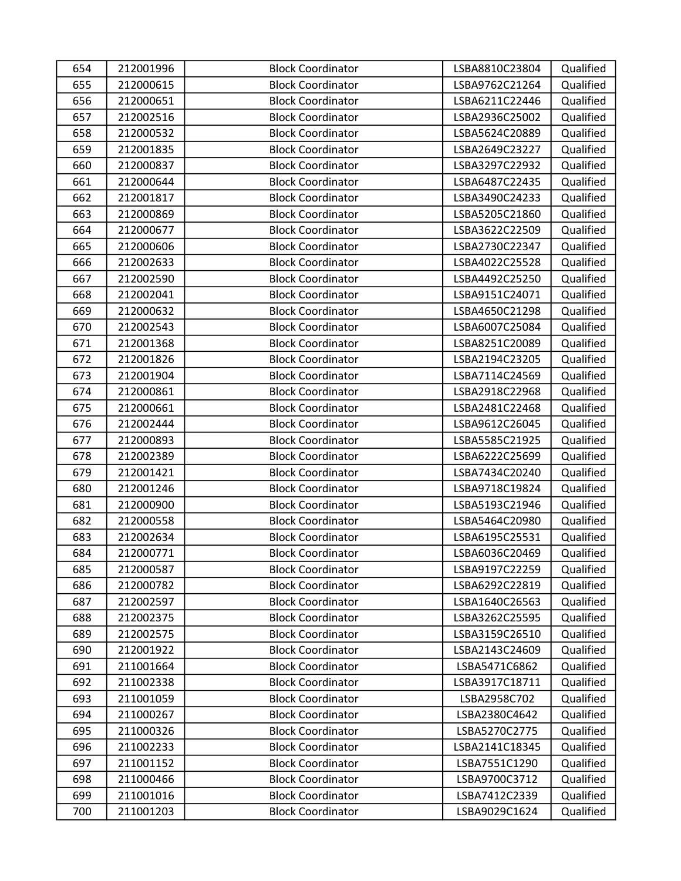| 654 | 212001996 | Block Coordinator | LSBA8810C23804 | Qualified |
|---|---|---|---|---|
| 655 | 212000615 | Block Coordinator | LSBA9762C21264 | Qualified |
| 656 | 212000651 | Block Coordinator | LSBA6211C22446 | Qualified |
| 657 | 212002516 | Block Coordinator | LSBA2936C25002 | Qualified |
| 658 | 212000532 | Block Coordinator | LSBA5624C20889 | Qualified |
| 659 | 212001835 | Block Coordinator | LSBA2649C23227 | Qualified |
| 660 | 212000837 | Block Coordinator | LSBA3297C22932 | Qualified |
| 661 | 212000644 | Block Coordinator | LSBA6487C22435 | Qualified |
| 662 | 212001817 | Block Coordinator | LSBA3490C24233 | Qualified |
| 663 | 212000869 | Block Coordinator | LSBA5205C21860 | Qualified |
| 664 | 212000677 | Block Coordinator | LSBA3622C22509 | Qualified |
| 665 | 212000606 | Block Coordinator | LSBA2730C22347 | Qualified |
| 666 | 212002633 | Block Coordinator | LSBA4022C25528 | Qualified |
| 667 | 212002590 | Block Coordinator | LSBA4492C25250 | Qualified |
| 668 | 212002041 | Block Coordinator | LSBA9151C24071 | Qualified |
| 669 | 212000632 | Block Coordinator | LSBA4650C21298 | Qualified |
| 670 | 212002543 | Block Coordinator | LSBA6007C25084 | Qualified |
| 671 | 212001368 | Block Coordinator | LSBA8251C20089 | Qualified |
| 672 | 212001826 | Block Coordinator | LSBA2194C23205 | Qualified |
| 673 | 212001904 | Block Coordinator | LSBA7114C24569 | Qualified |
| 674 | 212000861 | Block Coordinator | LSBA2918C22968 | Qualified |
| 675 | 212000661 | Block Coordinator | LSBA2481C22468 | Qualified |
| 676 | 212002444 | Block Coordinator | LSBA9612C26045 | Qualified |
| 677 | 212000893 | Block Coordinator | LSBA5585C21925 | Qualified |
| 678 | 212002389 | Block Coordinator | LSBA6222C25699 | Qualified |
| 679 | 212001421 | Block Coordinator | LSBA7434C20240 | Qualified |
| 680 | 212001246 | Block Coordinator | LSBA9718C19824 | Qualified |
| 681 | 212000900 | Block Coordinator | LSBA5193C21946 | Qualified |
| 682 | 212000558 | Block Coordinator | LSBA5464C20980 | Qualified |
| 683 | 212002634 | Block Coordinator | LSBA6195C25531 | Qualified |
| 684 | 212000771 | Block Coordinator | LSBA6036C20469 | Qualified |
| 685 | 212000587 | Block Coordinator | LSBA9197C22259 | Qualified |
| 686 | 212000782 | Block Coordinator | LSBA6292C22819 | Qualified |
| 687 | 212002597 | Block Coordinator | LSBA1640C26563 | Qualified |
| 688 | 212002375 | Block Coordinator | LSBA3262C25595 | Qualified |
| 689 | 212002575 | Block Coordinator | LSBA3159C26510 | Qualified |
| 690 | 212001922 | Block Coordinator | LSBA2143C24609 | Qualified |
| 691 | 211001664 | Block Coordinator | LSBA5471C6862 | Qualified |
| 692 | 211002338 | Block Coordinator | LSBA3917C18711 | Qualified |
| 693 | 211001059 | Block Coordinator | LSBA2958C702 | Qualified |
| 694 | 211000267 | Block Coordinator | LSBA2380C4642 | Qualified |
| 695 | 211000326 | Block Coordinator | LSBA5270C2775 | Qualified |
| 696 | 211002233 | Block Coordinator | LSBA2141C18345 | Qualified |
| 697 | 211001152 | Block Coordinator | LSBA7551C1290 | Qualified |
| 698 | 211000466 | Block Coordinator | LSBA9700C3712 | Qualified |
| 699 | 211001016 | Block Coordinator | LSBA7412C2339 | Qualified |
| 700 | 211001203 | Block Coordinator | LSBA9029C1624 | Qualified |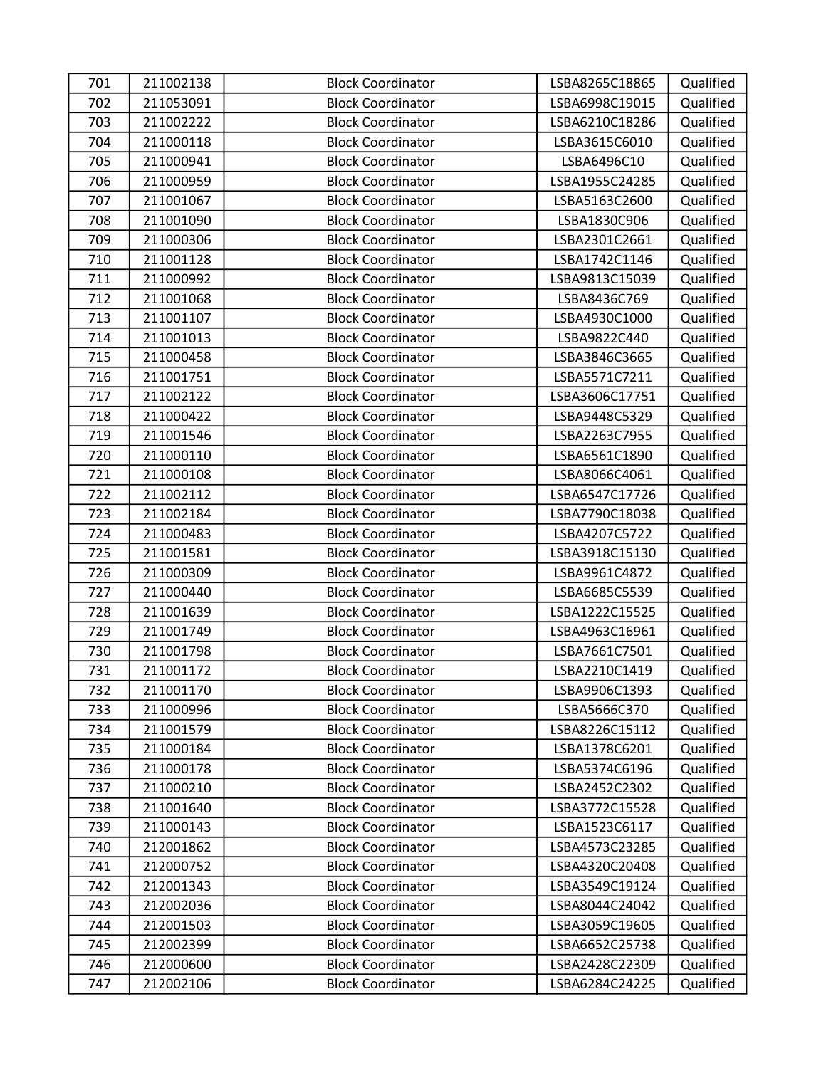| 701 | 211002138 | Block Coordinator | LSBA8265C18865 | Qualified |
|---|---|---|---|---|
| 702 | 211053091 | Block Coordinator | LSBA6998C19015 | Qualified |
| 703 | 211002222 | Block Coordinator | LSBA6210C18286 | Qualified |
| 704 | 211000118 | Block Coordinator | LSBA3615C6010 | Qualified |
| 705 | 211000941 | Block Coordinator | LSBA6496C10 | Qualified |
| 706 | 211000959 | Block Coordinator | LSBA1955C24285 | Qualified |
| 707 | 211001067 | Block Coordinator | LSBA5163C2600 | Qualified |
| 708 | 211001090 | Block Coordinator | LSBA1830C906 | Qualified |
| 709 | 211000306 | Block Coordinator | LSBA2301C2661 | Qualified |
| 710 | 211001128 | Block Coordinator | LSBA1742C1146 | Qualified |
| 711 | 211000992 | Block Coordinator | LSBA9813C15039 | Qualified |
| 712 | 211001068 | Block Coordinator | LSBA8436C769 | Qualified |
| 713 | 211001107 | Block Coordinator | LSBA4930C1000 | Qualified |
| 714 | 211001013 | Block Coordinator | LSBA9822C440 | Qualified |
| 715 | 211000458 | Block Coordinator | LSBA3846C3665 | Qualified |
| 716 | 211001751 | Block Coordinator | LSBA5571C7211 | Qualified |
| 717 | 211002122 | Block Coordinator | LSBA3606C17751 | Qualified |
| 718 | 211000422 | Block Coordinator | LSBA9448C5329 | Qualified |
| 719 | 211001546 | Block Coordinator | LSBA2263C7955 | Qualified |
| 720 | 211000110 | Block Coordinator | LSBA6561C1890 | Qualified |
| 721 | 211000108 | Block Coordinator | LSBA8066C4061 | Qualified |
| 722 | 211002112 | Block Coordinator | LSBA6547C17726 | Qualified |
| 723 | 211002184 | Block Coordinator | LSBA7790C18038 | Qualified |
| 724 | 211000483 | Block Coordinator | LSBA4207C5722 | Qualified |
| 725 | 211001581 | Block Coordinator | LSBA3918C15130 | Qualified |
| 726 | 211000309 | Block Coordinator | LSBA9961C4872 | Qualified |
| 727 | 211000440 | Block Coordinator | LSBA6685C5539 | Qualified |
| 728 | 211001639 | Block Coordinator | LSBA1222C15525 | Qualified |
| 729 | 211001749 | Block Coordinator | LSBA4963C16961 | Qualified |
| 730 | 211001798 | Block Coordinator | LSBA7661C7501 | Qualified |
| 731 | 211001172 | Block Coordinator | LSBA2210C1419 | Qualified |
| 732 | 211001170 | Block Coordinator | LSBA9906C1393 | Qualified |
| 733 | 211000996 | Block Coordinator | LSBA5666C370 | Qualified |
| 734 | 211001579 | Block Coordinator | LSBA8226C15112 | Qualified |
| 735 | 211000184 | Block Coordinator | LSBA1378C6201 | Qualified |
| 736 | 211000178 | Block Coordinator | LSBA5374C6196 | Qualified |
| 737 | 211000210 | Block Coordinator | LSBA2452C2302 | Qualified |
| 738 | 211001640 | Block Coordinator | LSBA3772C15528 | Qualified |
| 739 | 211000143 | Block Coordinator | LSBA1523C6117 | Qualified |
| 740 | 212001862 | Block Coordinator | LSBA4573C23285 | Qualified |
| 741 | 212000752 | Block Coordinator | LSBA4320C20408 | Qualified |
| 742 | 212001343 | Block Coordinator | LSBA3549C19124 | Qualified |
| 743 | 212002036 | Block Coordinator | LSBA8044C24042 | Qualified |
| 744 | 212001503 | Block Coordinator | LSBA3059C19605 | Qualified |
| 745 | 212002399 | Block Coordinator | LSBA6652C25738 | Qualified |
| 746 | 212000600 | Block Coordinator | LSBA2428C22309 | Qualified |
| 747 | 212002106 | Block Coordinator | LSBA6284C24225 | Qualified |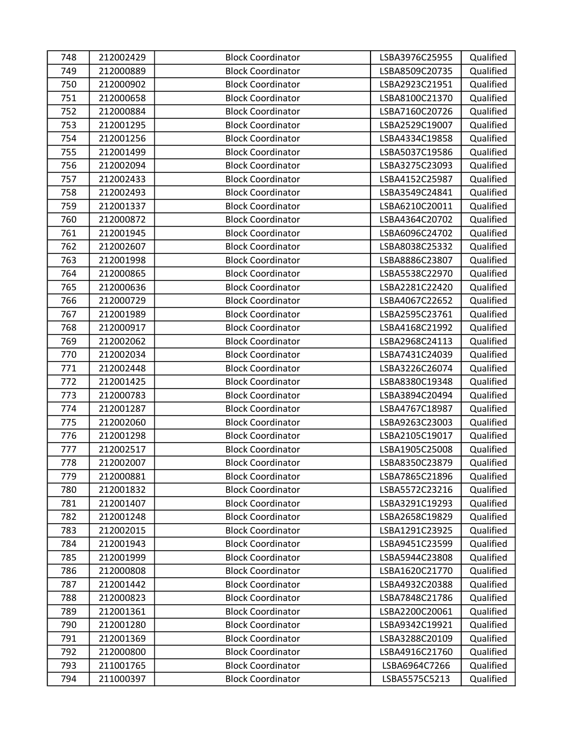| 748 | 212002429 | Block Coordinator | LSBA3976C25955 | Qualified |
|---|---|---|---|---|
| 749 | 212000889 | Block Coordinator | LSBA8509C20735 | Qualified |
| 750 | 212000902 | Block Coordinator | LSBA2923C21951 | Qualified |
| 751 | 212000658 | Block Coordinator | LSBA8100C21370 | Qualified |
| 752 | 212000884 | Block Coordinator | LSBA7160C20726 | Qualified |
| 753 | 212001295 | Block Coordinator | LSBA2529C19007 | Qualified |
| 754 | 212001256 | Block Coordinator | LSBA4334C19858 | Qualified |
| 755 | 212001499 | Block Coordinator | LSBA5037C19586 | Qualified |
| 756 | 212002094 | Block Coordinator | LSBA3275C23093 | Qualified |
| 757 | 212002433 | Block Coordinator | LSBA4152C25987 | Qualified |
| 758 | 212002493 | Block Coordinator | LSBA3549C24841 | Qualified |
| 759 | 212001337 | Block Coordinator | LSBA6210C20011 | Qualified |
| 760 | 212000872 | Block Coordinator | LSBA4364C20702 | Qualified |
| 761 | 212001945 | Block Coordinator | LSBA6096C24702 | Qualified |
| 762 | 212002607 | Block Coordinator | LSBA8038C25332 | Qualified |
| 763 | 212001998 | Block Coordinator | LSBA8886C23807 | Qualified |
| 764 | 212000865 | Block Coordinator | LSBA5538C22970 | Qualified |
| 765 | 212000636 | Block Coordinator | LSBA2281C22420 | Qualified |
| 766 | 212000729 | Block Coordinator | LSBA4067C22652 | Qualified |
| 767 | 212001989 | Block Coordinator | LSBA2595C23761 | Qualified |
| 768 | 212000917 | Block Coordinator | LSBA4168C21992 | Qualified |
| 769 | 212002062 | Block Coordinator | LSBA2968C24113 | Qualified |
| 770 | 212002034 | Block Coordinator | LSBA7431C24039 | Qualified |
| 771 | 212002448 | Block Coordinator | LSBA3226C26074 | Qualified |
| 772 | 212001425 | Block Coordinator | LSBA8380C19348 | Qualified |
| 773 | 212000783 | Block Coordinator | LSBA3894C20494 | Qualified |
| 774 | 212001287 | Block Coordinator | LSBA4767C18987 | Qualified |
| 775 | 212002060 | Block Coordinator | LSBA9263C23003 | Qualified |
| 776 | 212001298 | Block Coordinator | LSBA2105C19017 | Qualified |
| 777 | 212002517 | Block Coordinator | LSBA1905C25008 | Qualified |
| 778 | 212002007 | Block Coordinator | LSBA8350C23879 | Qualified |
| 779 | 212000881 | Block Coordinator | LSBA7865C21896 | Qualified |
| 780 | 212001832 | Block Coordinator | LSBA5572C23216 | Qualified |
| 781 | 212001407 | Block Coordinator | LSBA3291C19293 | Qualified |
| 782 | 212001248 | Block Coordinator | LSBA2658C19829 | Qualified |
| 783 | 212002015 | Block Coordinator | LSBA1291C23925 | Qualified |
| 784 | 212001943 | Block Coordinator | LSBA9451C23599 | Qualified |
| 785 | 212001999 | Block Coordinator | LSBA5944C23808 | Qualified |
| 786 | 212000808 | Block Coordinator | LSBA1620C21770 | Qualified |
| 787 | 212001442 | Block Coordinator | LSBA4932C20388 | Qualified |
| 788 | 212000823 | Block Coordinator | LSBA7848C21786 | Qualified |
| 789 | 212001361 | Block Coordinator | LSBA2200C20061 | Qualified |
| 790 | 212001280 | Block Coordinator | LSBA9342C19921 | Qualified |
| 791 | 212001369 | Block Coordinator | LSBA3288C20109 | Qualified |
| 792 | 212000800 | Block Coordinator | LSBA4916C21760 | Qualified |
| 793 | 211001765 | Block Coordinator | LSBA6964C7266 | Qualified |
| 794 | 211000397 | Block Coordinator | LSBA5575C5213 | Qualified |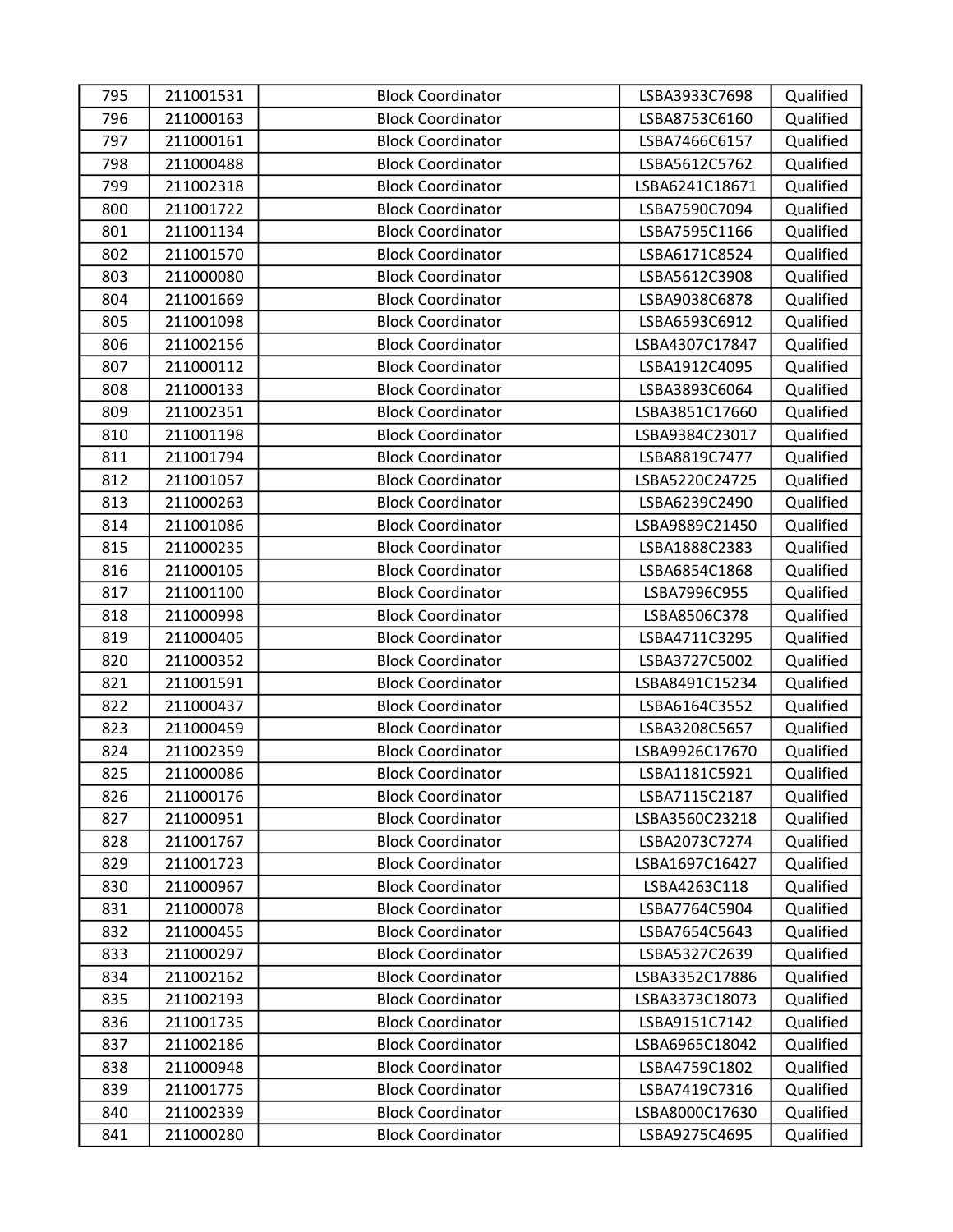| 795 | 211001531 | Block Coordinator | LSBA3933C7698 | Qualified |
|---|---|---|---|---|
| 796 | 211000163 | Block Coordinator | LSBA8753C6160 | Qualified |
| 797 | 211000161 | Block Coordinator | LSBA7466C6157 | Qualified |
| 798 | 211000488 | Block Coordinator | LSBA5612C5762 | Qualified |
| 799 | 211002318 | Block Coordinator | LSBA6241C18671 | Qualified |
| 800 | 211001722 | Block Coordinator | LSBA7590C7094 | Qualified |
| 801 | 211001134 | Block Coordinator | LSBA7595C1166 | Qualified |
| 802 | 211001570 | Block Coordinator | LSBA6171C8524 | Qualified |
| 803 | 211000080 | Block Coordinator | LSBA5612C3908 | Qualified |
| 804 | 211001669 | Block Coordinator | LSBA9038C6878 | Qualified |
| 805 | 211001098 | Block Coordinator | LSBA6593C6912 | Qualified |
| 806 | 211002156 | Block Coordinator | LSBA4307C17847 | Qualified |
| 807 | 211000112 | Block Coordinator | LSBA1912C4095 | Qualified |
| 808 | 211000133 | Block Coordinator | LSBA3893C6064 | Qualified |
| 809 | 211002351 | Block Coordinator | LSBA3851C17660 | Qualified |
| 810 | 211001198 | Block Coordinator | LSBA9384C23017 | Qualified |
| 811 | 211001794 | Block Coordinator | LSBA8819C7477 | Qualified |
| 812 | 211001057 | Block Coordinator | LSBA5220C24725 | Qualified |
| 813 | 211000263 | Block Coordinator | LSBA6239C2490 | Qualified |
| 814 | 211001086 | Block Coordinator | LSBA9889C21450 | Qualified |
| 815 | 211000235 | Block Coordinator | LSBA1888C2383 | Qualified |
| 816 | 211000105 | Block Coordinator | LSBA6854C1868 | Qualified |
| 817 | 211001100 | Block Coordinator | LSBA7996C955 | Qualified |
| 818 | 211000998 | Block Coordinator | LSBA8506C378 | Qualified |
| 819 | 211000405 | Block Coordinator | LSBA4711C3295 | Qualified |
| 820 | 211000352 | Block Coordinator | LSBA3727C5002 | Qualified |
| 821 | 211001591 | Block Coordinator | LSBA8491C15234 | Qualified |
| 822 | 211000437 | Block Coordinator | LSBA6164C3552 | Qualified |
| 823 | 211000459 | Block Coordinator | LSBA3208C5657 | Qualified |
| 824 | 211002359 | Block Coordinator | LSBA9926C17670 | Qualified |
| 825 | 211000086 | Block Coordinator | LSBA1181C5921 | Qualified |
| 826 | 211000176 | Block Coordinator | LSBA7115C2187 | Qualified |
| 827 | 211000951 | Block Coordinator | LSBA3560C23218 | Qualified |
| 828 | 211001767 | Block Coordinator | LSBA2073C7274 | Qualified |
| 829 | 211001723 | Block Coordinator | LSBA1697C16427 | Qualified |
| 830 | 211000967 | Block Coordinator | LSBA4263C118 | Qualified |
| 831 | 211000078 | Block Coordinator | LSBA7764C5904 | Qualified |
| 832 | 211000455 | Block Coordinator | LSBA7654C5643 | Qualified |
| 833 | 211000297 | Block Coordinator | LSBA5327C2639 | Qualified |
| 834 | 211002162 | Block Coordinator | LSBA3352C17886 | Qualified |
| 835 | 211002193 | Block Coordinator | LSBA3373C18073 | Qualified |
| 836 | 211001735 | Block Coordinator | LSBA9151C7142 | Qualified |
| 837 | 211002186 | Block Coordinator | LSBA6965C18042 | Qualified |
| 838 | 211000948 | Block Coordinator | LSBA4759C1802 | Qualified |
| 839 | 211001775 | Block Coordinator | LSBA7419C7316 | Qualified |
| 840 | 211002339 | Block Coordinator | LSBA8000C17630 | Qualified |
| 841 | 211000280 | Block Coordinator | LSBA9275C4695 | Qualified |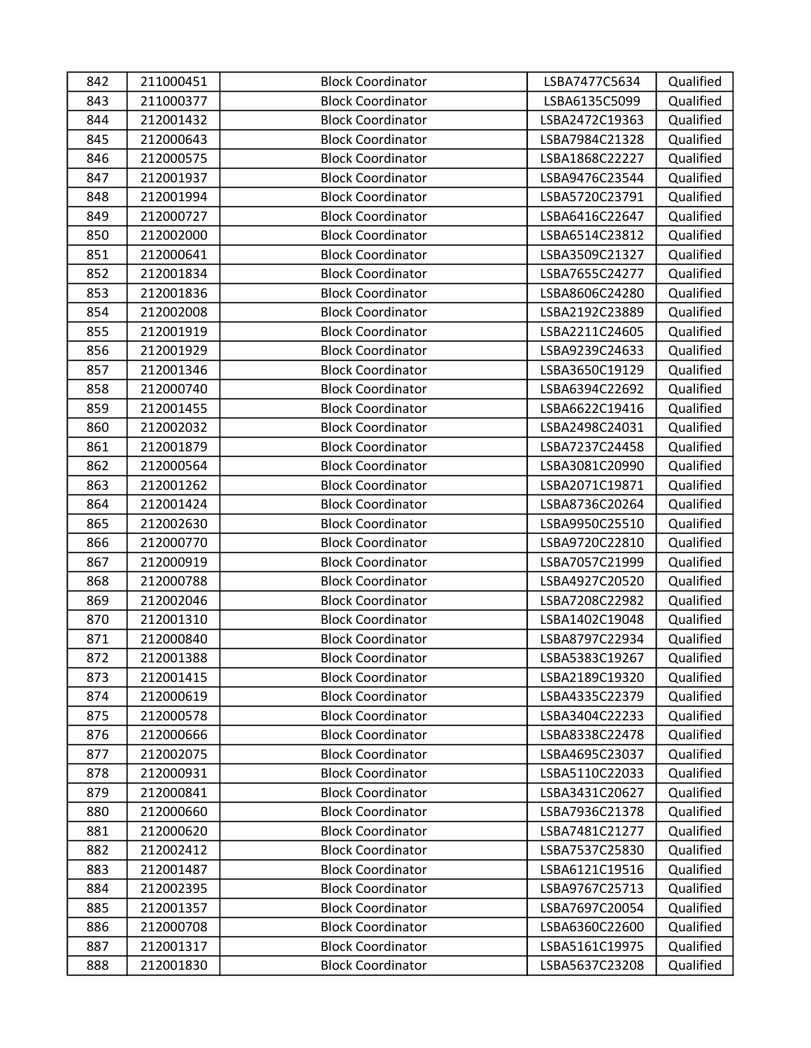| 842 | 211000451 | Block Coordinator | LSBA7477C5634 | Qualified |
|---|---|---|---|---|
| 843 | 211000377 | Block Coordinator | LSBA6135C5099 | Qualified |
| 844 | 212001432 | Block Coordinator | LSBA2472C19363 | Qualified |
| 845 | 212000643 | Block Coordinator | LSBA7984C21328 | Qualified |
| 846 | 212000575 | Block Coordinator | LSBA1868C22227 | Qualified |
| 847 | 212001937 | Block Coordinator | LSBA9476C23544 | Qualified |
| 848 | 212001994 | Block Coordinator | LSBA5720C23791 | Qualified |
| 849 | 212000727 | Block Coordinator | LSBA6416C22647 | Qualified |
| 850 | 212002000 | Block Coordinator | LSBA6514C23812 | Qualified |
| 851 | 212000641 | Block Coordinator | LSBA3509C21327 | Qualified |
| 852 | 212001834 | Block Coordinator | LSBA7655C24277 | Qualified |
| 853 | 212001836 | Block Coordinator | LSBA8606C24280 | Qualified |
| 854 | 212002008 | Block Coordinator | LSBA2192C23889 | Qualified |
| 855 | 212001919 | Block Coordinator | LSBA2211C24605 | Qualified |
| 856 | 212001929 | Block Coordinator | LSBA9239C24633 | Qualified |
| 857 | 212001346 | Block Coordinator | LSBA3650C19129 | Qualified |
| 858 | 212000740 | Block Coordinator | LSBA6394C22692 | Qualified |
| 859 | 212001455 | Block Coordinator | LSBA6622C19416 | Qualified |
| 860 | 212002032 | Block Coordinator | LSBA2498C24031 | Qualified |
| 861 | 212001879 | Block Coordinator | LSBA7237C24458 | Qualified |
| 862 | 212000564 | Block Coordinator | LSBA3081C20990 | Qualified |
| 863 | 212001262 | Block Coordinator | LSBA2071C19871 | Qualified |
| 864 | 212001424 | Block Coordinator | LSBA8736C20264 | Qualified |
| 865 | 212002630 | Block Coordinator | LSBA9950C25510 | Qualified |
| 866 | 212000770 | Block Coordinator | LSBA9720C22810 | Qualified |
| 867 | 212000919 | Block Coordinator | LSBA7057C21999 | Qualified |
| 868 | 212000788 | Block Coordinator | LSBA4927C20520 | Qualified |
| 869 | 212002046 | Block Coordinator | LSBA7208C22982 | Qualified |
| 870 | 212001310 | Block Coordinator | LSBA1402C19048 | Qualified |
| 871 | 212000840 | Block Coordinator | LSBA8797C22934 | Qualified |
| 872 | 212001388 | Block Coordinator | LSBA5383C19267 | Qualified |
| 873 | 212001415 | Block Coordinator | LSBA2189C19320 | Qualified |
| 874 | 212000619 | Block Coordinator | LSBA4335C22379 | Qualified |
| 875 | 212000578 | Block Coordinator | LSBA3404C22233 | Qualified |
| 876 | 212000666 | Block Coordinator | LSBA8338C22478 | Qualified |
| 877 | 212002075 | Block Coordinator | LSBA4695C23037 | Qualified |
| 878 | 212000931 | Block Coordinator | LSBA5110C22033 | Qualified |
| 879 | 212000841 | Block Coordinator | LSBA3431C20627 | Qualified |
| 880 | 212000660 | Block Coordinator | LSBA7936C21378 | Qualified |
| 881 | 212000620 | Block Coordinator | LSBA7481C21277 | Qualified |
| 882 | 212002412 | Block Coordinator | LSBA7537C25830 | Qualified |
| 883 | 212001487 | Block Coordinator | LSBA6121C19516 | Qualified |
| 884 | 212002395 | Block Coordinator | LSBA9767C25713 | Qualified |
| 885 | 212001357 | Block Coordinator | LSBA7697C20054 | Qualified |
| 886 | 212000708 | Block Coordinator | LSBA6360C22600 | Qualified |
| 887 | 212001317 | Block Coordinator | LSBA5161C19975 | Qualified |
| 888 | 212001830 | Block Coordinator | LSBA5637C23208 | Qualified |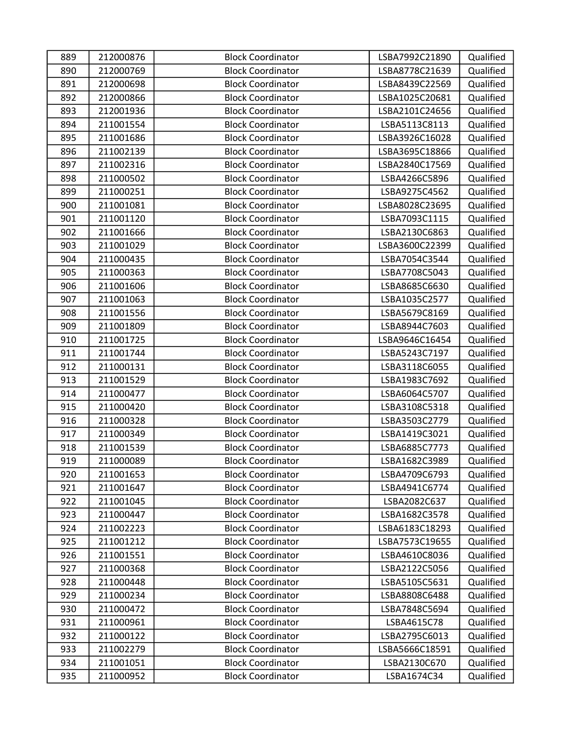| 889 | 212000876 | Block Coordinator | LSBA7992C21890 | Qualified |
|---|---|---|---|---|
| 890 | 212000769 | Block Coordinator | LSBA8778C21639 | Qualified |
| 891 | 212000698 | Block Coordinator | LSBA8439C22569 | Qualified |
| 892 | 212000866 | Block Coordinator | LSBA1025C20681 | Qualified |
| 893 | 212001936 | Block Coordinator | LSBA2101C24656 | Qualified |
| 894 | 211001554 | Block Coordinator | LSBA5113C8113 | Qualified |
| 895 | 211001686 | Block Coordinator | LSBA3926C16028 | Qualified |
| 896 | 211002139 | Block Coordinator | LSBA3695C18866 | Qualified |
| 897 | 211002316 | Block Coordinator | LSBA2840C17569 | Qualified |
| 898 | 211000502 | Block Coordinator | LSBA4266C5896 | Qualified |
| 899 | 211000251 | Block Coordinator | LSBA9275C4562 | Qualified |
| 900 | 211001081 | Block Coordinator | LSBA8028C23695 | Qualified |
| 901 | 211001120 | Block Coordinator | LSBA7093C1115 | Qualified |
| 902 | 211001666 | Block Coordinator | LSBA2130C6863 | Qualified |
| 903 | 211001029 | Block Coordinator | LSBA3600C22399 | Qualified |
| 904 | 211000435 | Block Coordinator | LSBA7054C3544 | Qualified |
| 905 | 211000363 | Block Coordinator | LSBA7708C5043 | Qualified |
| 906 | 211001606 | Block Coordinator | LSBA8685C6630 | Qualified |
| 907 | 211001063 | Block Coordinator | LSBA1035C2577 | Qualified |
| 908 | 211001556 | Block Coordinator | LSBA5679C8169 | Qualified |
| 909 | 211001809 | Block Coordinator | LSBA8944C7603 | Qualified |
| 910 | 211001725 | Block Coordinator | LSBA9646C16454 | Qualified |
| 911 | 211001744 | Block Coordinator | LSBA5243C7197 | Qualified |
| 912 | 211000131 | Block Coordinator | LSBA3118C6055 | Qualified |
| 913 | 211001529 | Block Coordinator | LSBA1983C7692 | Qualified |
| 914 | 211000477 | Block Coordinator | LSBA6064C5707 | Qualified |
| 915 | 211000420 | Block Coordinator | LSBA3108C5318 | Qualified |
| 916 | 211000328 | Block Coordinator | LSBA3503C2779 | Qualified |
| 917 | 211000349 | Block Coordinator | LSBA1419C3021 | Qualified |
| 918 | 211001539 | Block Coordinator | LSBA6885C7773 | Qualified |
| 919 | 211000089 | Block Coordinator | LSBA1682C3989 | Qualified |
| 920 | 211001653 | Block Coordinator | LSBA4709C6793 | Qualified |
| 921 | 211001647 | Block Coordinator | LSBA4941C6774 | Qualified |
| 922 | 211001045 | Block Coordinator | LSBA2082C637 | Qualified |
| 923 | 211000447 | Block Coordinator | LSBA1682C3578 | Qualified |
| 924 | 211002223 | Block Coordinator | LSBA6183C18293 | Qualified |
| 925 | 211001212 | Block Coordinator | LSBA7573C19655 | Qualified |
| 926 | 211001551 | Block Coordinator | LSBA4610C8036 | Qualified |
| 927 | 211000368 | Block Coordinator | LSBA2122C5056 | Qualified |
| 928 | 211000448 | Block Coordinator | LSBA5105C5631 | Qualified |
| 929 | 211000234 | Block Coordinator | LSBA8808C6488 | Qualified |
| 930 | 211000472 | Block Coordinator | LSBA7848C5694 | Qualified |
| 931 | 211000961 | Block Coordinator | LSBA4615C78 | Qualified |
| 932 | 211000122 | Block Coordinator | LSBA2795C6013 | Qualified |
| 933 | 211002279 | Block Coordinator | LSBA5666C18591 | Qualified |
| 934 | 211001051 | Block Coordinator | LSBA2130C670 | Qualified |
| 935 | 211000952 | Block Coordinator | LSBA1674C34 | Qualified |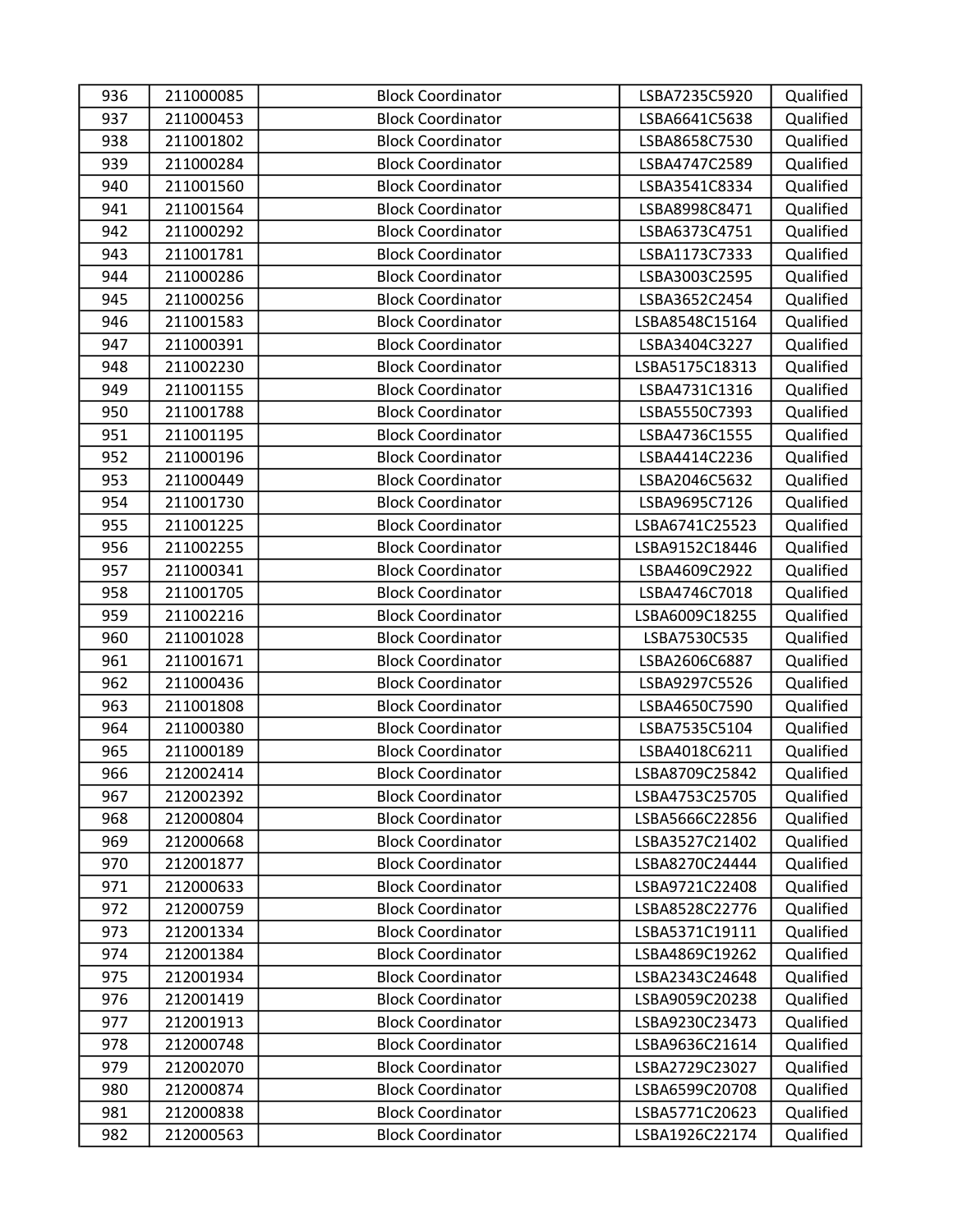| 936 | 211000085 | Block Coordinator | LSBA7235C5920 | Qualified |
|---|---|---|---|---|
| 937 | 211000453 | Block Coordinator | LSBA6641C5638 | Qualified |
| 938 | 211001802 | Block Coordinator | LSBA8658C7530 | Qualified |
| 939 | 211000284 | Block Coordinator | LSBA4747C2589 | Qualified |
| 940 | 211001560 | Block Coordinator | LSBA3541C8334 | Qualified |
| 941 | 211001564 | Block Coordinator | LSBA8998C8471 | Qualified |
| 942 | 211000292 | Block Coordinator | LSBA6373C4751 | Qualified |
| 943 | 211001781 | Block Coordinator | LSBA1173C7333 | Qualified |
| 944 | 211000286 | Block Coordinator | LSBA3003C2595 | Qualified |
| 945 | 211000256 | Block Coordinator | LSBA3652C2454 | Qualified |
| 946 | 211001583 | Block Coordinator | LSBA8548C15164 | Qualified |
| 947 | 211000391 | Block Coordinator | LSBA3404C3227 | Qualified |
| 948 | 211002230 | Block Coordinator | LSBA5175C18313 | Qualified |
| 949 | 211001155 | Block Coordinator | LSBA4731C1316 | Qualified |
| 950 | 211001788 | Block Coordinator | LSBA5550C7393 | Qualified |
| 951 | 211001195 | Block Coordinator | LSBA4736C1555 | Qualified |
| 952 | 211000196 | Block Coordinator | LSBA4414C2236 | Qualified |
| 953 | 211000449 | Block Coordinator | LSBA2046C5632 | Qualified |
| 954 | 211001730 | Block Coordinator | LSBA9695C7126 | Qualified |
| 955 | 211001225 | Block Coordinator | LSBA6741C25523 | Qualified |
| 956 | 211002255 | Block Coordinator | LSBA9152C18446 | Qualified |
| 957 | 211000341 | Block Coordinator | LSBA4609C2922 | Qualified |
| 958 | 211001705 | Block Coordinator | LSBA4746C7018 | Qualified |
| 959 | 211002216 | Block Coordinator | LSBA6009C18255 | Qualified |
| 960 | 211001028 | Block Coordinator | LSBA7530C535 | Qualified |
| 961 | 211001671 | Block Coordinator | LSBA2606C6887 | Qualified |
| 962 | 211000436 | Block Coordinator | LSBA9297C5526 | Qualified |
| 963 | 211001808 | Block Coordinator | LSBA4650C7590 | Qualified |
| 964 | 211000380 | Block Coordinator | LSBA7535C5104 | Qualified |
| 965 | 211000189 | Block Coordinator | LSBA4018C6211 | Qualified |
| 966 | 212002414 | Block Coordinator | LSBA8709C25842 | Qualified |
| 967 | 212002392 | Block Coordinator | LSBA4753C25705 | Qualified |
| 968 | 212000804 | Block Coordinator | LSBA5666C22856 | Qualified |
| 969 | 212000668 | Block Coordinator | LSBA3527C21402 | Qualified |
| 970 | 212001877 | Block Coordinator | LSBA8270C24444 | Qualified |
| 971 | 212000633 | Block Coordinator | LSBA9721C22408 | Qualified |
| 972 | 212000759 | Block Coordinator | LSBA8528C22776 | Qualified |
| 973 | 212001334 | Block Coordinator | LSBA5371C19111 | Qualified |
| 974 | 212001384 | Block Coordinator | LSBA4869C19262 | Qualified |
| 975 | 212001934 | Block Coordinator | LSBA2343C24648 | Qualified |
| 976 | 212001419 | Block Coordinator | LSBA9059C20238 | Qualified |
| 977 | 212001913 | Block Coordinator | LSBA9230C23473 | Qualified |
| 978 | 212000748 | Block Coordinator | LSBA9636C21614 | Qualified |
| 979 | 212002070 | Block Coordinator | LSBA2729C23027 | Qualified |
| 980 | 212000874 | Block Coordinator | LSBA6599C20708 | Qualified |
| 981 | 212000838 | Block Coordinator | LSBA5771C20623 | Qualified |
| 982 | 212000563 | Block Coordinator | LSBA1926C22174 | Qualified |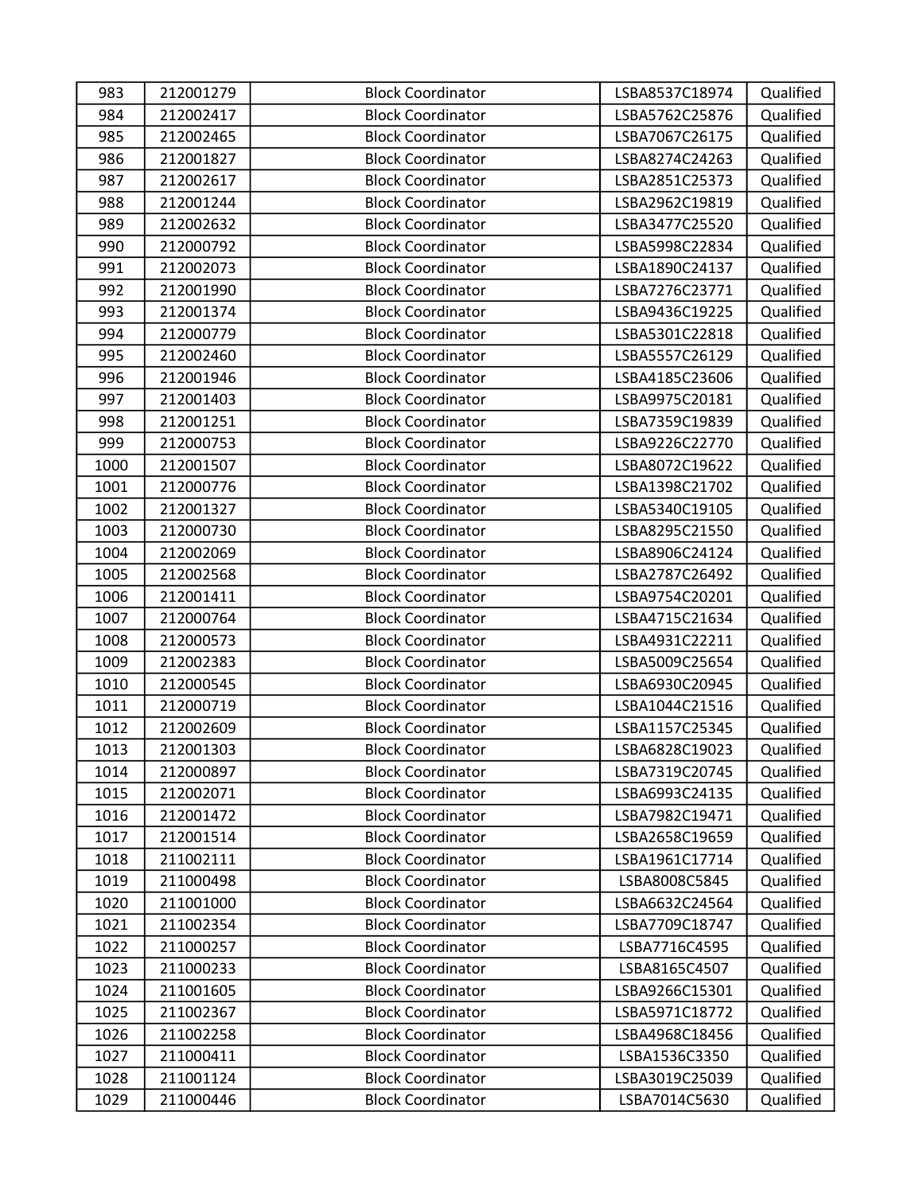| 983 | 212001279 | Block Coordinator | LSBA8537C18974 | Qualified |
|---|---|---|---|---|
| 984 | 212002417 | Block Coordinator | LSBA5762C25876 | Qualified |
| 985 | 212002465 | Block Coordinator | LSBA7067C26175 | Qualified |
| 986 | 212001827 | Block Coordinator | LSBA8274C24263 | Qualified |
| 987 | 212002617 | Block Coordinator | LSBA2851C25373 | Qualified |
| 988 | 212001244 | Block Coordinator | LSBA2962C19819 | Qualified |
| 989 | 212002632 | Block Coordinator | LSBA3477C25520 | Qualified |
| 990 | 212000792 | Block Coordinator | LSBA5998C22834 | Qualified |
| 991 | 212002073 | Block Coordinator | LSBA1890C24137 | Qualified |
| 992 | 212001990 | Block Coordinator | LSBA7276C23771 | Qualified |
| 993 | 212001374 | Block Coordinator | LSBA9436C19225 | Qualified |
| 994 | 212000779 | Block Coordinator | LSBA5301C22818 | Qualified |
| 995 | 212002460 | Block Coordinator | LSBA5557C26129 | Qualified |
| 996 | 212001946 | Block Coordinator | LSBA4185C23606 | Qualified |
| 997 | 212001403 | Block Coordinator | LSBA9975C20181 | Qualified |
| 998 | 212001251 | Block Coordinator | LSBA7359C19839 | Qualified |
| 999 | 212000753 | Block Coordinator | LSBA9226C22770 | Qualified |
| 1000 | 212001507 | Block Coordinator | LSBA8072C19622 | Qualified |
| 1001 | 212000776 | Block Coordinator | LSBA1398C21702 | Qualified |
| 1002 | 212001327 | Block Coordinator | LSBA5340C19105 | Qualified |
| 1003 | 212000730 | Block Coordinator | LSBA8295C21550 | Qualified |
| 1004 | 212002069 | Block Coordinator | LSBA8906C24124 | Qualified |
| 1005 | 212002568 | Block Coordinator | LSBA2787C26492 | Qualified |
| 1006 | 212001411 | Block Coordinator | LSBA9754C20201 | Qualified |
| 1007 | 212000764 | Block Coordinator | LSBA4715C21634 | Qualified |
| 1008 | 212000573 | Block Coordinator | LSBA4931C22211 | Qualified |
| 1009 | 212002383 | Block Coordinator | LSBA5009C25654 | Qualified |
| 1010 | 212000545 | Block Coordinator | LSBA6930C20945 | Qualified |
| 1011 | 212000719 | Block Coordinator | LSBA1044C21516 | Qualified |
| 1012 | 212002609 | Block Coordinator | LSBA1157C25345 | Qualified |
| 1013 | 212001303 | Block Coordinator | LSBA6828C19023 | Qualified |
| 1014 | 212000897 | Block Coordinator | LSBA7319C20745 | Qualified |
| 1015 | 212002071 | Block Coordinator | LSBA6993C24135 | Qualified |
| 1016 | 212001472 | Block Coordinator | LSBA7982C19471 | Qualified |
| 1017 | 212001514 | Block Coordinator | LSBA2658C19659 | Qualified |
| 1018 | 211002111 | Block Coordinator | LSBA1961C17714 | Qualified |
| 1019 | 211000498 | Block Coordinator | LSBA8008C5845 | Qualified |
| 1020 | 211001000 | Block Coordinator | LSBA6632C24564 | Qualified |
| 1021 | 211002354 | Block Coordinator | LSBA7709C18747 | Qualified |
| 1022 | 211000257 | Block Coordinator | LSBA7716C4595 | Qualified |
| 1023 | 211000233 | Block Coordinator | LSBA8165C4507 | Qualified |
| 1024 | 211001605 | Block Coordinator | LSBA9266C15301 | Qualified |
| 1025 | 211002367 | Block Coordinator | LSBA5971C18772 | Qualified |
| 1026 | 211002258 | Block Coordinator | LSBA4968C18456 | Qualified |
| 1027 | 211000411 | Block Coordinator | LSBA1536C3350 | Qualified |
| 1028 | 211001124 | Block Coordinator | LSBA3019C25039 | Qualified |
| 1029 | 211000446 | Block Coordinator | LSBA7014C5630 | Qualified |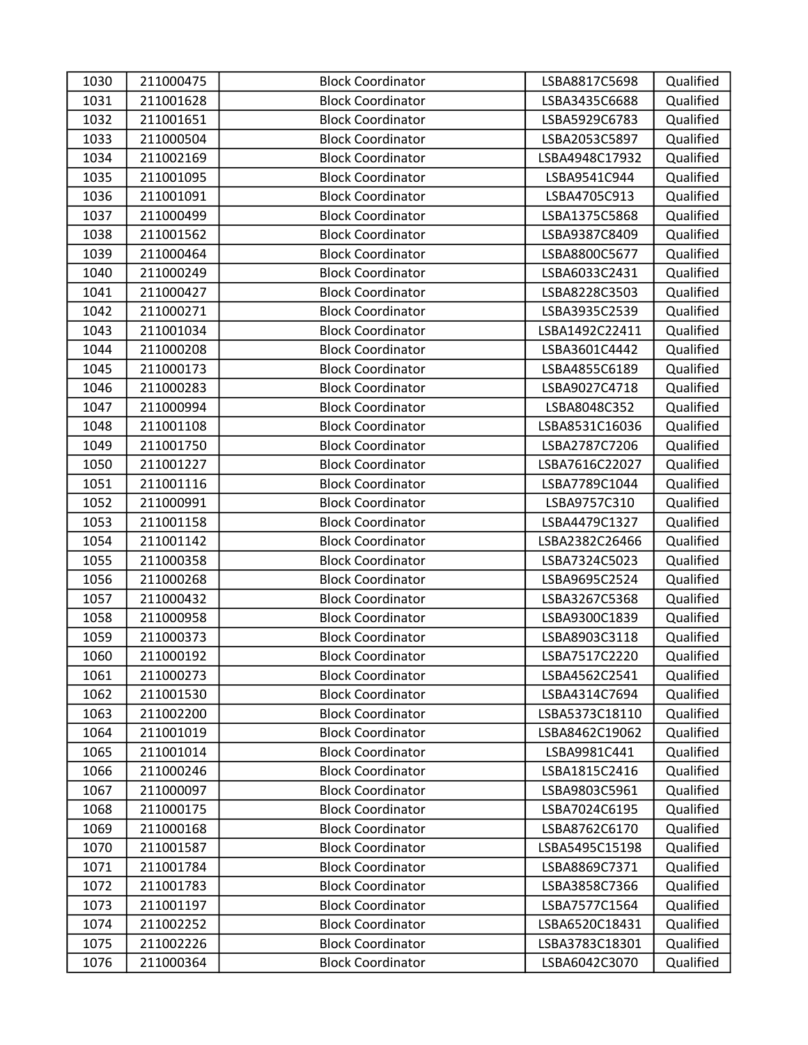| 1030 | 211000475 | Block Coordinator | LSBA8817C5698 | Qualified |
|---|---|---|---|---|
| 1031 | 211001628 | Block Coordinator | LSBA3435C6688 | Qualified |
| 1032 | 211001651 | Block Coordinator | LSBA5929C6783 | Qualified |
| 1033 | 211000504 | Block Coordinator | LSBA2053C5897 | Qualified |
| 1034 | 211002169 | Block Coordinator | LSBA4948C17932 | Qualified |
| 1035 | 211001095 | Block Coordinator | LSBA9541C944 | Qualified |
| 1036 | 211001091 | Block Coordinator | LSBA4705C913 | Qualified |
| 1037 | 211000499 | Block Coordinator | LSBA1375C5868 | Qualified |
| 1038 | 211001562 | Block Coordinator | LSBA9387C8409 | Qualified |
| 1039 | 211000464 | Block Coordinator | LSBA8800C5677 | Qualified |
| 1040 | 211000249 | Block Coordinator | LSBA6033C2431 | Qualified |
| 1041 | 211000427 | Block Coordinator | LSBA8228C3503 | Qualified |
| 1042 | 211000271 | Block Coordinator | LSBA3935C2539 | Qualified |
| 1043 | 211001034 | Block Coordinator | LSBA1492C22411 | Qualified |
| 1044 | 211000208 | Block Coordinator | LSBA3601C4442 | Qualified |
| 1045 | 211000173 | Block Coordinator | LSBA4855C6189 | Qualified |
| 1046 | 211000283 | Block Coordinator | LSBA9027C4718 | Qualified |
| 1047 | 211000994 | Block Coordinator | LSBA8048C352 | Qualified |
| 1048 | 211001108 | Block Coordinator | LSBA8531C16036 | Qualified |
| 1049 | 211001750 | Block Coordinator | LSBA2787C7206 | Qualified |
| 1050 | 211001227 | Block Coordinator | LSBA7616C22027 | Qualified |
| 1051 | 211001116 | Block Coordinator | LSBA7789C1044 | Qualified |
| 1052 | 211000991 | Block Coordinator | LSBA9757C310 | Qualified |
| 1053 | 211001158 | Block Coordinator | LSBA4479C1327 | Qualified |
| 1054 | 211001142 | Block Coordinator | LSBA2382C26466 | Qualified |
| 1055 | 211000358 | Block Coordinator | LSBA7324C5023 | Qualified |
| 1056 | 211000268 | Block Coordinator | LSBA9695C2524 | Qualified |
| 1057 | 211000432 | Block Coordinator | LSBA3267C5368 | Qualified |
| 1058 | 211000958 | Block Coordinator | LSBA9300C1839 | Qualified |
| 1059 | 211000373 | Block Coordinator | LSBA8903C3118 | Qualified |
| 1060 | 211000192 | Block Coordinator | LSBA7517C2220 | Qualified |
| 1061 | 211000273 | Block Coordinator | LSBA4562C2541 | Qualified |
| 1062 | 211001530 | Block Coordinator | LSBA4314C7694 | Qualified |
| 1063 | 211002200 | Block Coordinator | LSBA5373C18110 | Qualified |
| 1064 | 211001019 | Block Coordinator | LSBA8462C19062 | Qualified |
| 1065 | 211001014 | Block Coordinator | LSBA9981C441 | Qualified |
| 1066 | 211000246 | Block Coordinator | LSBA1815C2416 | Qualified |
| 1067 | 211000097 | Block Coordinator | LSBA9803C5961 | Qualified |
| 1068 | 211000175 | Block Coordinator | LSBA7024C6195 | Qualified |
| 1069 | 211000168 | Block Coordinator | LSBA8762C6170 | Qualified |
| 1070 | 211001587 | Block Coordinator | LSBA5495C15198 | Qualified |
| 1071 | 211001784 | Block Coordinator | LSBA8869C7371 | Qualified |
| 1072 | 211001783 | Block Coordinator | LSBA3858C7366 | Qualified |
| 1073 | 211001197 | Block Coordinator | LSBA7577C1564 | Qualified |
| 1074 | 211002252 | Block Coordinator | LSBA6520C18431 | Qualified |
| 1075 | 211002226 | Block Coordinator | LSBA3783C18301 | Qualified |
| 1076 | 211000364 | Block Coordinator | LSBA6042C3070 | Qualified |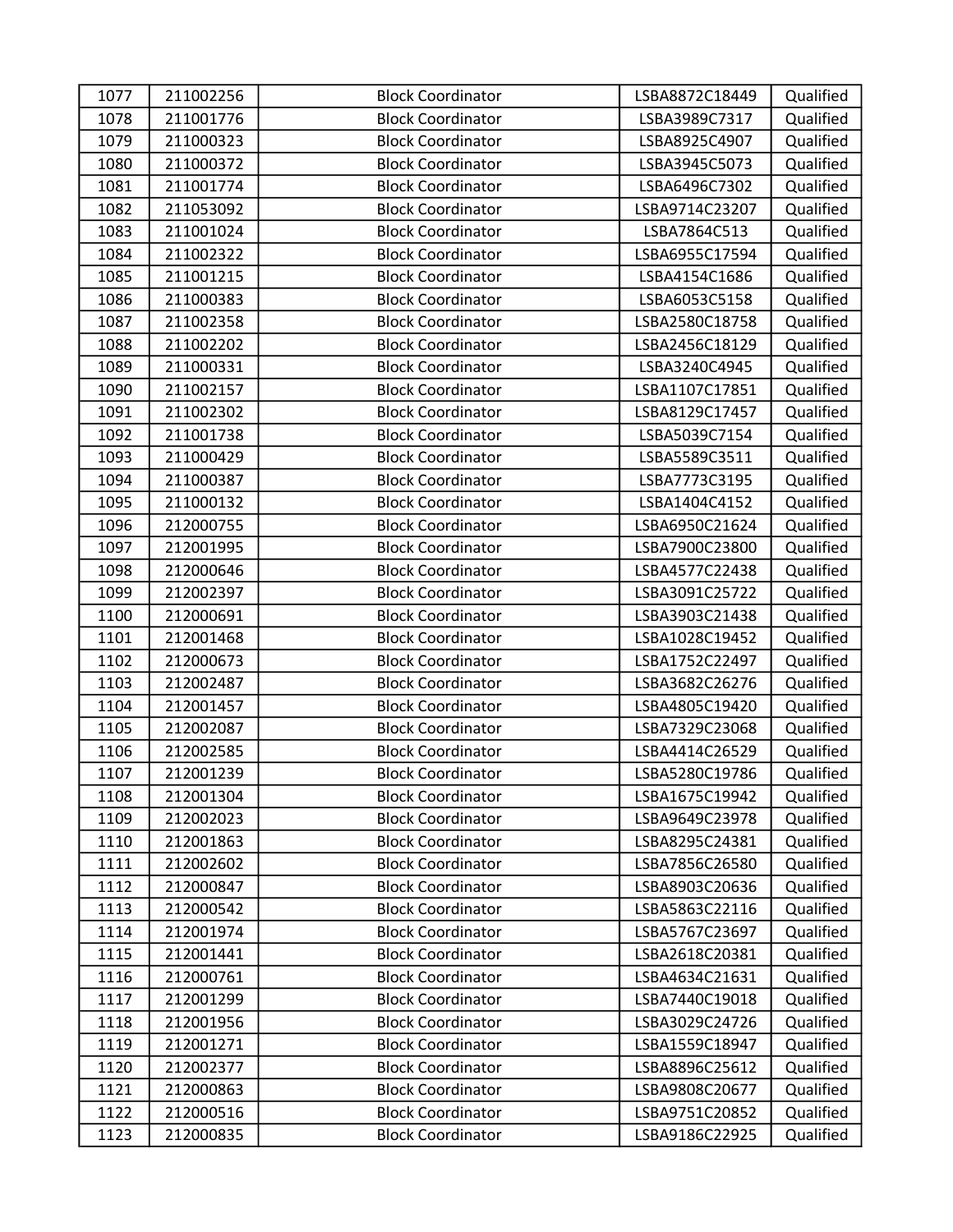| 1077 | 211002256 | Block Coordinator | LSBA8872C18449 | Qualified |
|---|---|---|---|---|
| 1078 | 211001776 | Block Coordinator | LSBA3989C7317 | Qualified |
| 1079 | 211000323 | Block Coordinator | LSBA8925C4907 | Qualified |
| 1080 | 211000372 | Block Coordinator | LSBA3945C5073 | Qualified |
| 1081 | 211001774 | Block Coordinator | LSBA6496C7302 | Qualified |
| 1082 | 211053092 | Block Coordinator | LSBA9714C23207 | Qualified |
| 1083 | 211001024 | Block Coordinator | LSBA7864C513 | Qualified |
| 1084 | 211002322 | Block Coordinator | LSBA6955C17594 | Qualified |
| 1085 | 211001215 | Block Coordinator | LSBA4154C1686 | Qualified |
| 1086 | 211000383 | Block Coordinator | LSBA6053C5158 | Qualified |
| 1087 | 211002358 | Block Coordinator | LSBA2580C18758 | Qualified |
| 1088 | 211002202 | Block Coordinator | LSBA2456C18129 | Qualified |
| 1089 | 211000331 | Block Coordinator | LSBA3240C4945 | Qualified |
| 1090 | 211002157 | Block Coordinator | LSBA1107C17851 | Qualified |
| 1091 | 211002302 | Block Coordinator | LSBA8129C17457 | Qualified |
| 1092 | 211001738 | Block Coordinator | LSBA5039C7154 | Qualified |
| 1093 | 211000429 | Block Coordinator | LSBA5589C3511 | Qualified |
| 1094 | 211000387 | Block Coordinator | LSBA7773C3195 | Qualified |
| 1095 | 211000132 | Block Coordinator | LSBA1404C4152 | Qualified |
| 1096 | 212000755 | Block Coordinator | LSBA6950C21624 | Qualified |
| 1097 | 212001995 | Block Coordinator | LSBA7900C23800 | Qualified |
| 1098 | 212000646 | Block Coordinator | LSBA4577C22438 | Qualified |
| 1099 | 212002397 | Block Coordinator | LSBA3091C25722 | Qualified |
| 1100 | 212000691 | Block Coordinator | LSBA3903C21438 | Qualified |
| 1101 | 212001468 | Block Coordinator | LSBA1028C19452 | Qualified |
| 1102 | 212000673 | Block Coordinator | LSBA1752C22497 | Qualified |
| 1103 | 212002487 | Block Coordinator | LSBA3682C26276 | Qualified |
| 1104 | 212001457 | Block Coordinator | LSBA4805C19420 | Qualified |
| 1105 | 212002087 | Block Coordinator | LSBA7329C23068 | Qualified |
| 1106 | 212002585 | Block Coordinator | LSBA4414C26529 | Qualified |
| 1107 | 212001239 | Block Coordinator | LSBA5280C19786 | Qualified |
| 1108 | 212001304 | Block Coordinator | LSBA1675C19942 | Qualified |
| 1109 | 212002023 | Block Coordinator | LSBA9649C23978 | Qualified |
| 1110 | 212001863 | Block Coordinator | LSBA8295C24381 | Qualified |
| 1111 | 212002602 | Block Coordinator | LSBA7856C26580 | Qualified |
| 1112 | 212000847 | Block Coordinator | LSBA8903C20636 | Qualified |
| 1113 | 212000542 | Block Coordinator | LSBA5863C22116 | Qualified |
| 1114 | 212001974 | Block Coordinator | LSBA5767C23697 | Qualified |
| 1115 | 212001441 | Block Coordinator | LSBA2618C20381 | Qualified |
| 1116 | 212000761 | Block Coordinator | LSBA4634C21631 | Qualified |
| 1117 | 212001299 | Block Coordinator | LSBA7440C19018 | Qualified |
| 1118 | 212001956 | Block Coordinator | LSBA3029C24726 | Qualified |
| 1119 | 212001271 | Block Coordinator | LSBA1559C18947 | Qualified |
| 1120 | 212002377 | Block Coordinator | LSBA8896C25612 | Qualified |
| 1121 | 212000863 | Block Coordinator | LSBA9808C20677 | Qualified |
| 1122 | 212000516 | Block Coordinator | LSBA9751C20852 | Qualified |
| 1123 | 212000835 | Block Coordinator | LSBA9186C22925 | Qualified |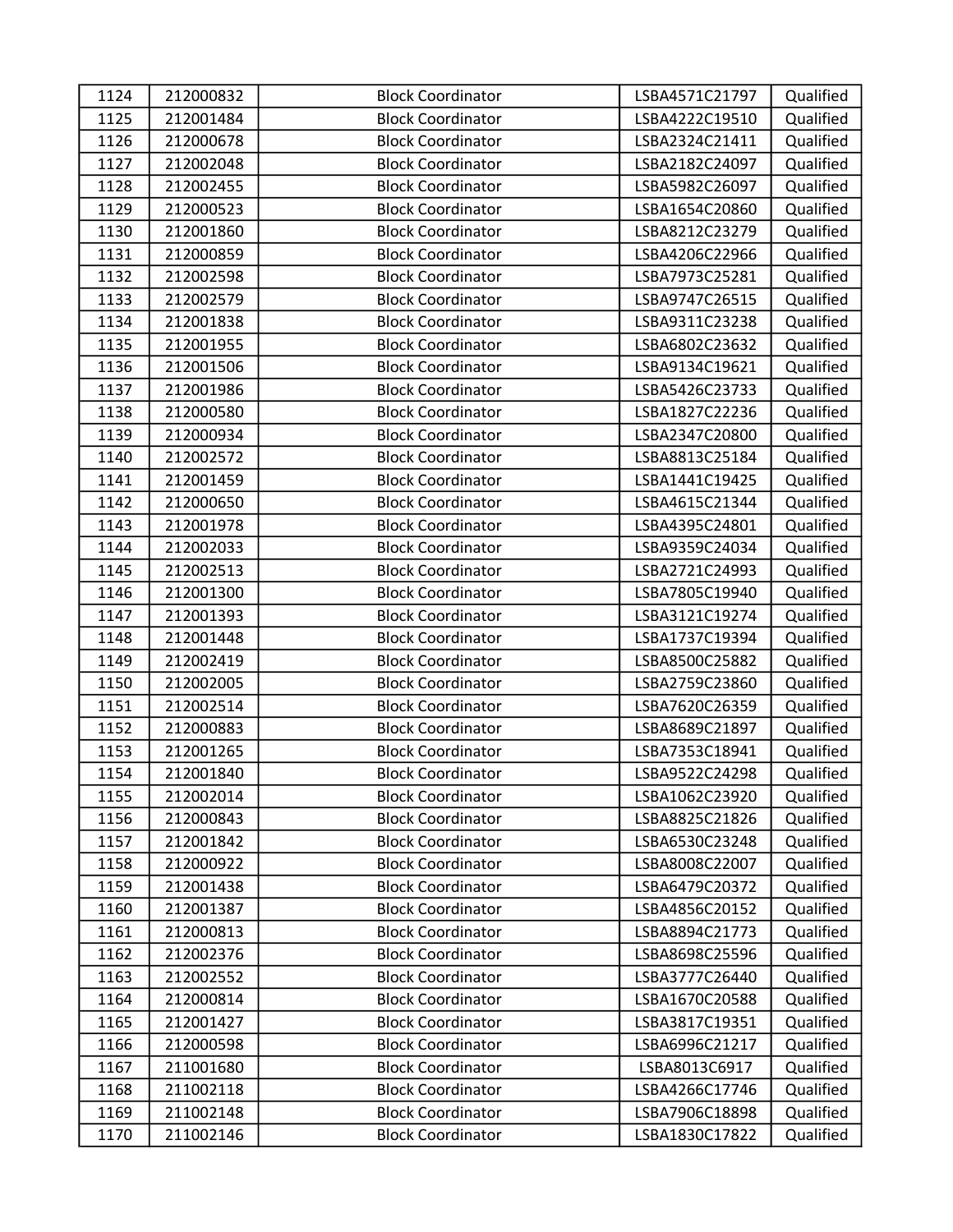| | | | | |
|---|---|---|---|---|
| 1124 | 212000832 | Block Coordinator | LSBA4571C21797 | Qualified |
| 1125 | 212001484 | Block Coordinator | LSBA4222C19510 | Qualified |
| 1126 | 212000678 | Block Coordinator | LSBA2324C21411 | Qualified |
| 1127 | 212002048 | Block Coordinator | LSBA2182C24097 | Qualified |
| 1128 | 212002455 | Block Coordinator | LSBA5982C26097 | Qualified |
| 1129 | 212000523 | Block Coordinator | LSBA1654C20860 | Qualified |
| 1130 | 212001860 | Block Coordinator | LSBA8212C23279 | Qualified |
| 1131 | 212000859 | Block Coordinator | LSBA4206C22966 | Qualified |
| 1132 | 212002598 | Block Coordinator | LSBA7973C25281 | Qualified |
| 1133 | 212002579 | Block Coordinator | LSBA9747C26515 | Qualified |
| 1134 | 212001838 | Block Coordinator | LSBA9311C23238 | Qualified |
| 1135 | 212001955 | Block Coordinator | LSBA6802C23632 | Qualified |
| 1136 | 212001506 | Block Coordinator | LSBA9134C19621 | Qualified |
| 1137 | 212001986 | Block Coordinator | LSBA5426C23733 | Qualified |
| 1138 | 212000580 | Block Coordinator | LSBA1827C22236 | Qualified |
| 1139 | 212000934 | Block Coordinator | LSBA2347C20800 | Qualified |
| 1140 | 212002572 | Block Coordinator | LSBA8813C25184 | Qualified |
| 1141 | 212001459 | Block Coordinator | LSBA1441C19425 | Qualified |
| 1142 | 212000650 | Block Coordinator | LSBA4615C21344 | Qualified |
| 1143 | 212001978 | Block Coordinator | LSBA4395C24801 | Qualified |
| 1144 | 212002033 | Block Coordinator | LSBA9359C24034 | Qualified |
| 1145 | 212002513 | Block Coordinator | LSBA2721C24993 | Qualified |
| 1146 | 212001300 | Block Coordinator | LSBA7805C19940 | Qualified |
| 1147 | 212001393 | Block Coordinator | LSBA3121C19274 | Qualified |
| 1148 | 212001448 | Block Coordinator | LSBA1737C19394 | Qualified |
| 1149 | 212002419 | Block Coordinator | LSBA8500C25882 | Qualified |
| 1150 | 212002005 | Block Coordinator | LSBA2759C23860 | Qualified |
| 1151 | 212002514 | Block Coordinator | LSBA7620C26359 | Qualified |
| 1152 | 212000883 | Block Coordinator | LSBA8689C21897 | Qualified |
| 1153 | 212001265 | Block Coordinator | LSBA7353C18941 | Qualified |
| 1154 | 212001840 | Block Coordinator | LSBA9522C24298 | Qualified |
| 1155 | 212002014 | Block Coordinator | LSBA1062C23920 | Qualified |
| 1156 | 212000843 | Block Coordinator | LSBA8825C21826 | Qualified |
| 1157 | 212001842 | Block Coordinator | LSBA6530C23248 | Qualified |
| 1158 | 212000922 | Block Coordinator | LSBA8008C22007 | Qualified |
| 1159 | 212001438 | Block Coordinator | LSBA6479C20372 | Qualified |
| 1160 | 212001387 | Block Coordinator | LSBA4856C20152 | Qualified |
| 1161 | 212000813 | Block Coordinator | LSBA8894C21773 | Qualified |
| 1162 | 212002376 | Block Coordinator | LSBA8698C25596 | Qualified |
| 1163 | 212002552 | Block Coordinator | LSBA3777C26440 | Qualified |
| 1164 | 212000814 | Block Coordinator | LSBA1670C20588 | Qualified |
| 1165 | 212001427 | Block Coordinator | LSBA3817C19351 | Qualified |
| 1166 | 212000598 | Block Coordinator | LSBA6996C21217 | Qualified |
| 1167 | 211001680 | Block Coordinator | LSBA8013C6917 | Qualified |
| 1168 | 211002118 | Block Coordinator | LSBA4266C17746 | Qualified |
| 1169 | 211002148 | Block Coordinator | LSBA7906C18898 | Qualified |
| 1170 | 211002146 | Block Coordinator | LSBA1830C17822 | Qualified |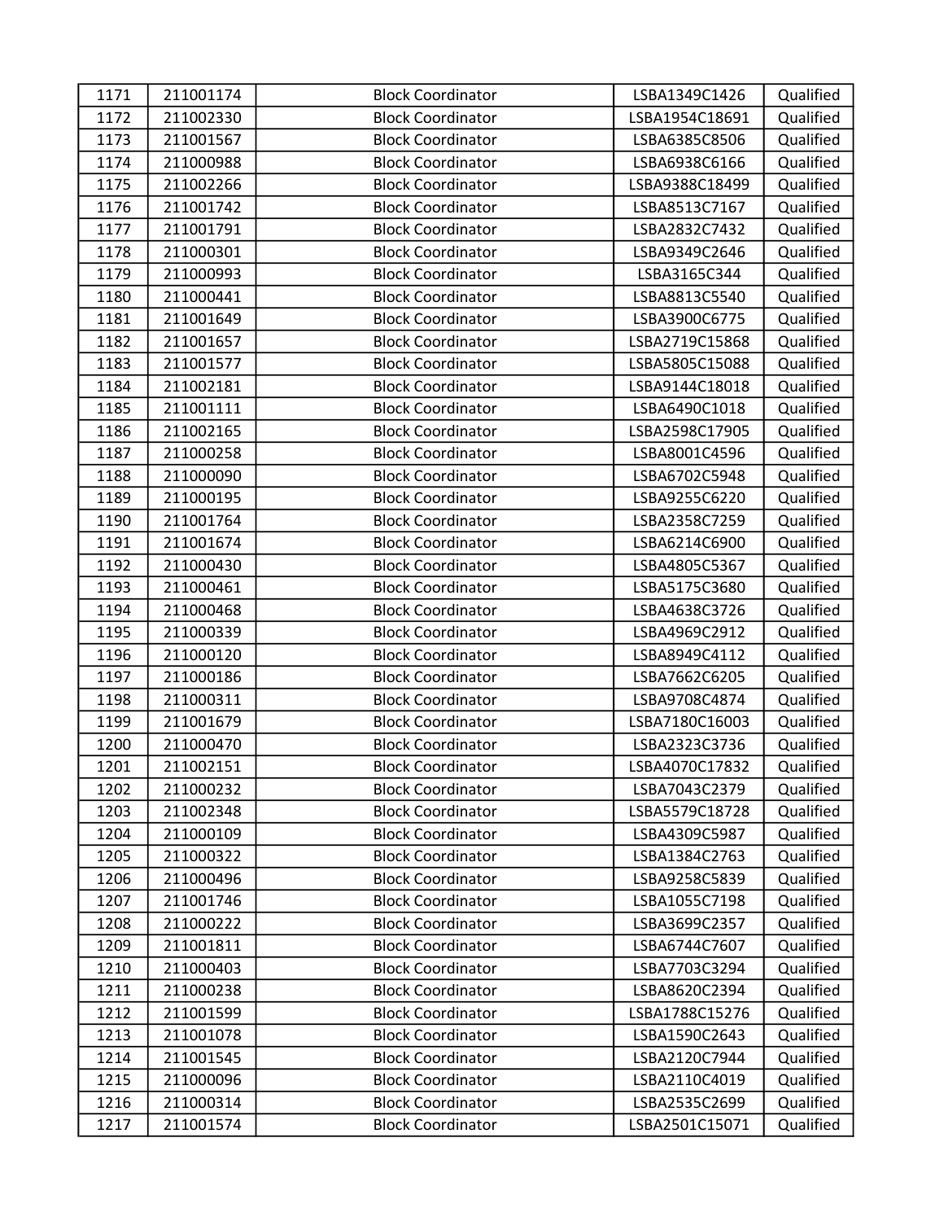| 1171 | 211001174 | Block Coordinator | LSBA1349C1426 | Qualified |
|---|---|---|---|---|
| 1172 | 211002330 | Block Coordinator | LSBA1954C18691 | Qualified |
| 1173 | 211001567 | Block Coordinator | LSBA6385C8506 | Qualified |
| 1174 | 211000988 | Block Coordinator | LSBA6938C6166 | Qualified |
| 1175 | 211002266 | Block Coordinator | LSBA9388C18499 | Qualified |
| 1176 | 211001742 | Block Coordinator | LSBA8513C7167 | Qualified |
| 1177 | 211001791 | Block Coordinator | LSBA2832C7432 | Qualified |
| 1178 | 211000301 | Block Coordinator | LSBA9349C2646 | Qualified |
| 1179 | 211000993 | Block Coordinator | LSBA3165C344 | Qualified |
| 1180 | 211000441 | Block Coordinator | LSBA8813C5540 | Qualified |
| 1181 | 211001649 | Block Coordinator | LSBA3900C6775 | Qualified |
| 1182 | 211001657 | Block Coordinator | LSBA2719C15868 | Qualified |
| 1183 | 211001577 | Block Coordinator | LSBA5805C15088 | Qualified |
| 1184 | 211002181 | Block Coordinator | LSBA9144C18018 | Qualified |
| 1185 | 211001111 | Block Coordinator | LSBA6490C1018 | Qualified |
| 1186 | 211002165 | Block Coordinator | LSBA2598C17905 | Qualified |
| 1187 | 211000258 | Block Coordinator | LSBA8001C4596 | Qualified |
| 1188 | 211000090 | Block Coordinator | LSBA6702C5948 | Qualified |
| 1189 | 211000195 | Block Coordinator | LSBA9255C6220 | Qualified |
| 1190 | 211001764 | Block Coordinator | LSBA2358C7259 | Qualified |
| 1191 | 211001674 | Block Coordinator | LSBA6214C6900 | Qualified |
| 1192 | 211000430 | Block Coordinator | LSBA4805C5367 | Qualified |
| 1193 | 211000461 | Block Coordinator | LSBA5175C3680 | Qualified |
| 1194 | 211000468 | Block Coordinator | LSBA4638C3726 | Qualified |
| 1195 | 211000339 | Block Coordinator | LSBA4969C2912 | Qualified |
| 1196 | 211000120 | Block Coordinator | LSBA8949C4112 | Qualified |
| 1197 | 211000186 | Block Coordinator | LSBA7662C6205 | Qualified |
| 1198 | 211000311 | Block Coordinator | LSBA9708C4874 | Qualified |
| 1199 | 211001679 | Block Coordinator | LSBA7180C16003 | Qualified |
| 1200 | 211000470 | Block Coordinator | LSBA2323C3736 | Qualified |
| 1201 | 211002151 | Block Coordinator | LSBA4070C17832 | Qualified |
| 1202 | 211000232 | Block Coordinator | LSBA7043C2379 | Qualified |
| 1203 | 211002348 | Block Coordinator | LSBA5579C18728 | Qualified |
| 1204 | 211000109 | Block Coordinator | LSBA4309C5987 | Qualified |
| 1205 | 211000322 | Block Coordinator | LSBA1384C2763 | Qualified |
| 1206 | 211000496 | Block Coordinator | LSBA9258C5839 | Qualified |
| 1207 | 211001746 | Block Coordinator | LSBA1055C7198 | Qualified |
| 1208 | 211000222 | Block Coordinator | LSBA3699C2357 | Qualified |
| 1209 | 211001811 | Block Coordinator | LSBA6744C7607 | Qualified |
| 1210 | 211000403 | Block Coordinator | LSBA7703C3294 | Qualified |
| 1211 | 211000238 | Block Coordinator | LSBA8620C2394 | Qualified |
| 1212 | 211001599 | Block Coordinator | LSBA1788C15276 | Qualified |
| 1213 | 211001078 | Block Coordinator | LSBA1590C2643 | Qualified |
| 1214 | 211001545 | Block Coordinator | LSBA2120C7944 | Qualified |
| 1215 | 211000096 | Block Coordinator | LSBA2110C4019 | Qualified |
| 1216 | 211000314 | Block Coordinator | LSBA2535C2699 | Qualified |
| 1217 | 211001574 | Block Coordinator | LSBA2501C15071 | Qualified |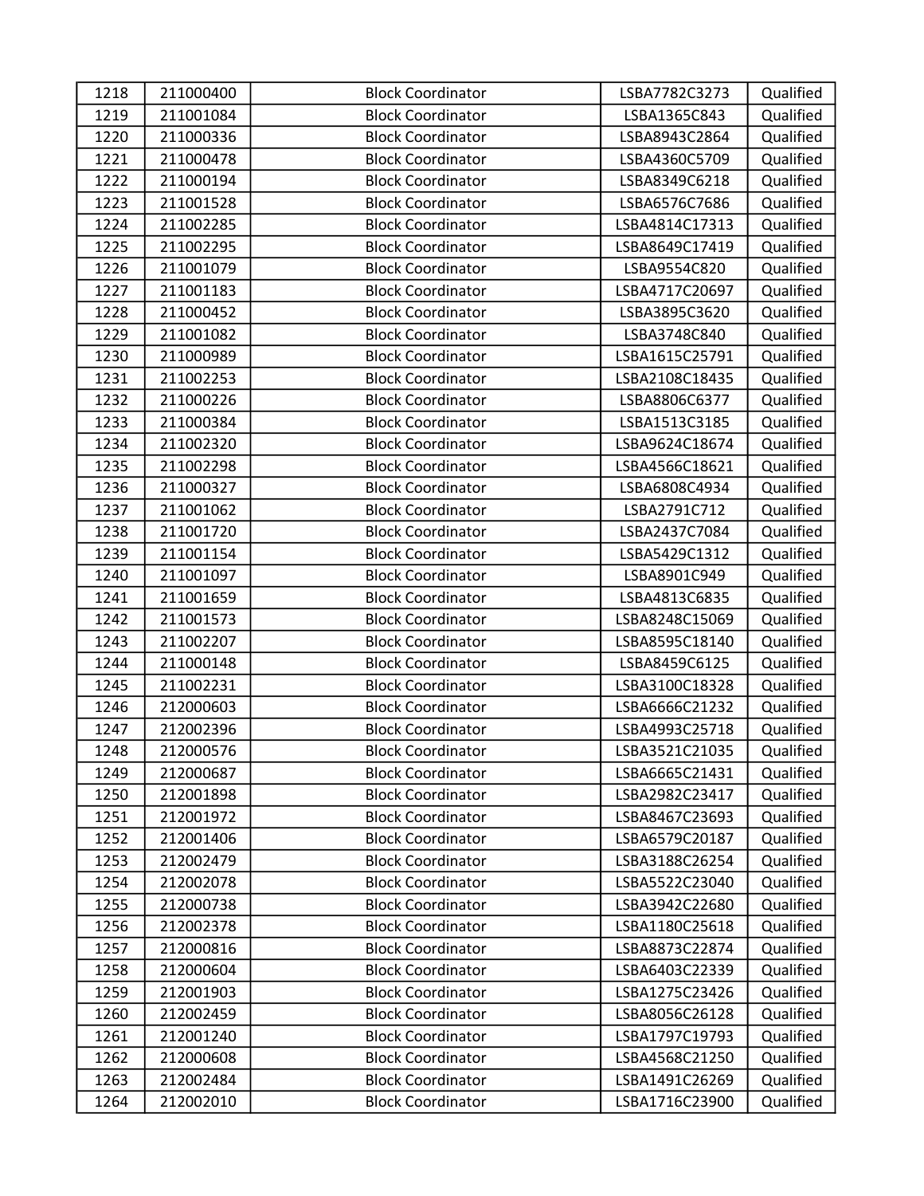| 1218 | 211000400 | Block Coordinator | LSBA7782C3273 | Qualified |
|---|---|---|---|---|
| 1219 | 211001084 | Block Coordinator | LSBA1365C843 | Qualified |
| 1220 | 211000336 | Block Coordinator | LSBA8943C2864 | Qualified |
| 1221 | 211000478 | Block Coordinator | LSBA4360C5709 | Qualified |
| 1222 | 211000194 | Block Coordinator | LSBA8349C6218 | Qualified |
| 1223 | 211001528 | Block Coordinator | LSBA6576C7686 | Qualified |
| 1224 | 211002285 | Block Coordinator | LSBA4814C17313 | Qualified |
| 1225 | 211002295 | Block Coordinator | LSBA8649C17419 | Qualified |
| 1226 | 211001079 | Block Coordinator | LSBA9554C820 | Qualified |
| 1227 | 211001183 | Block Coordinator | LSBA4717C20697 | Qualified |
| 1228 | 211000452 | Block Coordinator | LSBA3895C3620 | Qualified |
| 1229 | 211001082 | Block Coordinator | LSBA3748C840 | Qualified |
| 1230 | 211000989 | Block Coordinator | LSBA1615C25791 | Qualified |
| 1231 | 211002253 | Block Coordinator | LSBA2108C18435 | Qualified |
| 1232 | 211000226 | Block Coordinator | LSBA8806C6377 | Qualified |
| 1233 | 211000384 | Block Coordinator | LSBA1513C3185 | Qualified |
| 1234 | 211002320 | Block Coordinator | LSBA9624C18674 | Qualified |
| 1235 | 211002298 | Block Coordinator | LSBA4566C18621 | Qualified |
| 1236 | 211000327 | Block Coordinator | LSBA6808C4934 | Qualified |
| 1237 | 211001062 | Block Coordinator | LSBA2791C712 | Qualified |
| 1238 | 211001720 | Block Coordinator | LSBA2437C7084 | Qualified |
| 1239 | 211001154 | Block Coordinator | LSBA5429C1312 | Qualified |
| 1240 | 211001097 | Block Coordinator | LSBA8901C949 | Qualified |
| 1241 | 211001659 | Block Coordinator | LSBA4813C6835 | Qualified |
| 1242 | 211001573 | Block Coordinator | LSBA8248C15069 | Qualified |
| 1243 | 211002207 | Block Coordinator | LSBA8595C18140 | Qualified |
| 1244 | 211000148 | Block Coordinator | LSBA8459C6125 | Qualified |
| 1245 | 211002231 | Block Coordinator | LSBA3100C18328 | Qualified |
| 1246 | 212000603 | Block Coordinator | LSBA6666C21232 | Qualified |
| 1247 | 212002396 | Block Coordinator | LSBA4993C25718 | Qualified |
| 1248 | 212000576 | Block Coordinator | LSBA3521C21035 | Qualified |
| 1249 | 212000687 | Block Coordinator | LSBA6665C21431 | Qualified |
| 1250 | 212001898 | Block Coordinator | LSBA2982C23417 | Qualified |
| 1251 | 212001972 | Block Coordinator | LSBA8467C23693 | Qualified |
| 1252 | 212001406 | Block Coordinator | LSBA6579C20187 | Qualified |
| 1253 | 212002479 | Block Coordinator | LSBA3188C26254 | Qualified |
| 1254 | 212002078 | Block Coordinator | LSBA5522C23040 | Qualified |
| 1255 | 212000738 | Block Coordinator | LSBA3942C22680 | Qualified |
| 1256 | 212002378 | Block Coordinator | LSBA1180C25618 | Qualified |
| 1257 | 212000816 | Block Coordinator | LSBA8873C22874 | Qualified |
| 1258 | 212000604 | Block Coordinator | LSBA6403C22339 | Qualified |
| 1259 | 212001903 | Block Coordinator | LSBA1275C23426 | Qualified |
| 1260 | 212002459 | Block Coordinator | LSBA8056C26128 | Qualified |
| 1261 | 212001240 | Block Coordinator | LSBA1797C19793 | Qualified |
| 1262 | 212000608 | Block Coordinator | LSBA4568C21250 | Qualified |
| 1263 | 212002484 | Block Coordinator | LSBA1491C26269 | Qualified |
| 1264 | 212002010 | Block Coordinator | LSBA1716C23900 | Qualified |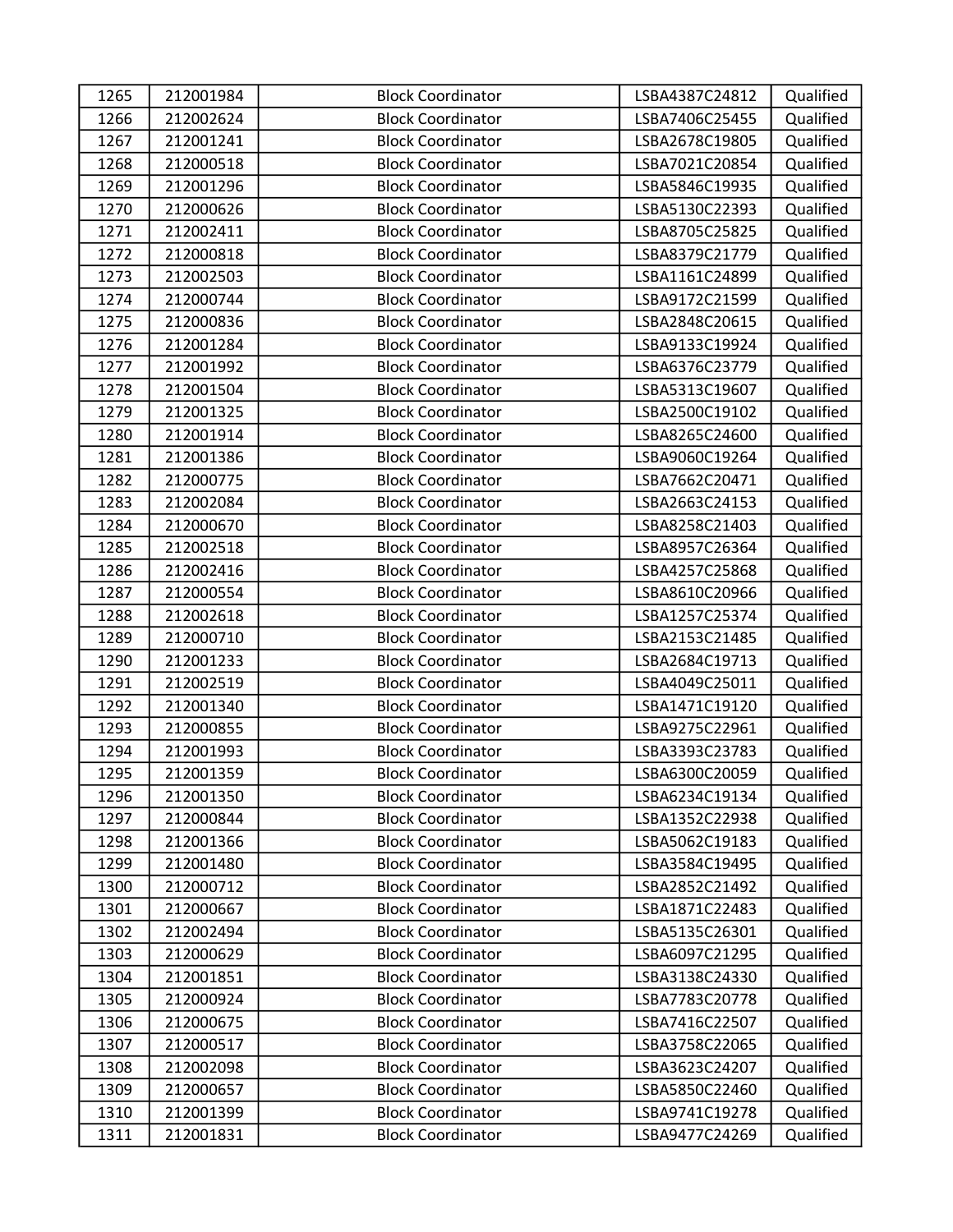| 1265 | 212001984 | Block Coordinator | LSBA4387C24812 | Qualified |
|---|---|---|---|---|
| 1266 | 212002624 | Block Coordinator | LSBA7406C25455 | Qualified |
| 1267 | 212001241 | Block Coordinator | LSBA2678C19805 | Qualified |
| 1268 | 212000518 | Block Coordinator | LSBA7021C20854 | Qualified |
| 1269 | 212001296 | Block Coordinator | LSBA5846C19935 | Qualified |
| 1270 | 212000626 | Block Coordinator | LSBA5130C22393 | Qualified |
| 1271 | 212002411 | Block Coordinator | LSBA8705C25825 | Qualified |
| 1272 | 212000818 | Block Coordinator | LSBA8379C21779 | Qualified |
| 1273 | 212002503 | Block Coordinator | LSBA1161C24899 | Qualified |
| 1274 | 212000744 | Block Coordinator | LSBA9172C21599 | Qualified |
| 1275 | 212000836 | Block Coordinator | LSBA2848C20615 | Qualified |
| 1276 | 212001284 | Block Coordinator | LSBA9133C19924 | Qualified |
| 1277 | 212001992 | Block Coordinator | LSBA6376C23779 | Qualified |
| 1278 | 212001504 | Block Coordinator | LSBA5313C19607 | Qualified |
| 1279 | 212001325 | Block Coordinator | LSBA2500C19102 | Qualified |
| 1280 | 212001914 | Block Coordinator | LSBA8265C24600 | Qualified |
| 1281 | 212001386 | Block Coordinator | LSBA9060C19264 | Qualified |
| 1282 | 212000775 | Block Coordinator | LSBA7662C20471 | Qualified |
| 1283 | 212002084 | Block Coordinator | LSBA2663C24153 | Qualified |
| 1284 | 212000670 | Block Coordinator | LSBA8258C21403 | Qualified |
| 1285 | 212002518 | Block Coordinator | LSBA8957C26364 | Qualified |
| 1286 | 212002416 | Block Coordinator | LSBA4257C25868 | Qualified |
| 1287 | 212000554 | Block Coordinator | LSBA8610C20966 | Qualified |
| 1288 | 212002618 | Block Coordinator | LSBA1257C25374 | Qualified |
| 1289 | 212000710 | Block Coordinator | LSBA2153C21485 | Qualified |
| 1290 | 212001233 | Block Coordinator | LSBA2684C19713 | Qualified |
| 1291 | 212002519 | Block Coordinator | LSBA4049C25011 | Qualified |
| 1292 | 212001340 | Block Coordinator | LSBA1471C19120 | Qualified |
| 1293 | 212000855 | Block Coordinator | LSBA9275C22961 | Qualified |
| 1294 | 212001993 | Block Coordinator | LSBA3393C23783 | Qualified |
| 1295 | 212001359 | Block Coordinator | LSBA6300C20059 | Qualified |
| 1296 | 212001350 | Block Coordinator | LSBA6234C19134 | Qualified |
| 1297 | 212000844 | Block Coordinator | LSBA1352C22938 | Qualified |
| 1298 | 212001366 | Block Coordinator | LSBA5062C19183 | Qualified |
| 1299 | 212001480 | Block Coordinator | LSBA3584C19495 | Qualified |
| 1300 | 212000712 | Block Coordinator | LSBA2852C21492 | Qualified |
| 1301 | 212000667 | Block Coordinator | LSBA1871C22483 | Qualified |
| 1302 | 212002494 | Block Coordinator | LSBA5135C26301 | Qualified |
| 1303 | 212000629 | Block Coordinator | LSBA6097C21295 | Qualified |
| 1304 | 212001851 | Block Coordinator | LSBA3138C24330 | Qualified |
| 1305 | 212000924 | Block Coordinator | LSBA7783C20778 | Qualified |
| 1306 | 212000675 | Block Coordinator | LSBA7416C22507 | Qualified |
| 1307 | 212000517 | Block Coordinator | LSBA3758C22065 | Qualified |
| 1308 | 212002098 | Block Coordinator | LSBA3623C24207 | Qualified |
| 1309 | 212000657 | Block Coordinator | LSBA5850C22460 | Qualified |
| 1310 | 212001399 | Block Coordinator | LSBA9741C19278 | Qualified |
| 1311 | 212001831 | Block Coordinator | LSBA9477C24269 | Qualified |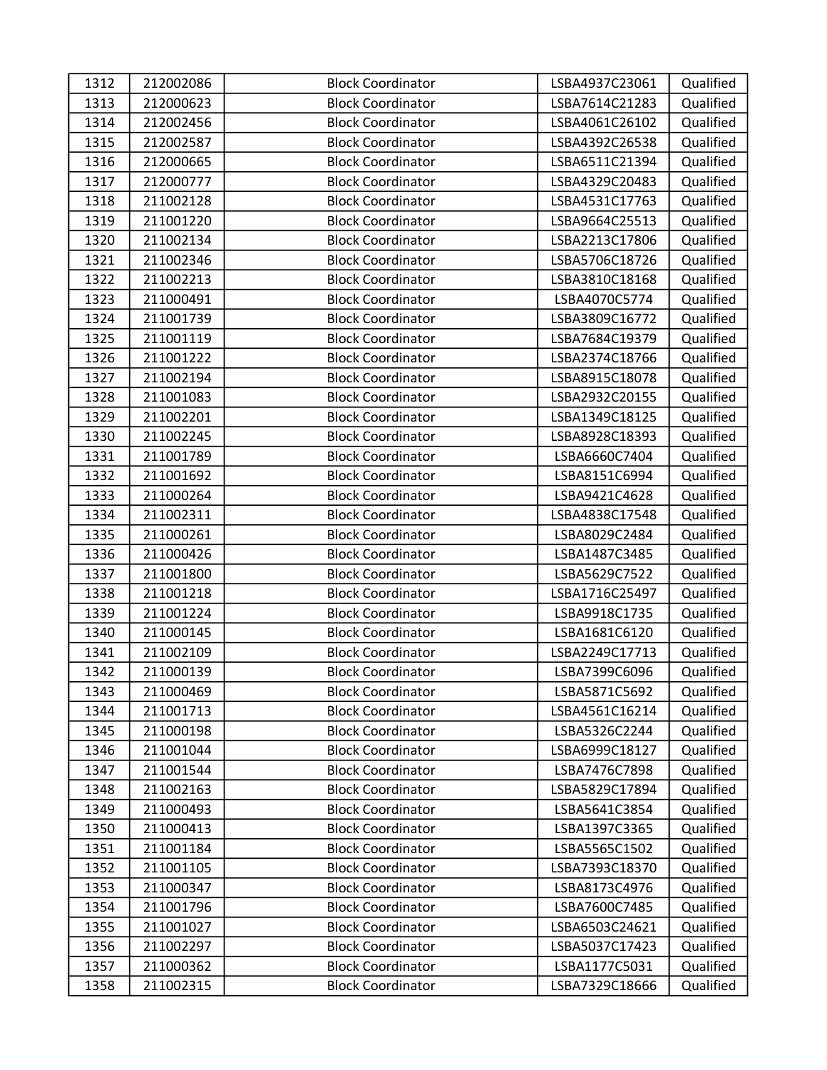| 1312 | 212002086 | Block Coordinator | LSBA4937C23061 | Qualified |
|---|---|---|---|---|
| 1313 | 212000623 | Block Coordinator | LSBA7614C21283 | Qualified |
| 1314 | 212002456 | Block Coordinator | LSBA4061C26102 | Qualified |
| 1315 | 212002587 | Block Coordinator | LSBA4392C26538 | Qualified |
| 1316 | 212000665 | Block Coordinator | LSBA6511C21394 | Qualified |
| 1317 | 212000777 | Block Coordinator | LSBA4329C20483 | Qualified |
| 1318 | 211002128 | Block Coordinator | LSBA4531C17763 | Qualified |
| 1319 | 211001220 | Block Coordinator | LSBA9664C25513 | Qualified |
| 1320 | 211002134 | Block Coordinator | LSBA2213C17806 | Qualified |
| 1321 | 211002346 | Block Coordinator | LSBA5706C18726 | Qualified |
| 1322 | 211002213 | Block Coordinator | LSBA3810C18168 | Qualified |
| 1323 | 211000491 | Block Coordinator | LSBA4070C5774 | Qualified |
| 1324 | 211001739 | Block Coordinator | LSBA3809C16772 | Qualified |
| 1325 | 211001119 | Block Coordinator | LSBA7684C19379 | Qualified |
| 1326 | 211001222 | Block Coordinator | LSBA2374C18766 | Qualified |
| 1327 | 211002194 | Block Coordinator | LSBA8915C18078 | Qualified |
| 1328 | 211001083 | Block Coordinator | LSBA2932C20155 | Qualified |
| 1329 | 211002201 | Block Coordinator | LSBA1349C18125 | Qualified |
| 1330 | 211002245 | Block Coordinator | LSBA8928C18393 | Qualified |
| 1331 | 211001789 | Block Coordinator | LSBA6660C7404 | Qualified |
| 1332 | 211001692 | Block Coordinator | LSBA8151C6994 | Qualified |
| 1333 | 211000264 | Block Coordinator | LSBA9421C4628 | Qualified |
| 1334 | 211002311 | Block Coordinator | LSBA4838C17548 | Qualified |
| 1335 | 211000261 | Block Coordinator | LSBA8029C2484 | Qualified |
| 1336 | 211000426 | Block Coordinator | LSBA1487C3485 | Qualified |
| 1337 | 211001800 | Block Coordinator | LSBA5629C7522 | Qualified |
| 1338 | 211001218 | Block Coordinator | LSBA1716C25497 | Qualified |
| 1339 | 211001224 | Block Coordinator | LSBA9918C1735 | Qualified |
| 1340 | 211000145 | Block Coordinator | LSBA1681C6120 | Qualified |
| 1341 | 211002109 | Block Coordinator | LSBA2249C17713 | Qualified |
| 1342 | 211000139 | Block Coordinator | LSBA7399C6096 | Qualified |
| 1343 | 211000469 | Block Coordinator | LSBA5871C5692 | Qualified |
| 1344 | 211001713 | Block Coordinator | LSBA4561C16214 | Qualified |
| 1345 | 211000198 | Block Coordinator | LSBA5326C2244 | Qualified |
| 1346 | 211001044 | Block Coordinator | LSBA6999C18127 | Qualified |
| 1347 | 211001544 | Block Coordinator | LSBA7476C7898 | Qualified |
| 1348 | 211002163 | Block Coordinator | LSBA5829C17894 | Qualified |
| 1349 | 211000493 | Block Coordinator | LSBA5641C3854 | Qualified |
| 1350 | 211000413 | Block Coordinator | LSBA1397C3365 | Qualified |
| 1351 | 211001184 | Block Coordinator | LSBA5565C1502 | Qualified |
| 1352 | 211001105 | Block Coordinator | LSBA7393C18370 | Qualified |
| 1353 | 211000347 | Block Coordinator | LSBA8173C4976 | Qualified |
| 1354 | 211001796 | Block Coordinator | LSBA7600C7485 | Qualified |
| 1355 | 211001027 | Block Coordinator | LSBA6503C24621 | Qualified |
| 1356 | 211002297 | Block Coordinator | LSBA5037C17423 | Qualified |
| 1357 | 211000362 | Block Coordinator | LSBA1177C5031 | Qualified |
| 1358 | 211002315 | Block Coordinator | LSBA7329C18666 | Qualified |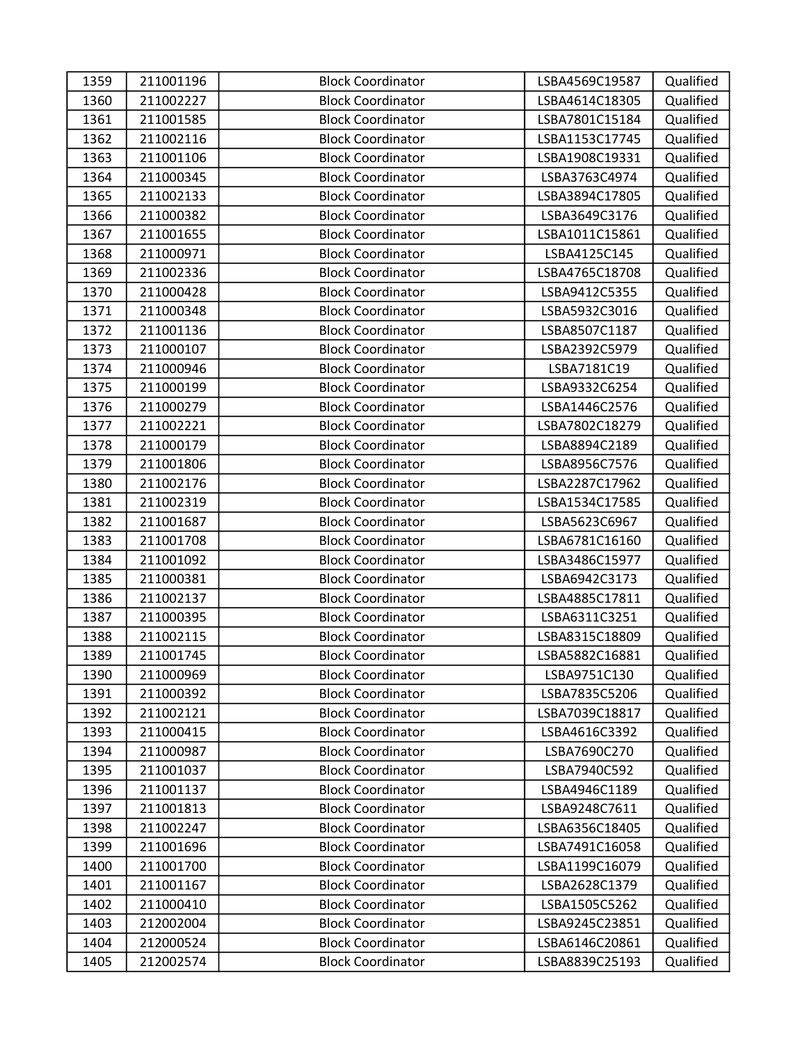| 1359 | 211001196 | Block Coordinator | LSBA4569C19587 | Qualified |
|---|---|---|---|---|
| 1360 | 211002227 | Block Coordinator | LSBA4614C18305 | Qualified |
| 1361 | 211001585 | Block Coordinator | LSBA7801C15184 | Qualified |
| 1362 | 211002116 | Block Coordinator | LSBA1153C17745 | Qualified |
| 1363 | 211001106 | Block Coordinator | LSBA1908C19331 | Qualified |
| 1364 | 211000345 | Block Coordinator | LSBA3763C4974 | Qualified |
| 1365 | 211002133 | Block Coordinator | LSBA3894C17805 | Qualified |
| 1366 | 211000382 | Block Coordinator | LSBA3649C3176 | Qualified |
| 1367 | 211001655 | Block Coordinator | LSBA1011C15861 | Qualified |
| 1368 | 211000971 | Block Coordinator | LSBA4125C145 | Qualified |
| 1369 | 211002336 | Block Coordinator | LSBA4765C18708 | Qualified |
| 1370 | 211000428 | Block Coordinator | LSBA9412C5355 | Qualified |
| 1371 | 211000348 | Block Coordinator | LSBA5932C3016 | Qualified |
| 1372 | 211001136 | Block Coordinator | LSBA8507C1187 | Qualified |
| 1373 | 211000107 | Block Coordinator | LSBA2392C5979 | Qualified |
| 1374 | 211000946 | Block Coordinator | LSBA7181C19 | Qualified |
| 1375 | 211000199 | Block Coordinator | LSBA9332C6254 | Qualified |
| 1376 | 211000279 | Block Coordinator | LSBA1446C2576 | Qualified |
| 1377 | 211002221 | Block Coordinator | LSBA7802C18279 | Qualified |
| 1378 | 211000179 | Block Coordinator | LSBA8894C2189 | Qualified |
| 1379 | 211001806 | Block Coordinator | LSBA8956C7576 | Qualified |
| 1380 | 211002176 | Block Coordinator | LSBA2287C17962 | Qualified |
| 1381 | 211002319 | Block Coordinator | LSBA1534C17585 | Qualified |
| 1382 | 211001687 | Block Coordinator | LSBA5623C6967 | Qualified |
| 1383 | 211001708 | Block Coordinator | LSBA6781C16160 | Qualified |
| 1384 | 211001092 | Block Coordinator | LSBA3486C15977 | Qualified |
| 1385 | 211000381 | Block Coordinator | LSBA6942C3173 | Qualified |
| 1386 | 211002137 | Block Coordinator | LSBA4885C17811 | Qualified |
| 1387 | 211000395 | Block Coordinator | LSBA6311C3251 | Qualified |
| 1388 | 211002115 | Block Coordinator | LSBA8315C18809 | Qualified |
| 1389 | 211001745 | Block Coordinator | LSBA5882C16881 | Qualified |
| 1390 | 211000969 | Block Coordinator | LSBA9751C130 | Qualified |
| 1391 | 211000392 | Block Coordinator | LSBA7835C5206 | Qualified |
| 1392 | 211002121 | Block Coordinator | LSBA7039C18817 | Qualified |
| 1393 | 211000415 | Block Coordinator | LSBA4616C3392 | Qualified |
| 1394 | 211000987 | Block Coordinator | LSBA7690C270 | Qualified |
| 1395 | 211001037 | Block Coordinator | LSBA7940C592 | Qualified |
| 1396 | 211001137 | Block Coordinator | LSBA4946C1189 | Qualified |
| 1397 | 211001813 | Block Coordinator | LSBA9248C7611 | Qualified |
| 1398 | 211002247 | Block Coordinator | LSBA6356C18405 | Qualified |
| 1399 | 211001696 | Block Coordinator | LSBA7491C16058 | Qualified |
| 1400 | 211001700 | Block Coordinator | LSBA1199C16079 | Qualified |
| 1401 | 211001167 | Block Coordinator | LSBA2628C1379 | Qualified |
| 1402 | 211000410 | Block Coordinator | LSBA1505C5262 | Qualified |
| 1403 | 212002004 | Block Coordinator | LSBA9245C23851 | Qualified |
| 1404 | 212000524 | Block Coordinator | LSBA6146C20861 | Qualified |
| 1405 | 212002574 | Block Coordinator | LSBA8839C25193 | Qualified |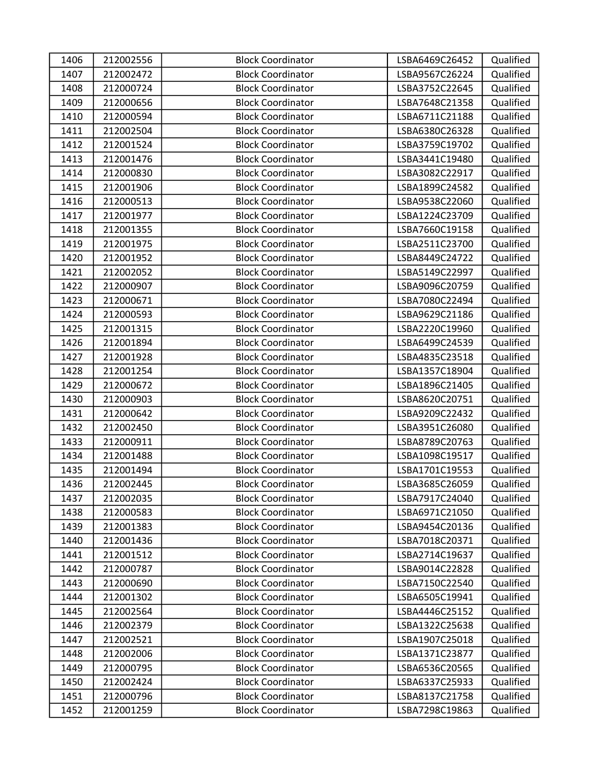| 1406 | 212002556 | Block Coordinator | LSBA6469C26452 | Qualified |
|---|---|---|---|---|
| 1407 | 212002472 | Block Coordinator | LSBA9567C26224 | Qualified |
| 1408 | 212000724 | Block Coordinator | LSBA3752C22645 | Qualified |
| 1409 | 212000656 | Block Coordinator | LSBA7648C21358 | Qualified |
| 1410 | 212000594 | Block Coordinator | LSBA6711C21188 | Qualified |
| 1411 | 212002504 | Block Coordinator | LSBA6380C26328 | Qualified |
| 1412 | 212001524 | Block Coordinator | LSBA3759C19702 | Qualified |
| 1413 | 212001476 | Block Coordinator | LSBA3441C19480 | Qualified |
| 1414 | 212000830 | Block Coordinator | LSBA3082C22917 | Qualified |
| 1415 | 212001906 | Block Coordinator | LSBA1899C24582 | Qualified |
| 1416 | 212000513 | Block Coordinator | LSBA9538C22060 | Qualified |
| 1417 | 212001977 | Block Coordinator | LSBA1224C23709 | Qualified |
| 1418 | 212001355 | Block Coordinator | LSBA7660C19158 | Qualified |
| 1419 | 212001975 | Block Coordinator | LSBA2511C23700 | Qualified |
| 1420 | 212001952 | Block Coordinator | LSBA8449C24722 | Qualified |
| 1421 | 212002052 | Block Coordinator | LSBA5149C22997 | Qualified |
| 1422 | 212000907 | Block Coordinator | LSBA9096C20759 | Qualified |
| 1423 | 212000671 | Block Coordinator | LSBA7080C22494 | Qualified |
| 1424 | 212000593 | Block Coordinator | LSBA9629C21186 | Qualified |
| 1425 | 212001315 | Block Coordinator | LSBA2220C19960 | Qualified |
| 1426 | 212001894 | Block Coordinator | LSBA6499C24539 | Qualified |
| 1427 | 212001928 | Block Coordinator | LSBA4835C23518 | Qualified |
| 1428 | 212001254 | Block Coordinator | LSBA1357C18904 | Qualified |
| 1429 | 212000672 | Block Coordinator | LSBA1896C21405 | Qualified |
| 1430 | 212000903 | Block Coordinator | LSBA8620C20751 | Qualified |
| 1431 | 212000642 | Block Coordinator | LSBA9209C22432 | Qualified |
| 1432 | 212002450 | Block Coordinator | LSBA3951C26080 | Qualified |
| 1433 | 212000911 | Block Coordinator | LSBA8789C20763 | Qualified |
| 1434 | 212001488 | Block Coordinator | LSBA1098C19517 | Qualified |
| 1435 | 212001494 | Block Coordinator | LSBA1701C19553 | Qualified |
| 1436 | 212002445 | Block Coordinator | LSBA3685C26059 | Qualified |
| 1437 | 212002035 | Block Coordinator | LSBA7917C24040 | Qualified |
| 1438 | 212000583 | Block Coordinator | LSBA6971C21050 | Qualified |
| 1439 | 212001383 | Block Coordinator | LSBA9454C20136 | Qualified |
| 1440 | 212001436 | Block Coordinator | LSBA7018C20371 | Qualified |
| 1441 | 212001512 | Block Coordinator | LSBA2714C19637 | Qualified |
| 1442 | 212000787 | Block Coordinator | LSBA9014C22828 | Qualified |
| 1443 | 212000690 | Block Coordinator | LSBA7150C22540 | Qualified |
| 1444 | 212001302 | Block Coordinator | LSBA6505C19941 | Qualified |
| 1445 | 212002564 | Block Coordinator | LSBA4446C25152 | Qualified |
| 1446 | 212002379 | Block Coordinator | LSBA1322C25638 | Qualified |
| 1447 | 212002521 | Block Coordinator | LSBA1907C25018 | Qualified |
| 1448 | 212002006 | Block Coordinator | LSBA1371C23877 | Qualified |
| 1449 | 212000795 | Block Coordinator | LSBA6536C20565 | Qualified |
| 1450 | 212002424 | Block Coordinator | LSBA6337C25933 | Qualified |
| 1451 | 212000796 | Block Coordinator | LSBA8137C21758 | Qualified |
| 1452 | 212001259 | Block Coordinator | LSBA7298C19863 | Qualified |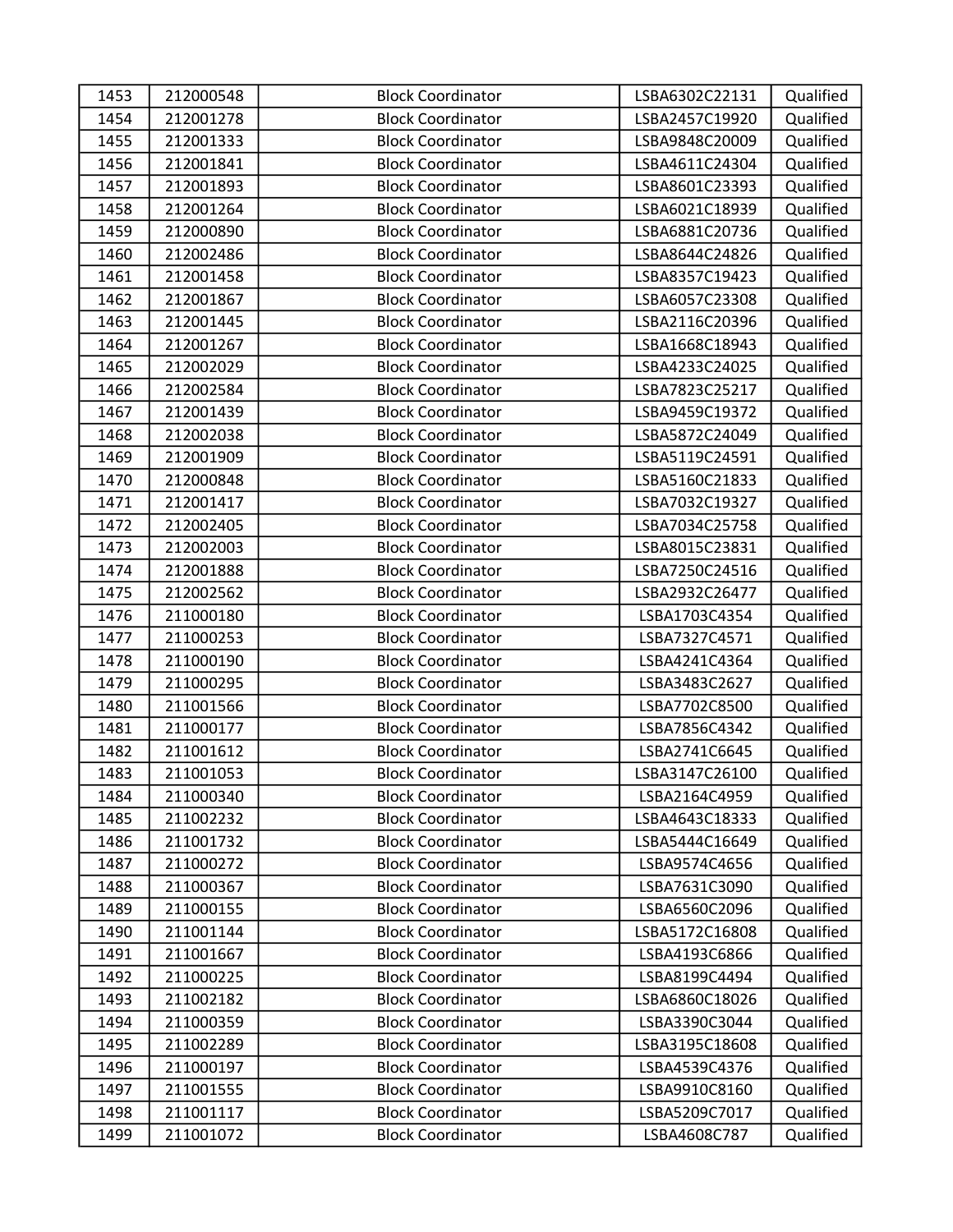| 1453 | 212000548 | Block Coordinator | LSBA6302C22131 | Qualified |
|---|---|---|---|---|
| 1454 | 212001278 | Block Coordinator | LSBA2457C19920 | Qualified |
| 1455 | 212001333 | Block Coordinator | LSBA9848C20009 | Qualified |
| 1456 | 212001841 | Block Coordinator | LSBA4611C24304 | Qualified |
| 1457 | 212001893 | Block Coordinator | LSBA8601C23393 | Qualified |
| 1458 | 212001264 | Block Coordinator | LSBA6021C18939 | Qualified |
| 1459 | 212000890 | Block Coordinator | LSBA6881C20736 | Qualified |
| 1460 | 212002486 | Block Coordinator | LSBA8644C24826 | Qualified |
| 1461 | 212001458 | Block Coordinator | LSBA8357C19423 | Qualified |
| 1462 | 212001867 | Block Coordinator | LSBA6057C23308 | Qualified |
| 1463 | 212001445 | Block Coordinator | LSBA2116C20396 | Qualified |
| 1464 | 212001267 | Block Coordinator | LSBA1668C18943 | Qualified |
| 1465 | 212002029 | Block Coordinator | LSBA4233C24025 | Qualified |
| 1466 | 212002584 | Block Coordinator | LSBA7823C25217 | Qualified |
| 1467 | 212001439 | Block Coordinator | LSBA9459C19372 | Qualified |
| 1468 | 212002038 | Block Coordinator | LSBA5872C24049 | Qualified |
| 1469 | 212001909 | Block Coordinator | LSBA5119C24591 | Qualified |
| 1470 | 212000848 | Block Coordinator | LSBA5160C21833 | Qualified |
| 1471 | 212001417 | Block Coordinator | LSBA7032C19327 | Qualified |
| 1472 | 212002405 | Block Coordinator | LSBA7034C25758 | Qualified |
| 1473 | 212002003 | Block Coordinator | LSBA8015C23831 | Qualified |
| 1474 | 212001888 | Block Coordinator | LSBA7250C24516 | Qualified |
| 1475 | 212002562 | Block Coordinator | LSBA2932C26477 | Qualified |
| 1476 | 211000180 | Block Coordinator | LSBA1703C4354 | Qualified |
| 1477 | 211000253 | Block Coordinator | LSBA7327C4571 | Qualified |
| 1478 | 211000190 | Block Coordinator | LSBA4241C4364 | Qualified |
| 1479 | 211000295 | Block Coordinator | LSBA3483C2627 | Qualified |
| 1480 | 211001566 | Block Coordinator | LSBA7702C8500 | Qualified |
| 1481 | 211000177 | Block Coordinator | LSBA7856C4342 | Qualified |
| 1482 | 211001612 | Block Coordinator | LSBA2741C6645 | Qualified |
| 1483 | 211001053 | Block Coordinator | LSBA3147C26100 | Qualified |
| 1484 | 211000340 | Block Coordinator | LSBA2164C4959 | Qualified |
| 1485 | 211002232 | Block Coordinator | LSBA4643C18333 | Qualified |
| 1486 | 211001732 | Block Coordinator | LSBA5444C16649 | Qualified |
| 1487 | 211000272 | Block Coordinator | LSBA9574C4656 | Qualified |
| 1488 | 211000367 | Block Coordinator | LSBA7631C3090 | Qualified |
| 1489 | 211000155 | Block Coordinator | LSBA6560C2096 | Qualified |
| 1490 | 211001144 | Block Coordinator | LSBA5172C16808 | Qualified |
| 1491 | 211001667 | Block Coordinator | LSBA4193C6866 | Qualified |
| 1492 | 211000225 | Block Coordinator | LSBA8199C4494 | Qualified |
| 1493 | 211002182 | Block Coordinator | LSBA6860C18026 | Qualified |
| 1494 | 211000359 | Block Coordinator | LSBA3390C3044 | Qualified |
| 1495 | 211002289 | Block Coordinator | LSBA3195C18608 | Qualified |
| 1496 | 211000197 | Block Coordinator | LSBA4539C4376 | Qualified |
| 1497 | 211001555 | Block Coordinator | LSBA9910C8160 | Qualified |
| 1498 | 211001117 | Block Coordinator | LSBA5209C7017 | Qualified |
| 1499 | 211001072 | Block Coordinator | LSBA4608C787 | Qualified |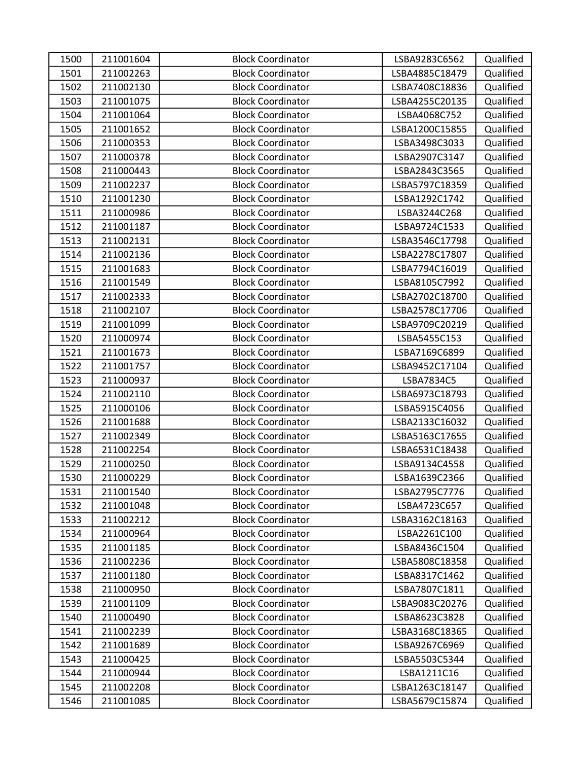| 1500 | 211001604 | Block Coordinator | LSBA9283C6562 | Qualified |
|---|---|---|---|---|
| 1501 | 211002263 | Block Coordinator | LSBA4885C18479 | Qualified |
| 1502 | 211002130 | Block Coordinator | LSBA7408C18836 | Qualified |
| 1503 | 211001075 | Block Coordinator | LSBA4255C20135 | Qualified |
| 1504 | 211001064 | Block Coordinator | LSBA4068C752 | Qualified |
| 1505 | 211001652 | Block Coordinator | LSBA1200C15855 | Qualified |
| 1506 | 211000353 | Block Coordinator | LSBA3498C3033 | Qualified |
| 1507 | 211000378 | Block Coordinator | LSBA2907C3147 | Qualified |
| 1508 | 211000443 | Block Coordinator | LSBA2843C3565 | Qualified |
| 1509 | 211002237 | Block Coordinator | LSBA5797C18359 | Qualified |
| 1510 | 211001230 | Block Coordinator | LSBA1292C1742 | Qualified |
| 1511 | 211000986 | Block Coordinator | LSBA3244C268 | Qualified |
| 1512 | 211001187 | Block Coordinator | LSBA9724C1533 | Qualified |
| 1513 | 211002131 | Block Coordinator | LSBA3546C17798 | Qualified |
| 1514 | 211002136 | Block Coordinator | LSBA2278C17807 | Qualified |
| 1515 | 211001683 | Block Coordinator | LSBA7794C16019 | Qualified |
| 1516 | 211001549 | Block Coordinator | LSBA8105C7992 | Qualified |
| 1517 | 211002333 | Block Coordinator | LSBA2702C18700 | Qualified |
| 1518 | 211002107 | Block Coordinator | LSBA2578C17706 | Qualified |
| 1519 | 211001099 | Block Coordinator | LSBA9709C20219 | Qualified |
| 1520 | 211000974 | Block Coordinator | LSBA5455C153 | Qualified |
| 1521 | 211001673 | Block Coordinator | LSBA7169C6899 | Qualified |
| 1522 | 211001757 | Block Coordinator | LSBA9452C17104 | Qualified |
| 1523 | 211000937 | Block Coordinator | LSBA7834C5 | Qualified |
| 1524 | 211002110 | Block Coordinator | LSBA6973C18793 | Qualified |
| 1525 | 211000106 | Block Coordinator | LSBA5915C4056 | Qualified |
| 1526 | 211001688 | Block Coordinator | LSBA2133C16032 | Qualified |
| 1527 | 211002349 | Block Coordinator | LSBA5163C17655 | Qualified |
| 1528 | 211002254 | Block Coordinator | LSBA6531C18438 | Qualified |
| 1529 | 211000250 | Block Coordinator | LSBA9134C4558 | Qualified |
| 1530 | 211000229 | Block Coordinator | LSBA1639C2366 | Qualified |
| 1531 | 211001540 | Block Coordinator | LSBA2795C7776 | Qualified |
| 1532 | 211001048 | Block Coordinator | LSBA4723C657 | Qualified |
| 1533 | 211002212 | Block Coordinator | LSBA3162C18163 | Qualified |
| 1534 | 211000964 | Block Coordinator | LSBA2261C100 | Qualified |
| 1535 | 211001185 | Block Coordinator | LSBA8436C1504 | Qualified |
| 1536 | 211002236 | Block Coordinator | LSBA5808C18358 | Qualified |
| 1537 | 211001180 | Block Coordinator | LSBA8317C1462 | Qualified |
| 1538 | 211000950 | Block Coordinator | LSBA7807C1811 | Qualified |
| 1539 | 211001109 | Block Coordinator | LSBA9083C20276 | Qualified |
| 1540 | 211000490 | Block Coordinator | LSBA8623C3828 | Qualified |
| 1541 | 211002239 | Block Coordinator | LSBA3168C18365 | Qualified |
| 1542 | 211001689 | Block Coordinator | LSBA9267C6969 | Qualified |
| 1543 | 211000425 | Block Coordinator | LSBA5503C5344 | Qualified |
| 1544 | 211000944 | Block Coordinator | LSBA1211C16 | Qualified |
| 1545 | 211002208 | Block Coordinator | LSBA1263C18147 | Qualified |
| 1546 | 211001085 | Block Coordinator | LSBA5679C15874 | Qualified |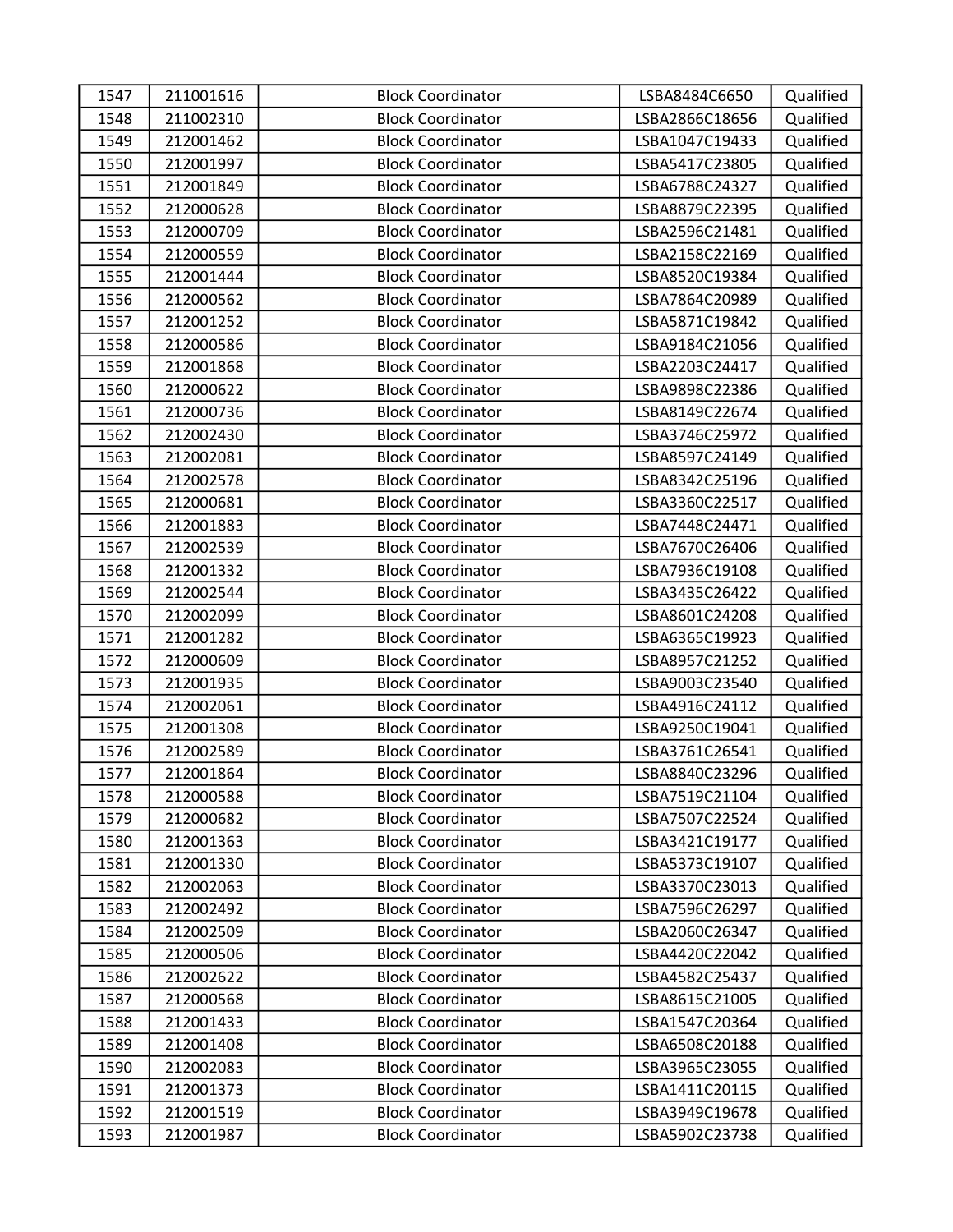| 1547 | 211001616 | Block Coordinator | LSBA8484C6650 | Qualified |
|---|---|---|---|---|
| 1548 | 211002310 | Block Coordinator | LSBA2866C18656 | Qualified |
| 1549 | 212001462 | Block Coordinator | LSBA1047C19433 | Qualified |
| 1550 | 212001997 | Block Coordinator | LSBA5417C23805 | Qualified |
| 1551 | 212001849 | Block Coordinator | LSBA6788C24327 | Qualified |
| 1552 | 212000628 | Block Coordinator | LSBA8879C22395 | Qualified |
| 1553 | 212000709 | Block Coordinator | LSBA2596C21481 | Qualified |
| 1554 | 212000559 | Block Coordinator | LSBA2158C22169 | Qualified |
| 1555 | 212001444 | Block Coordinator | LSBA8520C19384 | Qualified |
| 1556 | 212000562 | Block Coordinator | LSBA7864C20989 | Qualified |
| 1557 | 212001252 | Block Coordinator | LSBA5871C19842 | Qualified |
| 1558 | 212000586 | Block Coordinator | LSBA9184C21056 | Qualified |
| 1559 | 212001868 | Block Coordinator | LSBA2203C24417 | Qualified |
| 1560 | 212000622 | Block Coordinator | LSBA9898C22386 | Qualified |
| 1561 | 212000736 | Block Coordinator | LSBA8149C22674 | Qualified |
| 1562 | 212002430 | Block Coordinator | LSBA3746C25972 | Qualified |
| 1563 | 212002081 | Block Coordinator | LSBA8597C24149 | Qualified |
| 1564 | 212002578 | Block Coordinator | LSBA8342C25196 | Qualified |
| 1565 | 212000681 | Block Coordinator | LSBA3360C22517 | Qualified |
| 1566 | 212001883 | Block Coordinator | LSBA7448C24471 | Qualified |
| 1567 | 212002539 | Block Coordinator | LSBA7670C26406 | Qualified |
| 1568 | 212001332 | Block Coordinator | LSBA7936C19108 | Qualified |
| 1569 | 212002544 | Block Coordinator | LSBA3435C26422 | Qualified |
| 1570 | 212002099 | Block Coordinator | LSBA8601C24208 | Qualified |
| 1571 | 212001282 | Block Coordinator | LSBA6365C19923 | Qualified |
| 1572 | 212000609 | Block Coordinator | LSBA8957C21252 | Qualified |
| 1573 | 212001935 | Block Coordinator | LSBA9003C23540 | Qualified |
| 1574 | 212002061 | Block Coordinator | LSBA4916C24112 | Qualified |
| 1575 | 212001308 | Block Coordinator | LSBA9250C19041 | Qualified |
| 1576 | 212002589 | Block Coordinator | LSBA3761C26541 | Qualified |
| 1577 | 212001864 | Block Coordinator | LSBA8840C23296 | Qualified |
| 1578 | 212000588 | Block Coordinator | LSBA7519C21104 | Qualified |
| 1579 | 212000682 | Block Coordinator | LSBA7507C22524 | Qualified |
| 1580 | 212001363 | Block Coordinator | LSBA3421C19177 | Qualified |
| 1581 | 212001330 | Block Coordinator | LSBA5373C19107 | Qualified |
| 1582 | 212002063 | Block Coordinator | LSBA3370C23013 | Qualified |
| 1583 | 212002492 | Block Coordinator | LSBA7596C26297 | Qualified |
| 1584 | 212002509 | Block Coordinator | LSBA2060C26347 | Qualified |
| 1585 | 212000506 | Block Coordinator | LSBA4420C22042 | Qualified |
| 1586 | 212002622 | Block Coordinator | LSBA4582C25437 | Qualified |
| 1587 | 212000568 | Block Coordinator | LSBA8615C21005 | Qualified |
| 1588 | 212001433 | Block Coordinator | LSBA1547C20364 | Qualified |
| 1589 | 212001408 | Block Coordinator | LSBA6508C20188 | Qualified |
| 1590 | 212002083 | Block Coordinator | LSBA3965C23055 | Qualified |
| 1591 | 212001373 | Block Coordinator | LSBA1411C20115 | Qualified |
| 1592 | 212001519 | Block Coordinator | LSBA3949C19678 | Qualified |
| 1593 | 212001987 | Block Coordinator | LSBA5902C23738 | Qualified |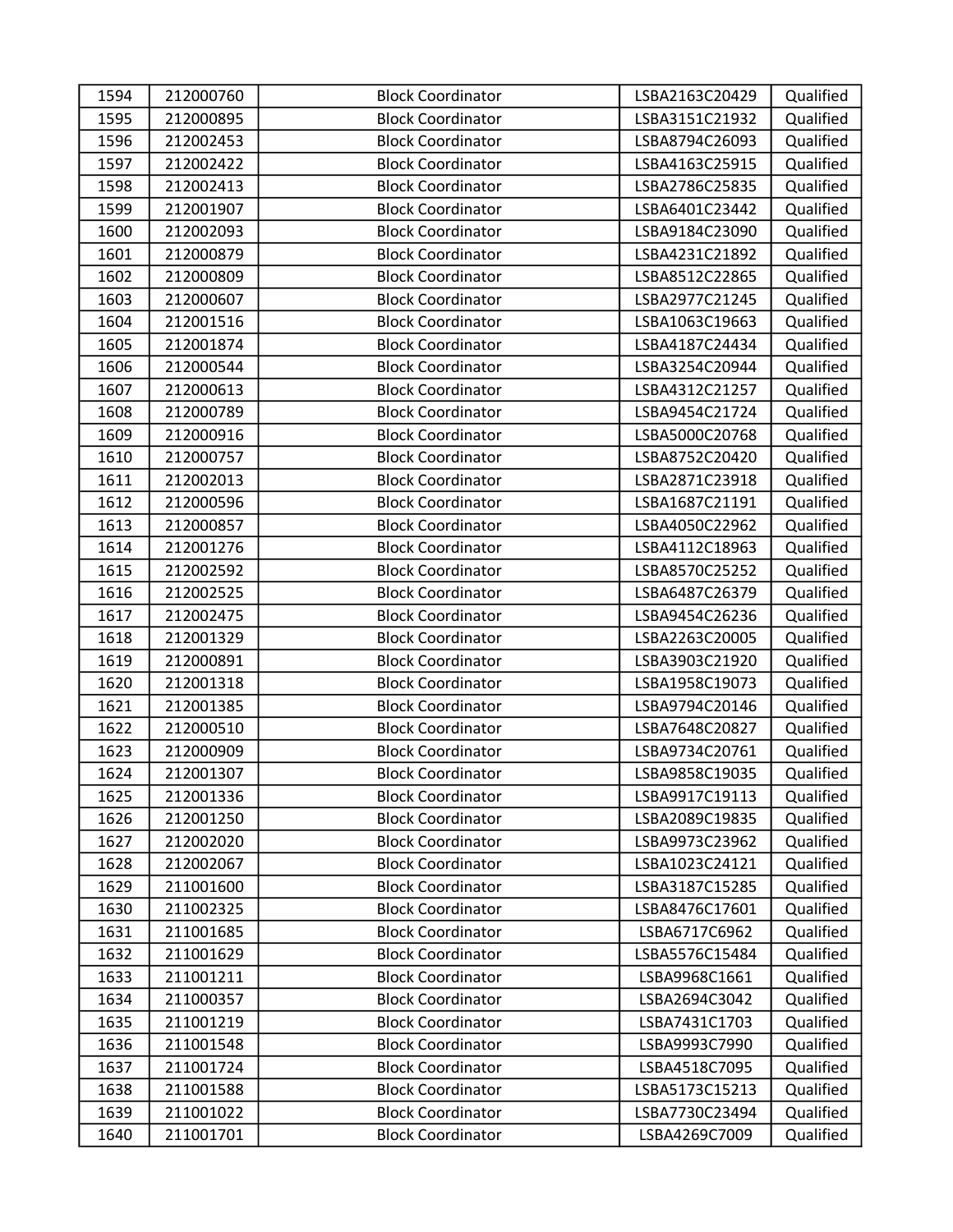| 1594 | 212000760 | Block Coordinator | LSBA2163C20429 | Qualified |
|---|---|---|---|---|
| 1595 | 212000895 | Block Coordinator | LSBA3151C21932 | Qualified |
| 1596 | 212002453 | Block Coordinator | LSBA8794C26093 | Qualified |
| 1597 | 212002422 | Block Coordinator | LSBA4163C25915 | Qualified |
| 1598 | 212002413 | Block Coordinator | LSBA2786C25835 | Qualified |
| 1599 | 212001907 | Block Coordinator | LSBA6401C23442 | Qualified |
| 1600 | 212002093 | Block Coordinator | LSBA9184C23090 | Qualified |
| 1601 | 212000879 | Block Coordinator | LSBA4231C21892 | Qualified |
| 1602 | 212000809 | Block Coordinator | LSBA8512C22865 | Qualified |
| 1603 | 212000607 | Block Coordinator | LSBA2977C21245 | Qualified |
| 1604 | 212001516 | Block Coordinator | LSBA1063C19663 | Qualified |
| 1605 | 212001874 | Block Coordinator | LSBA4187C24434 | Qualified |
| 1606 | 212000544 | Block Coordinator | LSBA3254C20944 | Qualified |
| 1607 | 212000613 | Block Coordinator | LSBA4312C21257 | Qualified |
| 1608 | 212000789 | Block Coordinator | LSBA9454C21724 | Qualified |
| 1609 | 212000916 | Block Coordinator | LSBA5000C20768 | Qualified |
| 1610 | 212000757 | Block Coordinator | LSBA8752C20420 | Qualified |
| 1611 | 212002013 | Block Coordinator | LSBA2871C23918 | Qualified |
| 1612 | 212000596 | Block Coordinator | LSBA1687C21191 | Qualified |
| 1613 | 212000857 | Block Coordinator | LSBA4050C22962 | Qualified |
| 1614 | 212001276 | Block Coordinator | LSBA4112C18963 | Qualified |
| 1615 | 212002592 | Block Coordinator | LSBA8570C25252 | Qualified |
| 1616 | 212002525 | Block Coordinator | LSBA6487C26379 | Qualified |
| 1617 | 212002475 | Block Coordinator | LSBA9454C26236 | Qualified |
| 1618 | 212001329 | Block Coordinator | LSBA2263C20005 | Qualified |
| 1619 | 212000891 | Block Coordinator | LSBA3903C21920 | Qualified |
| 1620 | 212001318 | Block Coordinator | LSBA1958C19073 | Qualified |
| 1621 | 212001385 | Block Coordinator | LSBA9794C20146 | Qualified |
| 1622 | 212000510 | Block Coordinator | LSBA7648C20827 | Qualified |
| 1623 | 212000909 | Block Coordinator | LSBA9734C20761 | Qualified |
| 1624 | 212001307 | Block Coordinator | LSBA9858C19035 | Qualified |
| 1625 | 212001336 | Block Coordinator | LSBA9917C19113 | Qualified |
| 1626 | 212001250 | Block Coordinator | LSBA2089C19835 | Qualified |
| 1627 | 212002020 | Block Coordinator | LSBA9973C23962 | Qualified |
| 1628 | 212002067 | Block Coordinator | LSBA1023C24121 | Qualified |
| 1629 | 211001600 | Block Coordinator | LSBA3187C15285 | Qualified |
| 1630 | 211002325 | Block Coordinator | LSBA8476C17601 | Qualified |
| 1631 | 211001685 | Block Coordinator | LSBA6717C6962 | Qualified |
| 1632 | 211001629 | Block Coordinator | LSBA5576C15484 | Qualified |
| 1633 | 211001211 | Block Coordinator | LSBA9968C1661 | Qualified |
| 1634 | 211000357 | Block Coordinator | LSBA2694C3042 | Qualified |
| 1635 | 211001219 | Block Coordinator | LSBA7431C1703 | Qualified |
| 1636 | 211001548 | Block Coordinator | LSBA9993C7990 | Qualified |
| 1637 | 211001724 | Block Coordinator | LSBA4518C7095 | Qualified |
| 1638 | 211001588 | Block Coordinator | LSBA5173C15213 | Qualified |
| 1639 | 211001022 | Block Coordinator | LSBA7730C23494 | Qualified |
| 1640 | 211001701 | Block Coordinator | LSBA4269C7009 | Qualified |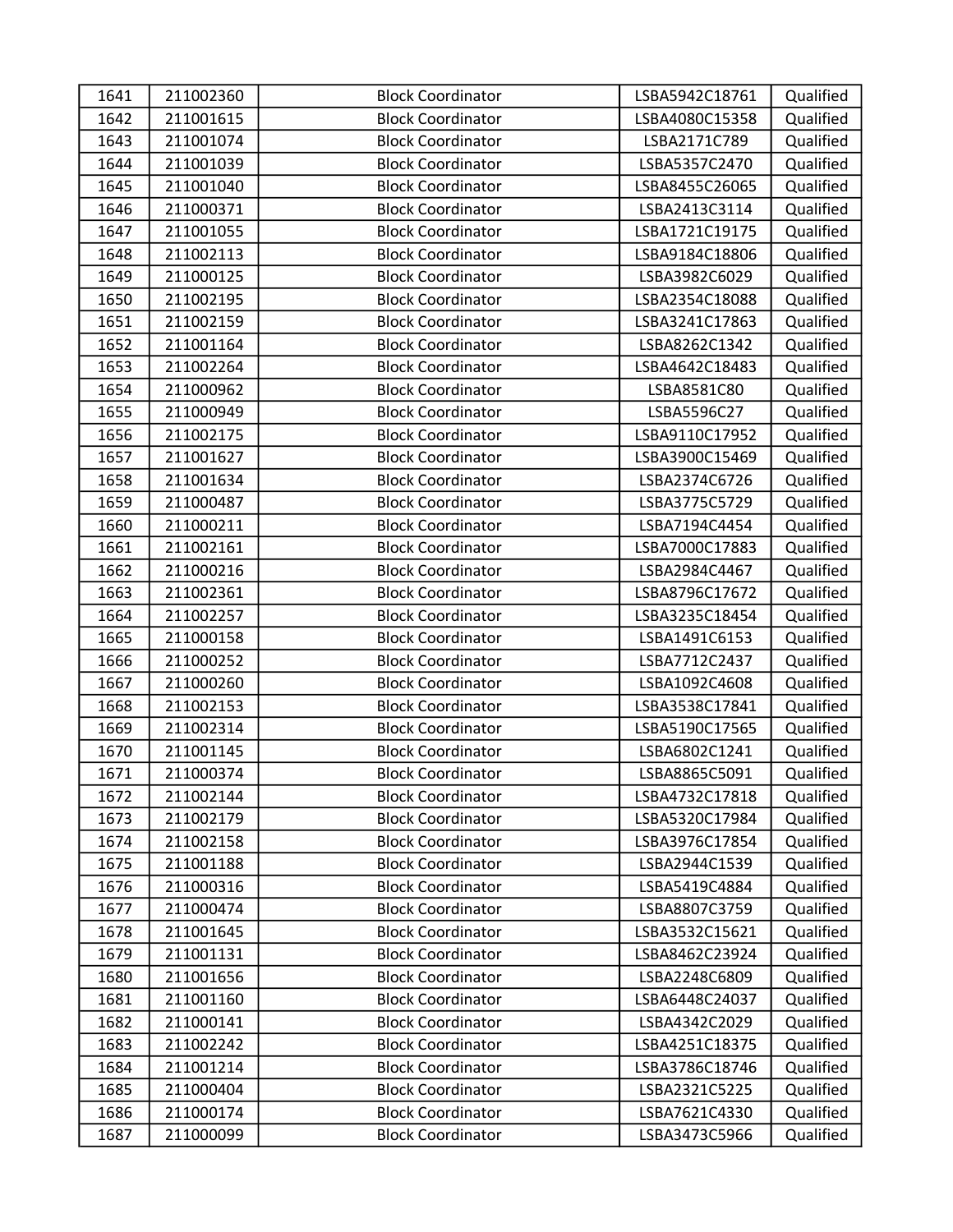| 1641 | 211002360 | Block Coordinator | LSBA5942C18761 | Qualified |
|---|---|---|---|---|
| 1642 | 211001615 | Block Coordinator | LSBA4080C15358 | Qualified |
| 1643 | 211001074 | Block Coordinator | LSBA2171C789 | Qualified |
| 1644 | 211001039 | Block Coordinator | LSBA5357C2470 | Qualified |
| 1645 | 211001040 | Block Coordinator | LSBA8455C26065 | Qualified |
| 1646 | 211000371 | Block Coordinator | LSBA2413C3114 | Qualified |
| 1647 | 211001055 | Block Coordinator | LSBA1721C19175 | Qualified |
| 1648 | 211002113 | Block Coordinator | LSBA9184C18806 | Qualified |
| 1649 | 211000125 | Block Coordinator | LSBA3982C6029 | Qualified |
| 1650 | 211002195 | Block Coordinator | LSBA2354C18088 | Qualified |
| 1651 | 211002159 | Block Coordinator | LSBA3241C17863 | Qualified |
| 1652 | 211001164 | Block Coordinator | LSBA8262C1342 | Qualified |
| 1653 | 211002264 | Block Coordinator | LSBA4642C18483 | Qualified |
| 1654 | 211000962 | Block Coordinator | LSBA8581C80 | Qualified |
| 1655 | 211000949 | Block Coordinator | LSBA5596C27 | Qualified |
| 1656 | 211002175 | Block Coordinator | LSBA9110C17952 | Qualified |
| 1657 | 211001627 | Block Coordinator | LSBA3900C15469 | Qualified |
| 1658 | 211001634 | Block Coordinator | LSBA2374C6726 | Qualified |
| 1659 | 211000487 | Block Coordinator | LSBA3775C5729 | Qualified |
| 1660 | 211000211 | Block Coordinator | LSBA7194C4454 | Qualified |
| 1661 | 211002161 | Block Coordinator | LSBA7000C17883 | Qualified |
| 1662 | 211000216 | Block Coordinator | LSBA2984C4467 | Qualified |
| 1663 | 211002361 | Block Coordinator | LSBA8796C17672 | Qualified |
| 1664 | 211002257 | Block Coordinator | LSBA3235C18454 | Qualified |
| 1665 | 211000158 | Block Coordinator | LSBA1491C6153 | Qualified |
| 1666 | 211000252 | Block Coordinator | LSBA7712C2437 | Qualified |
| 1667 | 211000260 | Block Coordinator | LSBA1092C4608 | Qualified |
| 1668 | 211002153 | Block Coordinator | LSBA3538C17841 | Qualified |
| 1669 | 211002314 | Block Coordinator | LSBA5190C17565 | Qualified |
| 1670 | 211001145 | Block Coordinator | LSBA6802C1241 | Qualified |
| 1671 | 211000374 | Block Coordinator | LSBA8865C5091 | Qualified |
| 1672 | 211002144 | Block Coordinator | LSBA4732C17818 | Qualified |
| 1673 | 211002179 | Block Coordinator | LSBA5320C17984 | Qualified |
| 1674 | 211002158 | Block Coordinator | LSBA3976C17854 | Qualified |
| 1675 | 211001188 | Block Coordinator | LSBA2944C1539 | Qualified |
| 1676 | 211000316 | Block Coordinator | LSBA5419C4884 | Qualified |
| 1677 | 211000474 | Block Coordinator | LSBA8807C3759 | Qualified |
| 1678 | 211001645 | Block Coordinator | LSBA3532C15621 | Qualified |
| 1679 | 211001131 | Block Coordinator | LSBA8462C23924 | Qualified |
| 1680 | 211001656 | Block Coordinator | LSBA2248C6809 | Qualified |
| 1681 | 211001160 | Block Coordinator | LSBA6448C24037 | Qualified |
| 1682 | 211000141 | Block Coordinator | LSBA4342C2029 | Qualified |
| 1683 | 211002242 | Block Coordinator | LSBA4251C18375 | Qualified |
| 1684 | 211001214 | Block Coordinator | LSBA3786C18746 | Qualified |
| 1685 | 211000404 | Block Coordinator | LSBA2321C5225 | Qualified |
| 1686 | 211000174 | Block Coordinator | LSBA7621C4330 | Qualified |
| 1687 | 211000099 | Block Coordinator | LSBA3473C5966 | Qualified |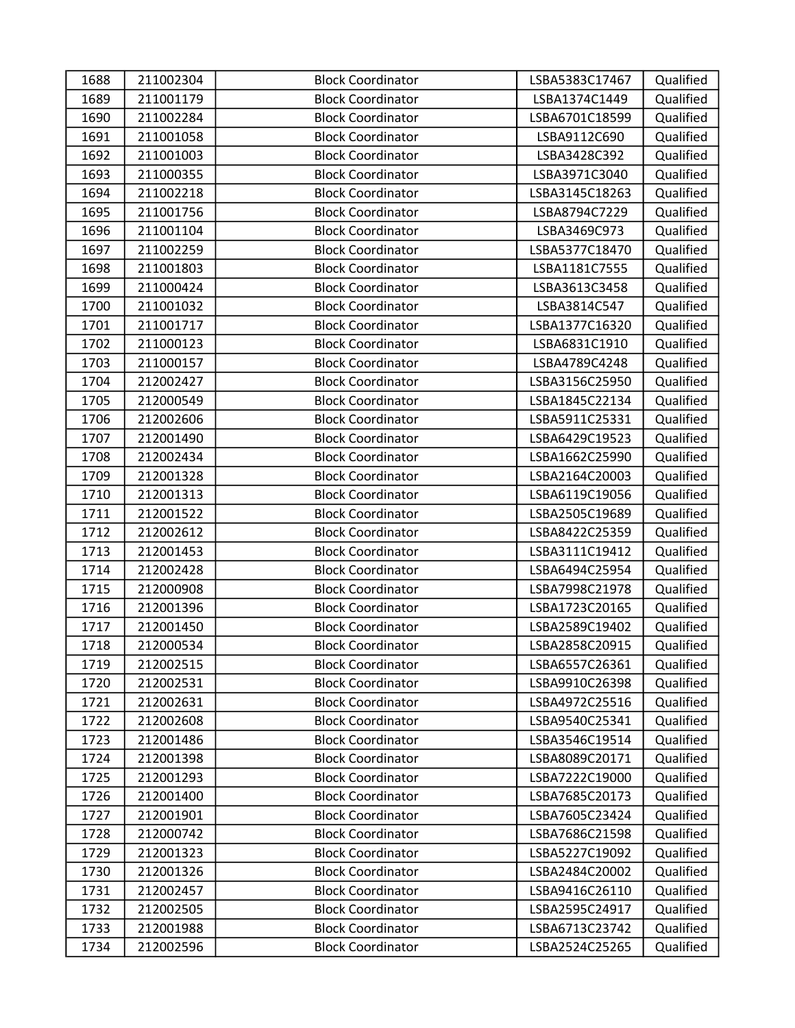| 1688 | 211002304 | Block Coordinator | LSBA5383C17467 | Qualified |
|---|---|---|---|---|
| 1689 | 211001179 | Block Coordinator | LSBA1374C1449 | Qualified |
| 1690 | 211002284 | Block Coordinator | LSBA6701C18599 | Qualified |
| 1691 | 211001058 | Block Coordinator | LSBA9112C690 | Qualified |
| 1692 | 211001003 | Block Coordinator | LSBA3428C392 | Qualified |
| 1693 | 211000355 | Block Coordinator | LSBA3971C3040 | Qualified |
| 1694 | 211002218 | Block Coordinator | LSBA3145C18263 | Qualified |
| 1695 | 211001756 | Block Coordinator | LSBA8794C7229 | Qualified |
| 1696 | 211001104 | Block Coordinator | LSBA3469C973 | Qualified |
| 1697 | 211002259 | Block Coordinator | LSBA5377C18470 | Qualified |
| 1698 | 211001803 | Block Coordinator | LSBA1181C7555 | Qualified |
| 1699 | 211000424 | Block Coordinator | LSBA3613C3458 | Qualified |
| 1700 | 211001032 | Block Coordinator | LSBA3814C547 | Qualified |
| 1701 | 211001717 | Block Coordinator | LSBA1377C16320 | Qualified |
| 1702 | 211000123 | Block Coordinator | LSBA6831C1910 | Qualified |
| 1703 | 211000157 | Block Coordinator | LSBA4789C4248 | Qualified |
| 1704 | 212002427 | Block Coordinator | LSBA3156C25950 | Qualified |
| 1705 | 212000549 | Block Coordinator | LSBA1845C22134 | Qualified |
| 1706 | 212002606 | Block Coordinator | LSBA5911C25331 | Qualified |
| 1707 | 212001490 | Block Coordinator | LSBA6429C19523 | Qualified |
| 1708 | 212002434 | Block Coordinator | LSBA1662C25990 | Qualified |
| 1709 | 212001328 | Block Coordinator | LSBA2164C20003 | Qualified |
| 1710 | 212001313 | Block Coordinator | LSBA6119C19056 | Qualified |
| 1711 | 212001522 | Block Coordinator | LSBA2505C19689 | Qualified |
| 1712 | 212002612 | Block Coordinator | LSBA8422C25359 | Qualified |
| 1713 | 212001453 | Block Coordinator | LSBA3111C19412 | Qualified |
| 1714 | 212002428 | Block Coordinator | LSBA6494C25954 | Qualified |
| 1715 | 212000908 | Block Coordinator | LSBA7998C21978 | Qualified |
| 1716 | 212001396 | Block Coordinator | LSBA1723C20165 | Qualified |
| 1717 | 212001450 | Block Coordinator | LSBA2589C19402 | Qualified |
| 1718 | 212000534 | Block Coordinator | LSBA2858C20915 | Qualified |
| 1719 | 212002515 | Block Coordinator | LSBA6557C26361 | Qualified |
| 1720 | 212002531 | Block Coordinator | LSBA9910C26398 | Qualified |
| 1721 | 212002631 | Block Coordinator | LSBA4972C25516 | Qualified |
| 1722 | 212002608 | Block Coordinator | LSBA9540C25341 | Qualified |
| 1723 | 212001486 | Block Coordinator | LSBA3546C19514 | Qualified |
| 1724 | 212001398 | Block Coordinator | LSBA8089C20171 | Qualified |
| 1725 | 212001293 | Block Coordinator | LSBA7222C19000 | Qualified |
| 1726 | 212001400 | Block Coordinator | LSBA7685C20173 | Qualified |
| 1727 | 212001901 | Block Coordinator | LSBA7605C23424 | Qualified |
| 1728 | 212000742 | Block Coordinator | LSBA7686C21598 | Qualified |
| 1729 | 212001323 | Block Coordinator | LSBA5227C19092 | Qualified |
| 1730 | 212001326 | Block Coordinator | LSBA2484C20002 | Qualified |
| 1731 | 212002457 | Block Coordinator | LSBA9416C26110 | Qualified |
| 1732 | 212002505 | Block Coordinator | LSBA2595C24917 | Qualified |
| 1733 | 212001988 | Block Coordinator | LSBA6713C23742 | Qualified |
| 1734 | 212002596 | Block Coordinator | LSBA2524C25265 | Qualified |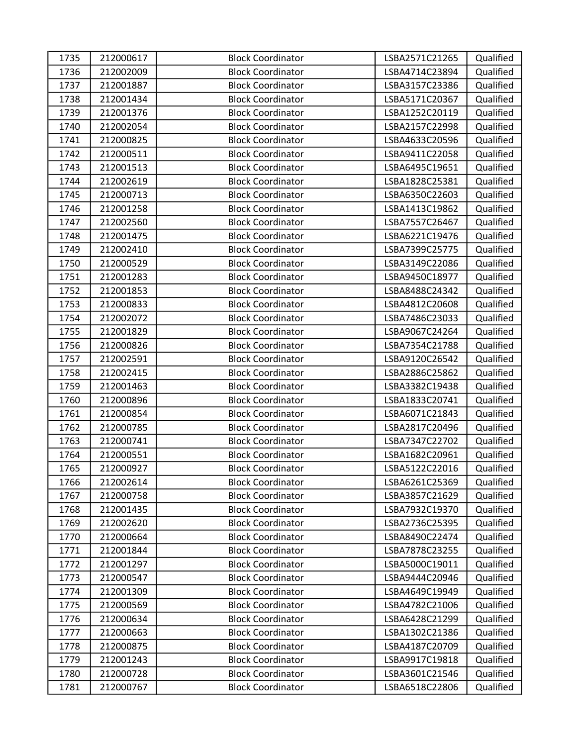| 1735 | 212000617 | Block Coordinator | LSBA2571C21265 | Qualified |
|---|---|---|---|---|
| 1736 | 212002009 | Block Coordinator | LSBA4714C23894 | Qualified |
| 1737 | 212001887 | Block Coordinator | LSBA3157C23386 | Qualified |
| 1738 | 212001434 | Block Coordinator | LSBA5171C20367 | Qualified |
| 1739 | 212001376 | Block Coordinator | LSBA1252C20119 | Qualified |
| 1740 | 212002054 | Block Coordinator | LSBA2157C22998 | Qualified |
| 1741 | 212000825 | Block Coordinator | LSBA4633C20596 | Qualified |
| 1742 | 212000511 | Block Coordinator | LSBA9411C22058 | Qualified |
| 1743 | 212001513 | Block Coordinator | LSBA6495C19651 | Qualified |
| 1744 | 212002619 | Block Coordinator | LSBA1828C25381 | Qualified |
| 1745 | 212000713 | Block Coordinator | LSBA6350C22603 | Qualified |
| 1746 | 212001258 | Block Coordinator | LSBA1413C19862 | Qualified |
| 1747 | 212002560 | Block Coordinator | LSBA7557C26467 | Qualified |
| 1748 | 212001475 | Block Coordinator | LSBA6221C19476 | Qualified |
| 1749 | 212002410 | Block Coordinator | LSBA7399C25775 | Qualified |
| 1750 | 212000529 | Block Coordinator | LSBA3149C22086 | Qualified |
| 1751 | 212001283 | Block Coordinator | LSBA9450C18977 | Qualified |
| 1752 | 212001853 | Block Coordinator | LSBA8488C24342 | Qualified |
| 1753 | 212000833 | Block Coordinator | LSBA4812C20608 | Qualified |
| 1754 | 212002072 | Block Coordinator | LSBA7486C23033 | Qualified |
| 1755 | 212001829 | Block Coordinator | LSBA9067C24264 | Qualified |
| 1756 | 212000826 | Block Coordinator | LSBA7354C21788 | Qualified |
| 1757 | 212002591 | Block Coordinator | LSBA9120C26542 | Qualified |
| 1758 | 212002415 | Block Coordinator | LSBA2886C25862 | Qualified |
| 1759 | 212001463 | Block Coordinator | LSBA3382C19438 | Qualified |
| 1760 | 212000896 | Block Coordinator | LSBA1833C20741 | Qualified |
| 1761 | 212000854 | Block Coordinator | LSBA6071C21843 | Qualified |
| 1762 | 212000785 | Block Coordinator | LSBA2817C20496 | Qualified |
| 1763 | 212000741 | Block Coordinator | LSBA7347C22702 | Qualified |
| 1764 | 212000551 | Block Coordinator | LSBA1682C20961 | Qualified |
| 1765 | 212000927 | Block Coordinator | LSBA5122C22016 | Qualified |
| 1766 | 212002614 | Block Coordinator | LSBA6261C25369 | Qualified |
| 1767 | 212000758 | Block Coordinator | LSBA3857C21629 | Qualified |
| 1768 | 212001435 | Block Coordinator | LSBA7932C19370 | Qualified |
| 1769 | 212002620 | Block Coordinator | LSBA2736C25395 | Qualified |
| 1770 | 212000664 | Block Coordinator | LSBA8490C22474 | Qualified |
| 1771 | 212001844 | Block Coordinator | LSBA7878C23255 | Qualified |
| 1772 | 212001297 | Block Coordinator | LSBA5000C19011 | Qualified |
| 1773 | 212000547 | Block Coordinator | LSBA9444C20946 | Qualified |
| 1774 | 212001309 | Block Coordinator | LSBA4649C19949 | Qualified |
| 1775 | 212000569 | Block Coordinator | LSBA4782C21006 | Qualified |
| 1776 | 212000634 | Block Coordinator | LSBA6428C21299 | Qualified |
| 1777 | 212000663 | Block Coordinator | LSBA1302C21386 | Qualified |
| 1778 | 212000875 | Block Coordinator | LSBA4187C20709 | Qualified |
| 1779 | 212001243 | Block Coordinator | LSBA9917C19818 | Qualified |
| 1780 | 212000728 | Block Coordinator | LSBA3601C21546 | Qualified |
| 1781 | 212000767 | Block Coordinator | LSBA6518C22806 | Qualified |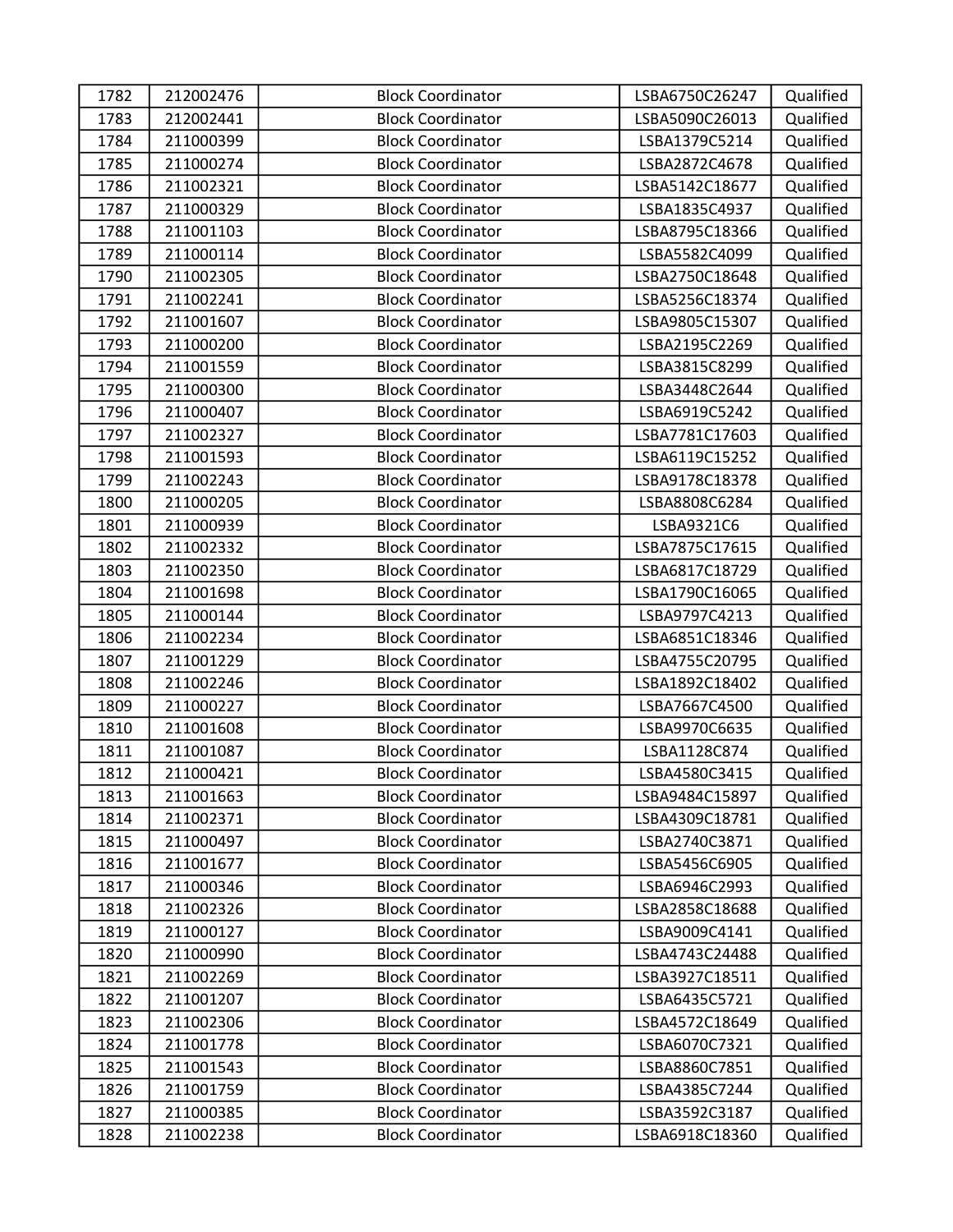| 1782 | 212002476 | Block Coordinator | LSBA6750C26247 | Qualified |
|---|---|---|---|---|
| 1783 | 212002441 | Block Coordinator | LSBA5090C26013 | Qualified |
| 1784 | 211000399 | Block Coordinator | LSBA1379C5214 | Qualified |
| 1785 | 211000274 | Block Coordinator | LSBA2872C4678 | Qualified |
| 1786 | 211002321 | Block Coordinator | LSBA5142C18677 | Qualified |
| 1787 | 211000329 | Block Coordinator | LSBA1835C4937 | Qualified |
| 1788 | 211001103 | Block Coordinator | LSBA8795C18366 | Qualified |
| 1789 | 211000114 | Block Coordinator | LSBA5582C4099 | Qualified |
| 1790 | 211002305 | Block Coordinator | LSBA2750C18648 | Qualified |
| 1791 | 211002241 | Block Coordinator | LSBA5256C18374 | Qualified |
| 1792 | 211001607 | Block Coordinator | LSBA9805C15307 | Qualified |
| 1793 | 211000200 | Block Coordinator | LSBA2195C2269 | Qualified |
| 1794 | 211001559 | Block Coordinator | LSBA3815C8299 | Qualified |
| 1795 | 211000300 | Block Coordinator | LSBA3448C2644 | Qualified |
| 1796 | 211000407 | Block Coordinator | LSBA6919C5242 | Qualified |
| 1797 | 211002327 | Block Coordinator | LSBA7781C17603 | Qualified |
| 1798 | 211001593 | Block Coordinator | LSBA6119C15252 | Qualified |
| 1799 | 211002243 | Block Coordinator | LSBA9178C18378 | Qualified |
| 1800 | 211000205 | Block Coordinator | LSBA8808C6284 | Qualified |
| 1801 | 211000939 | Block Coordinator | LSBA9321C6 | Qualified |
| 1802 | 211002332 | Block Coordinator | LSBA7875C17615 | Qualified |
| 1803 | 211002350 | Block Coordinator | LSBA6817C18729 | Qualified |
| 1804 | 211001698 | Block Coordinator | LSBA1790C16065 | Qualified |
| 1805 | 211000144 | Block Coordinator | LSBA9797C4213 | Qualified |
| 1806 | 211002234 | Block Coordinator | LSBA6851C18346 | Qualified |
| 1807 | 211001229 | Block Coordinator | LSBA4755C20795 | Qualified |
| 1808 | 211002246 | Block Coordinator | LSBA1892C18402 | Qualified |
| 1809 | 211000227 | Block Coordinator | LSBA7667C4500 | Qualified |
| 1810 | 211001608 | Block Coordinator | LSBA9970C6635 | Qualified |
| 1811 | 211001087 | Block Coordinator | LSBA1128C874 | Qualified |
| 1812 | 211000421 | Block Coordinator | LSBA4580C3415 | Qualified |
| 1813 | 211001663 | Block Coordinator | LSBA9484C15897 | Qualified |
| 1814 | 211002371 | Block Coordinator | LSBA4309C18781 | Qualified |
| 1815 | 211000497 | Block Coordinator | LSBA2740C3871 | Qualified |
| 1816 | 211001677 | Block Coordinator | LSBA5456C6905 | Qualified |
| 1817 | 211000346 | Block Coordinator | LSBA6946C2993 | Qualified |
| 1818 | 211002326 | Block Coordinator | LSBA2858C18688 | Qualified |
| 1819 | 211000127 | Block Coordinator | LSBA9009C4141 | Qualified |
| 1820 | 211000990 | Block Coordinator | LSBA4743C24488 | Qualified |
| 1821 | 211002269 | Block Coordinator | LSBA3927C18511 | Qualified |
| 1822 | 211001207 | Block Coordinator | LSBA6435C5721 | Qualified |
| 1823 | 211002306 | Block Coordinator | LSBA4572C18649 | Qualified |
| 1824 | 211001778 | Block Coordinator | LSBA6070C7321 | Qualified |
| 1825 | 211001543 | Block Coordinator | LSBA8860C7851 | Qualified |
| 1826 | 211001759 | Block Coordinator | LSBA4385C7244 | Qualified |
| 1827 | 211000385 | Block Coordinator | LSBA3592C3187 | Qualified |
| 1828 | 211002238 | Block Coordinator | LSBA6918C18360 | Qualified |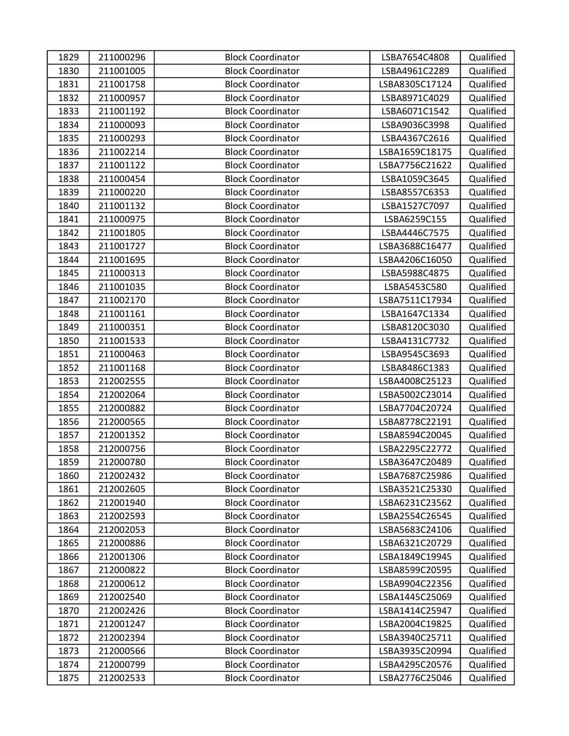| | | | | |
|---|---|---|---|---|
| 1829 | 211000296 | Block Coordinator | LSBA7654C4808 | Qualified |
| 1830 | 211001005 | Block Coordinator | LSBA4961C2289 | Qualified |
| 1831 | 211001758 | Block Coordinator | LSBA8305C17124 | Qualified |
| 1832 | 211000957 | Block Coordinator | LSBA8971C4029 | Qualified |
| 1833 | 211001192 | Block Coordinator | LSBA6071C1542 | Qualified |
| 1834 | 211000093 | Block Coordinator | LSBA9036C3998 | Qualified |
| 1835 | 211000293 | Block Coordinator | LSBA4367C2616 | Qualified |
| 1836 | 211002214 | Block Coordinator | LSBA1659C18175 | Qualified |
| 1837 | 211001122 | Block Coordinator | LSBA7756C21622 | Qualified |
| 1838 | 211000454 | Block Coordinator | LSBA1059C3645 | Qualified |
| 1839 | 211000220 | Block Coordinator | LSBA8557C6353 | Qualified |
| 1840 | 211001132 | Block Coordinator | LSBA1527C7097 | Qualified |
| 1841 | 211000975 | Block Coordinator | LSBA6259C155 | Qualified |
| 1842 | 211001805 | Block Coordinator | LSBA4446C7575 | Qualified |
| 1843 | 211001727 | Block Coordinator | LSBA3688C16477 | Qualified |
| 1844 | 211001695 | Block Coordinator | LSBA4206C16050 | Qualified |
| 1845 | 211000313 | Block Coordinator | LSBA5988C4875 | Qualified |
| 1846 | 211001035 | Block Coordinator | LSBA5453C580 | Qualified |
| 1847 | 211002170 | Block Coordinator | LSBA7511C17934 | Qualified |
| 1848 | 211001161 | Block Coordinator | LSBA1647C1334 | Qualified |
| 1849 | 211000351 | Block Coordinator | LSBA8120C3030 | Qualified |
| 1850 | 211001533 | Block Coordinator | LSBA4131C7732 | Qualified |
| 1851 | 211000463 | Block Coordinator | LSBA9545C3693 | Qualified |
| 1852 | 211001168 | Block Coordinator | LSBA8486C1383 | Qualified |
| 1853 | 212002555 | Block Coordinator | LSBA4008C25123 | Qualified |
| 1854 | 212002064 | Block Coordinator | LSBA5002C23014 | Qualified |
| 1855 | 212000882 | Block Coordinator | LSBA7704C20724 | Qualified |
| 1856 | 212000565 | Block Coordinator | LSBA8778C22191 | Qualified |
| 1857 | 212001352 | Block Coordinator | LSBA8594C20045 | Qualified |
| 1858 | 212000756 | Block Coordinator | LSBA2295C22772 | Qualified |
| 1859 | 212000780 | Block Coordinator | LSBA3647C20489 | Qualified |
| 1860 | 212002432 | Block Coordinator | LSBA7687C25986 | Qualified |
| 1861 | 212002605 | Block Coordinator | LSBA3521C25330 | Qualified |
| 1862 | 212001940 | Block Coordinator | LSBA6231C23562 | Qualified |
| 1863 | 212002593 | Block Coordinator | LSBA2554C26545 | Qualified |
| 1864 | 212002053 | Block Coordinator | LSBA5683C24106 | Qualified |
| 1865 | 212000886 | Block Coordinator | LSBA6321C20729 | Qualified |
| 1866 | 212001306 | Block Coordinator | LSBA1849C19945 | Qualified |
| 1867 | 212000822 | Block Coordinator | LSBA8599C20595 | Qualified |
| 1868 | 212000612 | Block Coordinator | LSBA9904C22356 | Qualified |
| 1869 | 212002540 | Block Coordinator | LSBA1445C25069 | Qualified |
| 1870 | 212002426 | Block Coordinator | LSBA1414C25947 | Qualified |
| 1871 | 212001247 | Block Coordinator | LSBA2004C19825 | Qualified |
| 1872 | 212002394 | Block Coordinator | LSBA3940C25711 | Qualified |
| 1873 | 212000566 | Block Coordinator | LSBA3935C20994 | Qualified |
| 1874 | 212000799 | Block Coordinator | LSBA4295C20576 | Qualified |
| 1875 | 212002533 | Block Coordinator | LSBA2776C25046 | Qualified |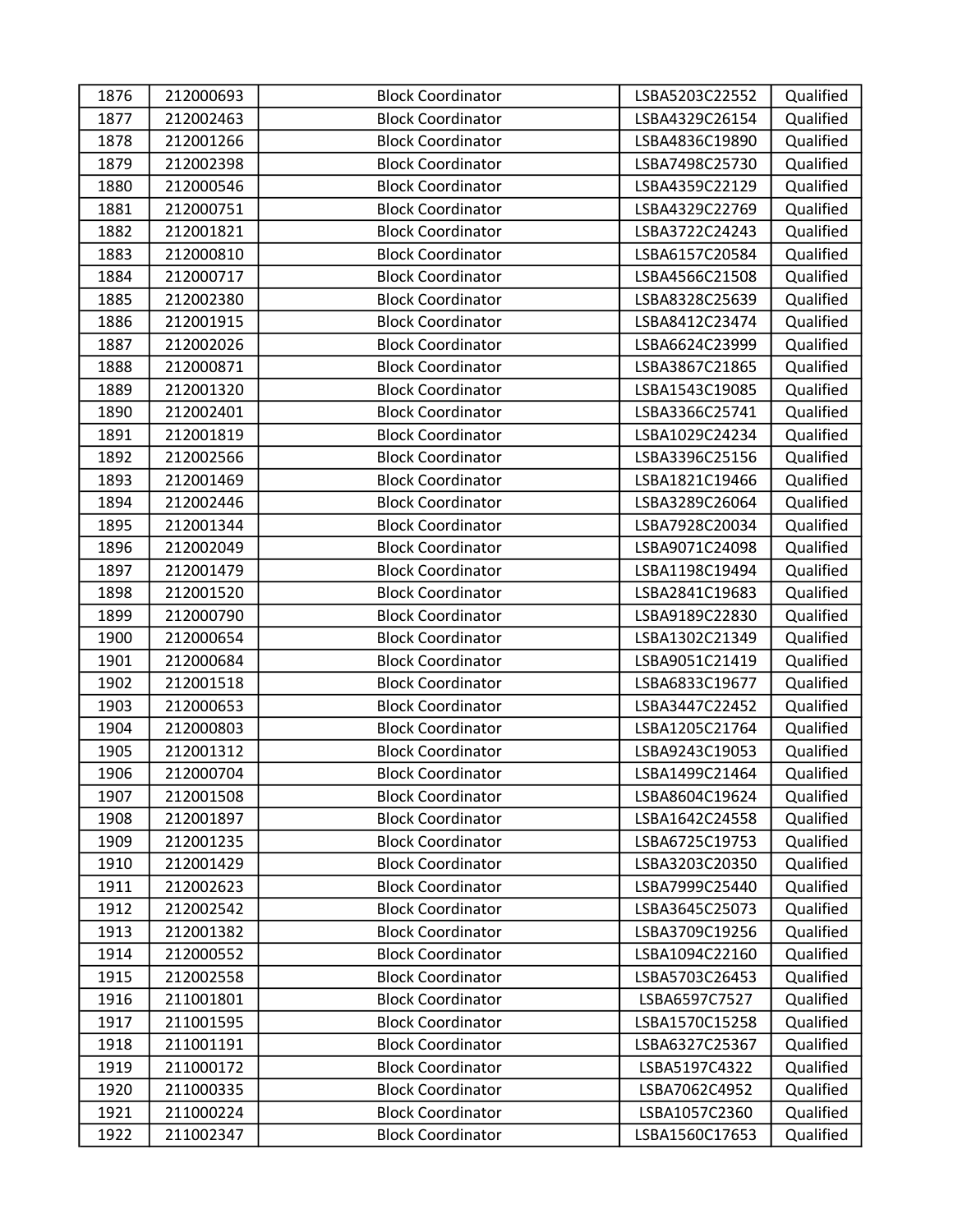| 1876 | 212000693 | Block Coordinator | LSBA5203C22552 | Qualified |
|---|---|---|---|---|
| 1877 | 212002463 | Block Coordinator | LSBA4329C26154 | Qualified |
| 1878 | 212001266 | Block Coordinator | LSBA4836C19890 | Qualified |
| 1879 | 212002398 | Block Coordinator | LSBA7498C25730 | Qualified |
| 1880 | 212000546 | Block Coordinator | LSBA4359C22129 | Qualified |
| 1881 | 212000751 | Block Coordinator | LSBA4329C22769 | Qualified |
| 1882 | 212001821 | Block Coordinator | LSBA3722C24243 | Qualified |
| 1883 | 212000810 | Block Coordinator | LSBA6157C20584 | Qualified |
| 1884 | 212000717 | Block Coordinator | LSBA4566C21508 | Qualified |
| 1885 | 212002380 | Block Coordinator | LSBA8328C25639 | Qualified |
| 1886 | 212001915 | Block Coordinator | LSBA8412C23474 | Qualified |
| 1887 | 212002026 | Block Coordinator | LSBA6624C23999 | Qualified |
| 1888 | 212000871 | Block Coordinator | LSBA3867C21865 | Qualified |
| 1889 | 212001320 | Block Coordinator | LSBA1543C19085 | Qualified |
| 1890 | 212002401 | Block Coordinator | LSBA3366C25741 | Qualified |
| 1891 | 212001819 | Block Coordinator | LSBA1029C24234 | Qualified |
| 1892 | 212002566 | Block Coordinator | LSBA3396C25156 | Qualified |
| 1893 | 212001469 | Block Coordinator | LSBA1821C19466 | Qualified |
| 1894 | 212002446 | Block Coordinator | LSBA3289C26064 | Qualified |
| 1895 | 212001344 | Block Coordinator | LSBA7928C20034 | Qualified |
| 1896 | 212002049 | Block Coordinator | LSBA9071C24098 | Qualified |
| 1897 | 212001479 | Block Coordinator | LSBA1198C19494 | Qualified |
| 1898 | 212001520 | Block Coordinator | LSBA2841C19683 | Qualified |
| 1899 | 212000790 | Block Coordinator | LSBA9189C22830 | Qualified |
| 1900 | 212000654 | Block Coordinator | LSBA1302C21349 | Qualified |
| 1901 | 212000684 | Block Coordinator | LSBA9051C21419 | Qualified |
| 1902 | 212001518 | Block Coordinator | LSBA6833C19677 | Qualified |
| 1903 | 212000653 | Block Coordinator | LSBA3447C22452 | Qualified |
| 1904 | 212000803 | Block Coordinator | LSBA1205C21764 | Qualified |
| 1905 | 212001312 | Block Coordinator | LSBA9243C19053 | Qualified |
| 1906 | 212000704 | Block Coordinator | LSBA1499C21464 | Qualified |
| 1907 | 212001508 | Block Coordinator | LSBA8604C19624 | Qualified |
| 1908 | 212001897 | Block Coordinator | LSBA1642C24558 | Qualified |
| 1909 | 212001235 | Block Coordinator | LSBA6725C19753 | Qualified |
| 1910 | 212001429 | Block Coordinator | LSBA3203C20350 | Qualified |
| 1911 | 212002623 | Block Coordinator | LSBA7999C25440 | Qualified |
| 1912 | 212002542 | Block Coordinator | LSBA3645C25073 | Qualified |
| 1913 | 212001382 | Block Coordinator | LSBA3709C19256 | Qualified |
| 1914 | 212000552 | Block Coordinator | LSBA1094C22160 | Qualified |
| 1915 | 212002558 | Block Coordinator | LSBA5703C26453 | Qualified |
| 1916 | 211001801 | Block Coordinator | LSBA6597C7527 | Qualified |
| 1917 | 211001595 | Block Coordinator | LSBA1570C15258 | Qualified |
| 1918 | 211001191 | Block Coordinator | LSBA6327C25367 | Qualified |
| 1919 | 211000172 | Block Coordinator | LSBA5197C4322 | Qualified |
| 1920 | 211000335 | Block Coordinator | LSBA7062C4952 | Qualified |
| 1921 | 211000224 | Block Coordinator | LSBA1057C2360 | Qualified |
| 1922 | 211002347 | Block Coordinator | LSBA1560C17653 | Qualified |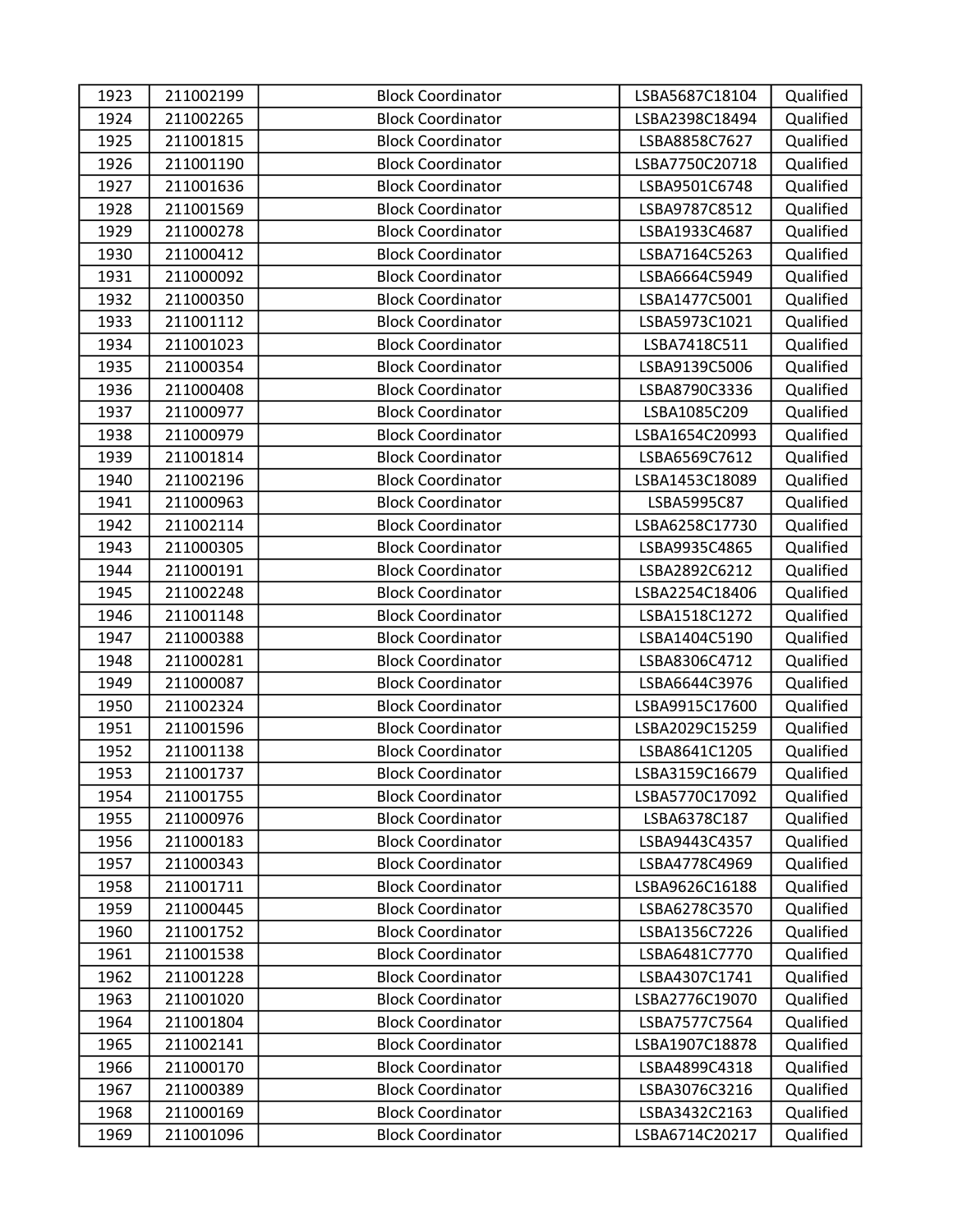| 1923 | 211002199 | Block Coordinator | LSBA5687C18104 | Qualified |
|---|---|---|---|---|
| 1924 | 211002265 | Block Coordinator | LSBA2398C18494 | Qualified |
| 1925 | 211001815 | Block Coordinator | LSBA8858C7627 | Qualified |
| 1926 | 211001190 | Block Coordinator | LSBA7750C20718 | Qualified |
| 1927 | 211001636 | Block Coordinator | LSBA9501C6748 | Qualified |
| 1928 | 211001569 | Block Coordinator | LSBA9787C8512 | Qualified |
| 1929 | 211000278 | Block Coordinator | LSBA1933C4687 | Qualified |
| 1930 | 211000412 | Block Coordinator | LSBA7164C5263 | Qualified |
| 1931 | 211000092 | Block Coordinator | LSBA6664C5949 | Qualified |
| 1932 | 211000350 | Block Coordinator | LSBA1477C5001 | Qualified |
| 1933 | 211001112 | Block Coordinator | LSBA5973C1021 | Qualified |
| 1934 | 211001023 | Block Coordinator | LSBA7418C511 | Qualified |
| 1935 | 211000354 | Block Coordinator | LSBA9139C5006 | Qualified |
| 1936 | 211000408 | Block Coordinator | LSBA8790C3336 | Qualified |
| 1937 | 211000977 | Block Coordinator | LSBA1085C209 | Qualified |
| 1938 | 211000979 | Block Coordinator | LSBA1654C20993 | Qualified |
| 1939 | 211001814 | Block Coordinator | LSBA6569C7612 | Qualified |
| 1940 | 211002196 | Block Coordinator | LSBA1453C18089 | Qualified |
| 1941 | 211000963 | Block Coordinator | LSBA5995C87 | Qualified |
| 1942 | 211002114 | Block Coordinator | LSBA6258C17730 | Qualified |
| 1943 | 211000305 | Block Coordinator | LSBA9935C4865 | Qualified |
| 1944 | 211000191 | Block Coordinator | LSBA2892C6212 | Qualified |
| 1945 | 211002248 | Block Coordinator | LSBA2254C18406 | Qualified |
| 1946 | 211001148 | Block Coordinator | LSBA1518C1272 | Qualified |
| 1947 | 211000388 | Block Coordinator | LSBA1404C5190 | Qualified |
| 1948 | 211000281 | Block Coordinator | LSBA8306C4712 | Qualified |
| 1949 | 211000087 | Block Coordinator | LSBA6644C3976 | Qualified |
| 1950 | 211002324 | Block Coordinator | LSBA9915C17600 | Qualified |
| 1951 | 211001596 | Block Coordinator | LSBA2029C15259 | Qualified |
| 1952 | 211001138 | Block Coordinator | LSBA8641C1205 | Qualified |
| 1953 | 211001737 | Block Coordinator | LSBA3159C16679 | Qualified |
| 1954 | 211001755 | Block Coordinator | LSBA5770C17092 | Qualified |
| 1955 | 211000976 | Block Coordinator | LSBA6378C187 | Qualified |
| 1956 | 211000183 | Block Coordinator | LSBA9443C4357 | Qualified |
| 1957 | 211000343 | Block Coordinator | LSBA4778C4969 | Qualified |
| 1958 | 211001711 | Block Coordinator | LSBA9626C16188 | Qualified |
| 1959 | 211000445 | Block Coordinator | LSBA6278C3570 | Qualified |
| 1960 | 211001752 | Block Coordinator | LSBA1356C7226 | Qualified |
| 1961 | 211001538 | Block Coordinator | LSBA6481C7770 | Qualified |
| 1962 | 211001228 | Block Coordinator | LSBA4307C1741 | Qualified |
| 1963 | 211001020 | Block Coordinator | LSBA2776C19070 | Qualified |
| 1964 | 211001804 | Block Coordinator | LSBA7577C7564 | Qualified |
| 1965 | 211002141 | Block Coordinator | LSBA1907C18878 | Qualified |
| 1966 | 211000170 | Block Coordinator | LSBA4899C4318 | Qualified |
| 1967 | 211000389 | Block Coordinator | LSBA3076C3216 | Qualified |
| 1968 | 211000169 | Block Coordinator | LSBA3432C2163 | Qualified |
| 1969 | 211001096 | Block Coordinator | LSBA6714C20217 | Qualified |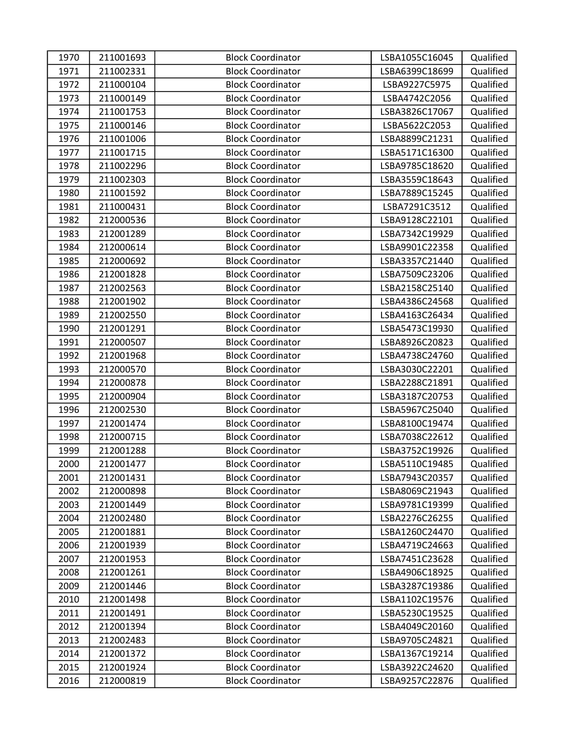| 1970 | 211001693 | Block Coordinator | LSBA1055C16045 | Qualified |
|---|---|---|---|---|
| 1971 | 211002331 | Block Coordinator | LSBA6399C18699 | Qualified |
| 1972 | 211000104 | Block Coordinator | LSBA9227C5975 | Qualified |
| 1973 | 211000149 | Block Coordinator | LSBA4742C2056 | Qualified |
| 1974 | 211001753 | Block Coordinator | LSBA3826C17067 | Qualified |
| 1975 | 211000146 | Block Coordinator | LSBA5622C2053 | Qualified |
| 1976 | 211001006 | Block Coordinator | LSBA8899C21231 | Qualified |
| 1977 | 211001715 | Block Coordinator | LSBA5171C16300 | Qualified |
| 1978 | 211002296 | Block Coordinator | LSBA9785C18620 | Qualified |
| 1979 | 211002303 | Block Coordinator | LSBA3559C18643 | Qualified |
| 1980 | 211001592 | Block Coordinator | LSBA7889C15245 | Qualified |
| 1981 | 211000431 | Block Coordinator | LSBA7291C3512 | Qualified |
| 1982 | 212000536 | Block Coordinator | LSBA9128C22101 | Qualified |
| 1983 | 212001289 | Block Coordinator | LSBA7342C19929 | Qualified |
| 1984 | 212000614 | Block Coordinator | LSBA9901C22358 | Qualified |
| 1985 | 212000692 | Block Coordinator | LSBA3357C21440 | Qualified |
| 1986 | 212001828 | Block Coordinator | LSBA7509C23206 | Qualified |
| 1987 | 212002563 | Block Coordinator | LSBA2158C25140 | Qualified |
| 1988 | 212001902 | Block Coordinator | LSBA4386C24568 | Qualified |
| 1989 | 212002550 | Block Coordinator | LSBA4163C26434 | Qualified |
| 1990 | 212001291 | Block Coordinator | LSBA5473C19930 | Qualified |
| 1991 | 212000507 | Block Coordinator | LSBA8926C20823 | Qualified |
| 1992 | 212001968 | Block Coordinator | LSBA4738C24760 | Qualified |
| 1993 | 212000570 | Block Coordinator | LSBA3030C22201 | Qualified |
| 1994 | 212000878 | Block Coordinator | LSBA2288C21891 | Qualified |
| 1995 | 212000904 | Block Coordinator | LSBA3187C20753 | Qualified |
| 1996 | 212002530 | Block Coordinator | LSBA5967C25040 | Qualified |
| 1997 | 212001474 | Block Coordinator | LSBA8100C19474 | Qualified |
| 1998 | 212000715 | Block Coordinator | LSBA7038C22612 | Qualified |
| 1999 | 212001288 | Block Coordinator | LSBA3752C19926 | Qualified |
| 2000 | 212001477 | Block Coordinator | LSBA5110C19485 | Qualified |
| 2001 | 212001431 | Block Coordinator | LSBA7943C20357 | Qualified |
| 2002 | 212000898 | Block Coordinator | LSBA8069C21943 | Qualified |
| 2003 | 212001449 | Block Coordinator | LSBA9781C19399 | Qualified |
| 2004 | 212002480 | Block Coordinator | LSBA2276C26255 | Qualified |
| 2005 | 212001881 | Block Coordinator | LSBA1260C24470 | Qualified |
| 2006 | 212001939 | Block Coordinator | LSBA4719C24663 | Qualified |
| 2007 | 212001953 | Block Coordinator | LSBA7451C23628 | Qualified |
| 2008 | 212001261 | Block Coordinator | LSBA4906C18925 | Qualified |
| 2009 | 212001446 | Block Coordinator | LSBA3287C19386 | Qualified |
| 2010 | 212001498 | Block Coordinator | LSBA1102C19576 | Qualified |
| 2011 | 212001491 | Block Coordinator | LSBA5230C19525 | Qualified |
| 2012 | 212001394 | Block Coordinator | LSBA4049C20160 | Qualified |
| 2013 | 212002483 | Block Coordinator | LSBA9705C24821 | Qualified |
| 2014 | 212001372 | Block Coordinator | LSBA1367C19214 | Qualified |
| 2015 | 212001924 | Block Coordinator | LSBA3922C24620 | Qualified |
| 2016 | 212000819 | Block Coordinator | LSBA9257C22876 | Qualified |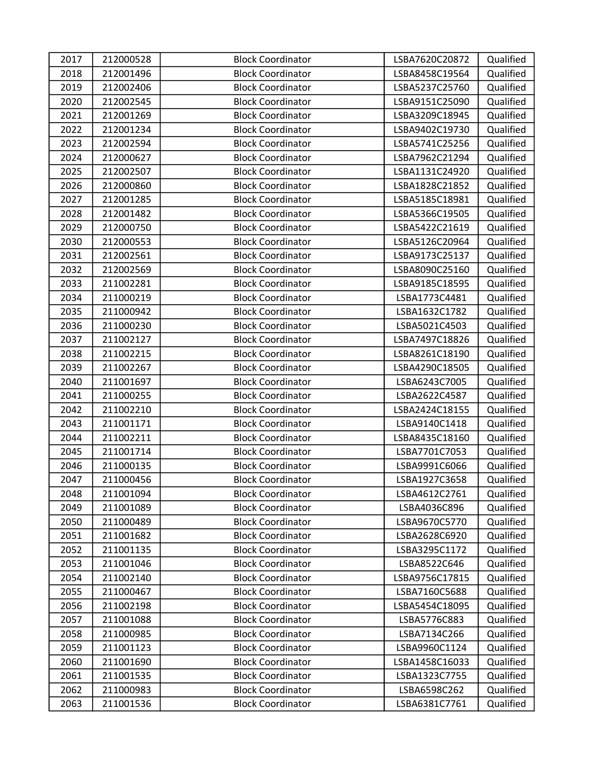| 2017 | 212000528 | Block Coordinator | LSBA7620C20872 | Qualified |
|---|---|---|---|---|
| 2018 | 212001496 | Block Coordinator | LSBA8458C19564 | Qualified |
| 2019 | 212002406 | Block Coordinator | LSBA5237C25760 | Qualified |
| 2020 | 212002545 | Block Coordinator | LSBA9151C25090 | Qualified |
| 2021 | 212001269 | Block Coordinator | LSBA3209C18945 | Qualified |
| 2022 | 212001234 | Block Coordinator | LSBA9402C19730 | Qualified |
| 2023 | 212002594 | Block Coordinator | LSBA5741C25256 | Qualified |
| 2024 | 212000627 | Block Coordinator | LSBA7962C21294 | Qualified |
| 2025 | 212002507 | Block Coordinator | LSBA1131C24920 | Qualified |
| 2026 | 212000860 | Block Coordinator | LSBA1828C21852 | Qualified |
| 2027 | 212001285 | Block Coordinator | LSBA5185C18981 | Qualified |
| 2028 | 212001482 | Block Coordinator | LSBA5366C19505 | Qualified |
| 2029 | 212000750 | Block Coordinator | LSBA5422C21619 | Qualified |
| 2030 | 212000553 | Block Coordinator | LSBA5126C20964 | Qualified |
| 2031 | 212002561 | Block Coordinator | LSBA9173C25137 | Qualified |
| 2032 | 212002569 | Block Coordinator | LSBA8090C25160 | Qualified |
| 2033 | 211002281 | Block Coordinator | LSBA9185C18595 | Qualified |
| 2034 | 211000219 | Block Coordinator | LSBA1773C4481 | Qualified |
| 2035 | 211000942 | Block Coordinator | LSBA1632C1782 | Qualified |
| 2036 | 211000230 | Block Coordinator | LSBA5021C4503 | Qualified |
| 2037 | 211002127 | Block Coordinator | LSBA7497C18826 | Qualified |
| 2038 | 211002215 | Block Coordinator | LSBA8261C18190 | Qualified |
| 2039 | 211002267 | Block Coordinator | LSBA4290C18505 | Qualified |
| 2040 | 211001697 | Block Coordinator | LSBA6243C7005 | Qualified |
| 2041 | 211000255 | Block Coordinator | LSBA2622C4587 | Qualified |
| 2042 | 211002210 | Block Coordinator | LSBA2424C18155 | Qualified |
| 2043 | 211001171 | Block Coordinator | LSBA9140C1418 | Qualified |
| 2044 | 211002211 | Block Coordinator | LSBA8435C18160 | Qualified |
| 2045 | 211001714 | Block Coordinator | LSBA7701C7053 | Qualified |
| 2046 | 211000135 | Block Coordinator | LSBA9991C6066 | Qualified |
| 2047 | 211000456 | Block Coordinator | LSBA1927C3658 | Qualified |
| 2048 | 211001094 | Block Coordinator | LSBA4612C2761 | Qualified |
| 2049 | 211001089 | Block Coordinator | LSBA4036C896 | Qualified |
| 2050 | 211000489 | Block Coordinator | LSBA9670C5770 | Qualified |
| 2051 | 211001682 | Block Coordinator | LSBA2628C6920 | Qualified |
| 2052 | 211001135 | Block Coordinator | LSBA3295C1172 | Qualified |
| 2053 | 211001046 | Block Coordinator | LSBA8522C646 | Qualified |
| 2054 | 211002140 | Block Coordinator | LSBA9756C17815 | Qualified |
| 2055 | 211000467 | Block Coordinator | LSBA7160C5688 | Qualified |
| 2056 | 211002198 | Block Coordinator | LSBA5454C18095 | Qualified |
| 2057 | 211001088 | Block Coordinator | LSBA5776C883 | Qualified |
| 2058 | 211000985 | Block Coordinator | LSBA7134C266 | Qualified |
| 2059 | 211001123 | Block Coordinator | LSBA9960C1124 | Qualified |
| 2060 | 211001690 | Block Coordinator | LSBA1458C16033 | Qualified |
| 2061 | 211001535 | Block Coordinator | LSBA1323C7755 | Qualified |
| 2062 | 211000983 | Block Coordinator | LSBA6598C262 | Qualified |
| 2063 | 211001536 | Block Coordinator | LSBA6381C7761 | Qualified |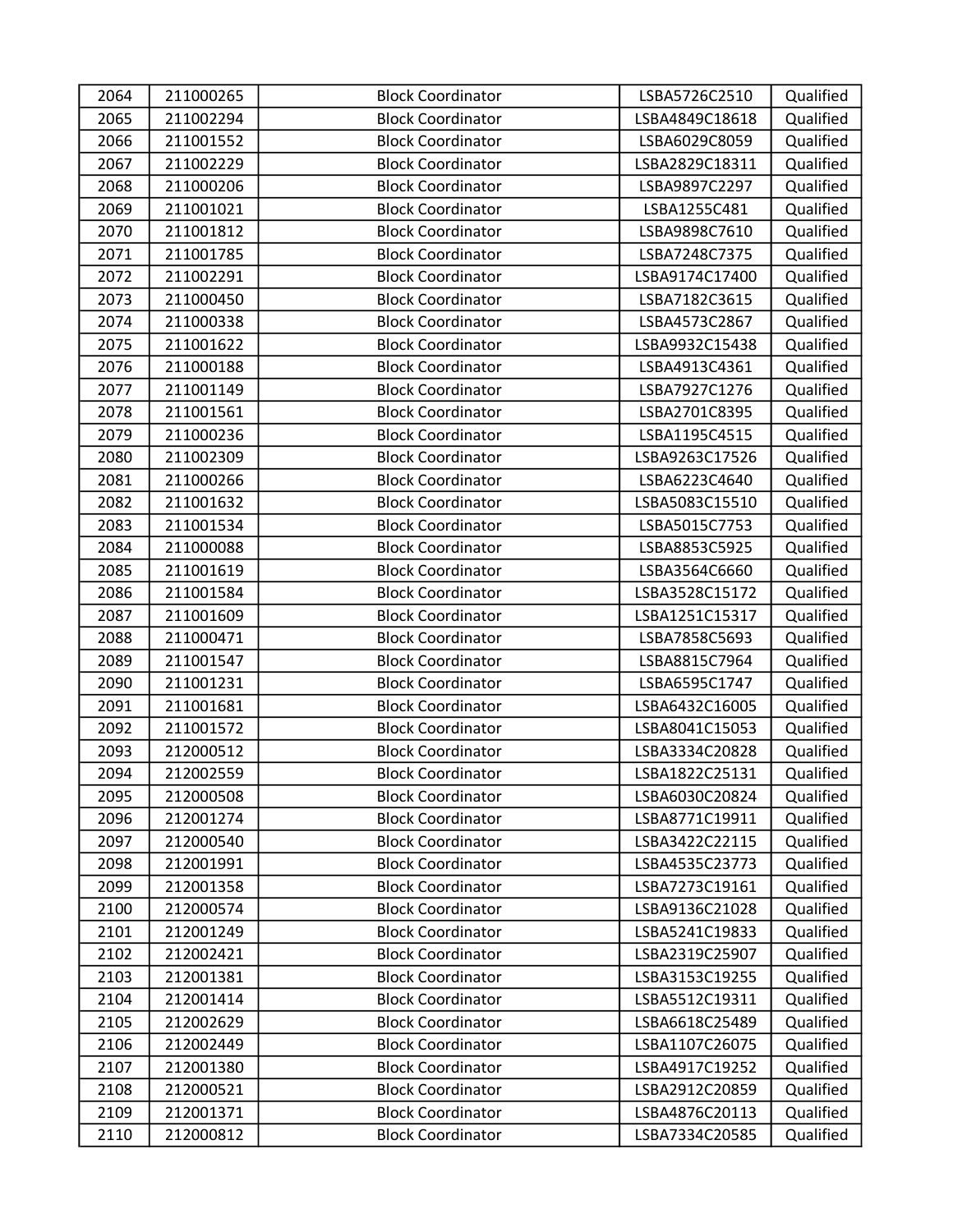| 2064 | 211000265 | Block Coordinator | LSBA5726C2510 | Qualified |
|---|---|---|---|---|
| 2065 | 211002294 | Block Coordinator | LSBA4849C18618 | Qualified |
| 2066 | 211001552 | Block Coordinator | LSBA6029C8059 | Qualified |
| 2067 | 211002229 | Block Coordinator | LSBA2829C18311 | Qualified |
| 2068 | 211000206 | Block Coordinator | LSBA9897C2297 | Qualified |
| 2069 | 211001021 | Block Coordinator | LSBA1255C481 | Qualified |
| 2070 | 211001812 | Block Coordinator | LSBA9898C7610 | Qualified |
| 2071 | 211001785 | Block Coordinator | LSBA7248C7375 | Qualified |
| 2072 | 211002291 | Block Coordinator | LSBA9174C17400 | Qualified |
| 2073 | 211000450 | Block Coordinator | LSBA7182C3615 | Qualified |
| 2074 | 211000338 | Block Coordinator | LSBA4573C2867 | Qualified |
| 2075 | 211001622 | Block Coordinator | LSBA9932C15438 | Qualified |
| 2076 | 211000188 | Block Coordinator | LSBA4913C4361 | Qualified |
| 2077 | 211001149 | Block Coordinator | LSBA7927C1276 | Qualified |
| 2078 | 211001561 | Block Coordinator | LSBA2701C8395 | Qualified |
| 2079 | 211000236 | Block Coordinator | LSBA1195C4515 | Qualified |
| 2080 | 211002309 | Block Coordinator | LSBA9263C17526 | Qualified |
| 2081 | 211000266 | Block Coordinator | LSBA6223C4640 | Qualified |
| 2082 | 211001632 | Block Coordinator | LSBA5083C15510 | Qualified |
| 2083 | 211001534 | Block Coordinator | LSBA5015C7753 | Qualified |
| 2084 | 211000088 | Block Coordinator | LSBA8853C5925 | Qualified |
| 2085 | 211001619 | Block Coordinator | LSBA3564C6660 | Qualified |
| 2086 | 211001584 | Block Coordinator | LSBA3528C15172 | Qualified |
| 2087 | 211001609 | Block Coordinator | LSBA1251C15317 | Qualified |
| 2088 | 211000471 | Block Coordinator | LSBA7858C5693 | Qualified |
| 2089 | 211001547 | Block Coordinator | LSBA8815C7964 | Qualified |
| 2090 | 211001231 | Block Coordinator | LSBA6595C1747 | Qualified |
| 2091 | 211001681 | Block Coordinator | LSBA6432C16005 | Qualified |
| 2092 | 211001572 | Block Coordinator | LSBA8041C15053 | Qualified |
| 2093 | 212000512 | Block Coordinator | LSBA3334C20828 | Qualified |
| 2094 | 212002559 | Block Coordinator | LSBA1822C25131 | Qualified |
| 2095 | 212000508 | Block Coordinator | LSBA6030C20824 | Qualified |
| 2096 | 212001274 | Block Coordinator | LSBA8771C19911 | Qualified |
| 2097 | 212000540 | Block Coordinator | LSBA3422C22115 | Qualified |
| 2098 | 212001991 | Block Coordinator | LSBA4535C23773 | Qualified |
| 2099 | 212001358 | Block Coordinator | LSBA7273C19161 | Qualified |
| 2100 | 212000574 | Block Coordinator | LSBA9136C21028 | Qualified |
| 2101 | 212001249 | Block Coordinator | LSBA5241C19833 | Qualified |
| 2102 | 212002421 | Block Coordinator | LSBA2319C25907 | Qualified |
| 2103 | 212001381 | Block Coordinator | LSBA3153C19255 | Qualified |
| 2104 | 212001414 | Block Coordinator | LSBA5512C19311 | Qualified |
| 2105 | 212002629 | Block Coordinator | LSBA6618C25489 | Qualified |
| 2106 | 212002449 | Block Coordinator | LSBA1107C26075 | Qualified |
| 2107 | 212001380 | Block Coordinator | LSBA4917C19252 | Qualified |
| 2108 | 212000521 | Block Coordinator | LSBA2912C20859 | Qualified |
| 2109 | 212001371 | Block Coordinator | LSBA4876C20113 | Qualified |
| 2110 | 212000812 | Block Coordinator | LSBA7334C20585 | Qualified |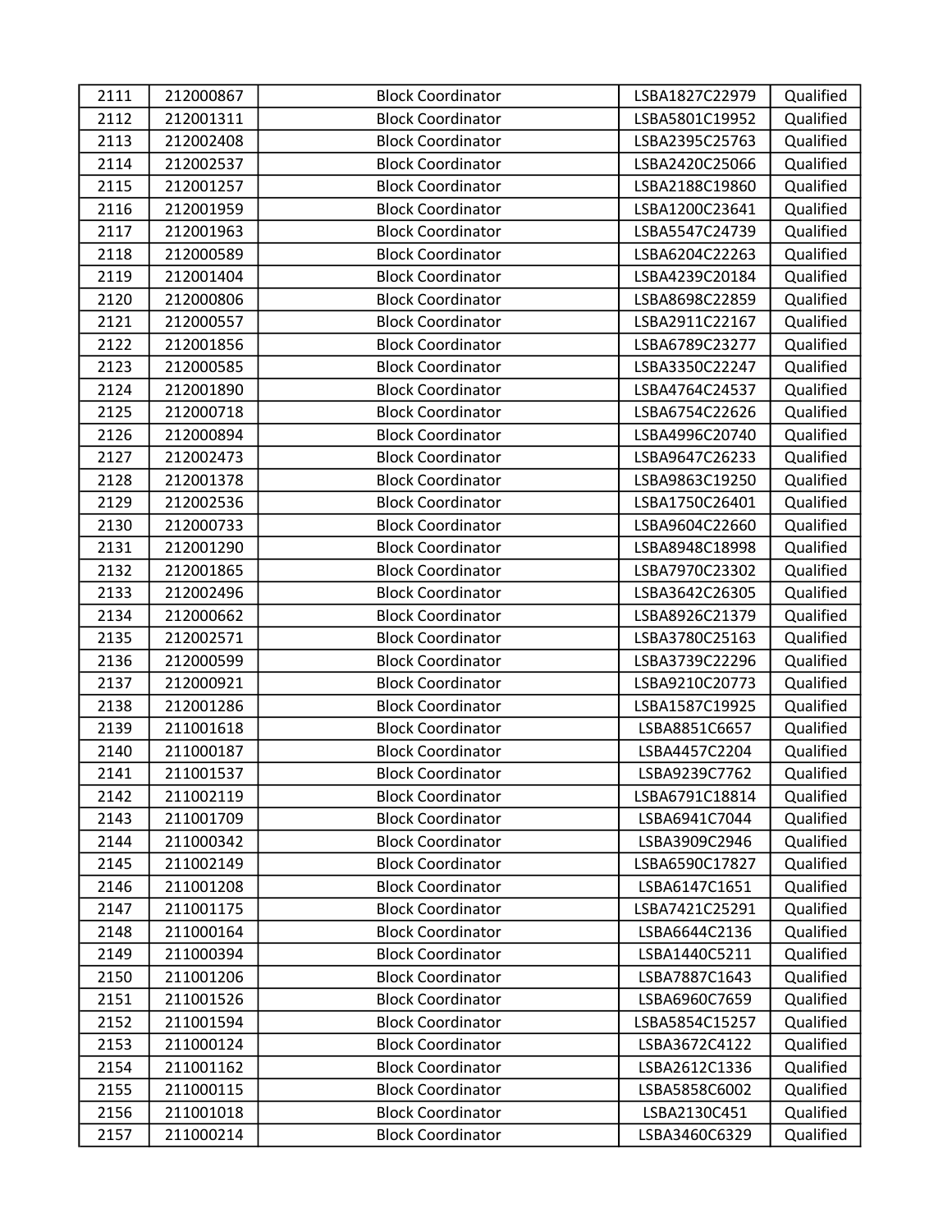| | | | | |
|---|---|---|---|---|
| 2111 | 212000867 | Block Coordinator | LSBA1827C22979 | Qualified |
| 2112 | 212001311 | Block Coordinator | LSBA5801C19952 | Qualified |
| 2113 | 212002408 | Block Coordinator | LSBA2395C25763 | Qualified |
| 2114 | 212002537 | Block Coordinator | LSBA2420C25066 | Qualified |
| 2115 | 212001257 | Block Coordinator | LSBA2188C19860 | Qualified |
| 2116 | 212001959 | Block Coordinator | LSBA1200C23641 | Qualified |
| 2117 | 212001963 | Block Coordinator | LSBA5547C24739 | Qualified |
| 2118 | 212000589 | Block Coordinator | LSBA6204C22263 | Qualified |
| 2119 | 212001404 | Block Coordinator | LSBA4239C20184 | Qualified |
| 2120 | 212000806 | Block Coordinator | LSBA8698C22859 | Qualified |
| 2121 | 212000557 | Block Coordinator | LSBA2911C22167 | Qualified |
| 2122 | 212001856 | Block Coordinator | LSBA6789C23277 | Qualified |
| 2123 | 212000585 | Block Coordinator | LSBA3350C22247 | Qualified |
| 2124 | 212001890 | Block Coordinator | LSBA4764C24537 | Qualified |
| 2125 | 212000718 | Block Coordinator | LSBA6754C22626 | Qualified |
| 2126 | 212000894 | Block Coordinator | LSBA4996C20740 | Qualified |
| 2127 | 212002473 | Block Coordinator | LSBA9647C26233 | Qualified |
| 2128 | 212001378 | Block Coordinator | LSBA9863C19250 | Qualified |
| 2129 | 212002536 | Block Coordinator | LSBA1750C26401 | Qualified |
| 2130 | 212000733 | Block Coordinator | LSBA9604C22660 | Qualified |
| 2131 | 212001290 | Block Coordinator | LSBA8948C18998 | Qualified |
| 2132 | 212001865 | Block Coordinator | LSBA7970C23302 | Qualified |
| 2133 | 212002496 | Block Coordinator | LSBA3642C26305 | Qualified |
| 2134 | 212000662 | Block Coordinator | LSBA8926C21379 | Qualified |
| 2135 | 212002571 | Block Coordinator | LSBA3780C25163 | Qualified |
| 2136 | 212000599 | Block Coordinator | LSBA3739C22296 | Qualified |
| 2137 | 212000921 | Block Coordinator | LSBA9210C20773 | Qualified |
| 2138 | 212001286 | Block Coordinator | LSBA1587C19925 | Qualified |
| 2139 | 211001618 | Block Coordinator | LSBA8851C6657 | Qualified |
| 2140 | 211000187 | Block Coordinator | LSBA4457C2204 | Qualified |
| 2141 | 211001537 | Block Coordinator | LSBA9239C7762 | Qualified |
| 2142 | 211002119 | Block Coordinator | LSBA6791C18814 | Qualified |
| 2143 | 211001709 | Block Coordinator | LSBA6941C7044 | Qualified |
| 2144 | 211000342 | Block Coordinator | LSBA3909C2946 | Qualified |
| 2145 | 211002149 | Block Coordinator | LSBA6590C17827 | Qualified |
| 2146 | 211001208 | Block Coordinator | LSBA6147C1651 | Qualified |
| 2147 | 211001175 | Block Coordinator | LSBA7421C25291 | Qualified |
| 2148 | 211000164 | Block Coordinator | LSBA6644C2136 | Qualified |
| 2149 | 211000394 | Block Coordinator | LSBA1440C5211 | Qualified |
| 2150 | 211001206 | Block Coordinator | LSBA7887C1643 | Qualified |
| 2151 | 211001526 | Block Coordinator | LSBA6960C7659 | Qualified |
| 2152 | 211001594 | Block Coordinator | LSBA5854C15257 | Qualified |
| 2153 | 211000124 | Block Coordinator | LSBA3672C4122 | Qualified |
| 2154 | 211001162 | Block Coordinator | LSBA2612C1336 | Qualified |
| 2155 | 211000115 | Block Coordinator | LSBA5858C6002 | Qualified |
| 2156 | 211001018 | Block Coordinator | LSBA2130C451 | Qualified |
| 2157 | 211000214 | Block Coordinator | LSBA3460C6329 | Qualified |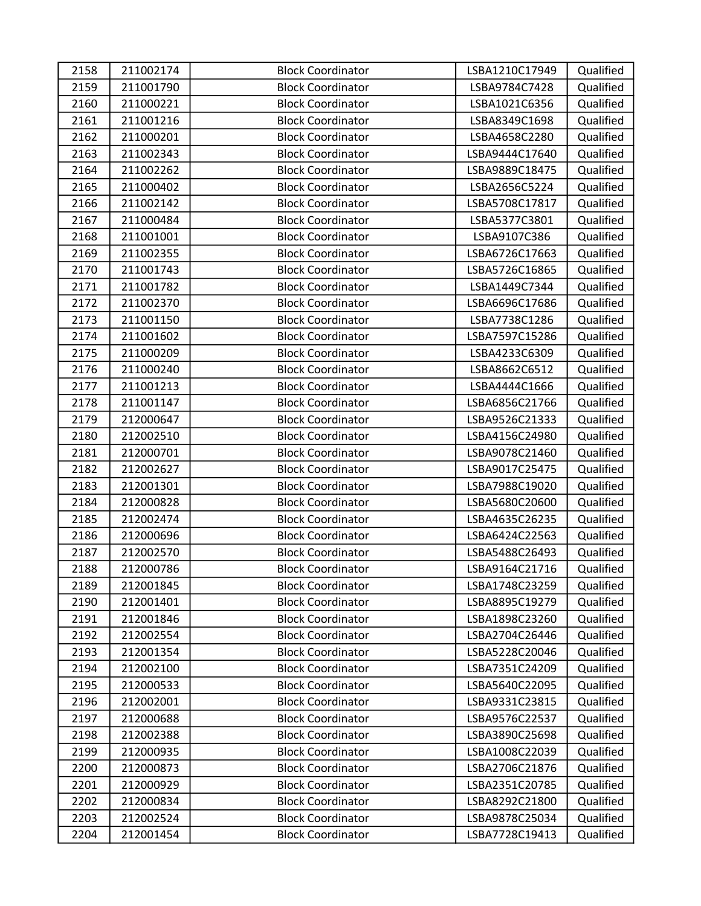| | | | | |
|---|---|---|---|---|
| 2158 | 211002174 | Block Coordinator | LSBA1210C17949 | Qualified |
| 2159 | 211001790 | Block Coordinator | LSBA9784C7428 | Qualified |
| 2160 | 211000221 | Block Coordinator | LSBA1021C6356 | Qualified |
| 2161 | 211001216 | Block Coordinator | LSBA8349C1698 | Qualified |
| 2162 | 211000201 | Block Coordinator | LSBA4658C2280 | Qualified |
| 2163 | 211002343 | Block Coordinator | LSBA9444C17640 | Qualified |
| 2164 | 211002262 | Block Coordinator | LSBA9889C18475 | Qualified |
| 2165 | 211000402 | Block Coordinator | LSBA2656C5224 | Qualified |
| 2166 | 211002142 | Block Coordinator | LSBA5708C17817 | Qualified |
| 2167 | 211000484 | Block Coordinator | LSBA5377C3801 | Qualified |
| 2168 | 211001001 | Block Coordinator | LSBA9107C386 | Qualified |
| 2169 | 211002355 | Block Coordinator | LSBA6726C17663 | Qualified |
| 2170 | 211001743 | Block Coordinator | LSBA5726C16865 | Qualified |
| 2171 | 211001782 | Block Coordinator | LSBA1449C7344 | Qualified |
| 2172 | 211002370 | Block Coordinator | LSBA6696C17686 | Qualified |
| 2173 | 211001150 | Block Coordinator | LSBA7738C1286 | Qualified |
| 2174 | 211001602 | Block Coordinator | LSBA7597C15286 | Qualified |
| 2175 | 211000209 | Block Coordinator | LSBA4233C6309 | Qualified |
| 2176 | 211000240 | Block Coordinator | LSBA8662C6512 | Qualified |
| 2177 | 211001213 | Block Coordinator | LSBA4444C1666 | Qualified |
| 2178 | 211001147 | Block Coordinator | LSBA6856C21766 | Qualified |
| 2179 | 212000647 | Block Coordinator | LSBA9526C21333 | Qualified |
| 2180 | 212002510 | Block Coordinator | LSBA4156C24980 | Qualified |
| 2181 | 212000701 | Block Coordinator | LSBA9078C21460 | Qualified |
| 2182 | 212002627 | Block Coordinator | LSBA9017C25475 | Qualified |
| 2183 | 212001301 | Block Coordinator | LSBA7988C19020 | Qualified |
| 2184 | 212000828 | Block Coordinator | LSBA5680C20600 | Qualified |
| 2185 | 212002474 | Block Coordinator | LSBA4635C26235 | Qualified |
| 2186 | 212000696 | Block Coordinator | LSBA6424C22563 | Qualified |
| 2187 | 212002570 | Block Coordinator | LSBA5488C26493 | Qualified |
| 2188 | 212000786 | Block Coordinator | LSBA9164C21716 | Qualified |
| 2189 | 212001845 | Block Coordinator | LSBA1748C23259 | Qualified |
| 2190 | 212001401 | Block Coordinator | LSBA8895C19279 | Qualified |
| 2191 | 212001846 | Block Coordinator | LSBA1898C23260 | Qualified |
| 2192 | 212002554 | Block Coordinator | LSBA2704C26446 | Qualified |
| 2193 | 212001354 | Block Coordinator | LSBA5228C20046 | Qualified |
| 2194 | 212002100 | Block Coordinator | LSBA7351C24209 | Qualified |
| 2195 | 212000533 | Block Coordinator | LSBA5640C22095 | Qualified |
| 2196 | 212002001 | Block Coordinator | LSBA9331C23815 | Qualified |
| 2197 | 212000688 | Block Coordinator | LSBA9576C22537 | Qualified |
| 2198 | 212002388 | Block Coordinator | LSBA3890C25698 | Qualified |
| 2199 | 212000935 | Block Coordinator | LSBA1008C22039 | Qualified |
| 2200 | 212000873 | Block Coordinator | LSBA2706C21876 | Qualified |
| 2201 | 212000929 | Block Coordinator | LSBA2351C20785 | Qualified |
| 2202 | 212000834 | Block Coordinator | LSBA8292C21800 | Qualified |
| 2203 | 212002524 | Block Coordinator | LSBA9878C25034 | Qualified |
| 2204 | 212001454 | Block Coordinator | LSBA7728C19413 | Qualified |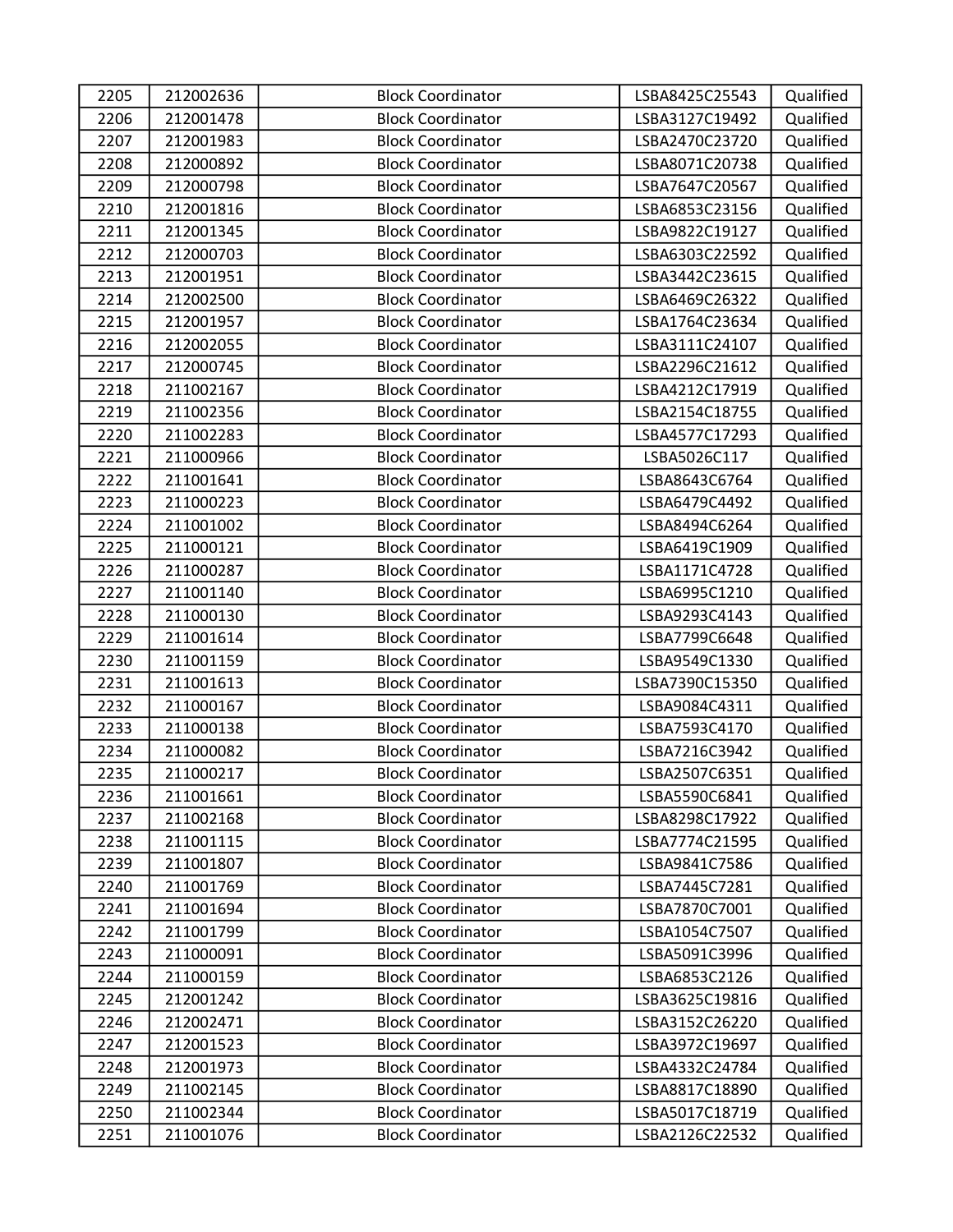| 2205 | 212002636 | Block Coordinator | LSBA8425C25543 | Qualified |
|---|---|---|---|---|
| 2206 | 212001478 | Block Coordinator | LSBA3127C19492 | Qualified |
| 2207 | 212001983 | Block Coordinator | LSBA2470C23720 | Qualified |
| 2208 | 212000892 | Block Coordinator | LSBA8071C20738 | Qualified |
| 2209 | 212000798 | Block Coordinator | LSBA7647C20567 | Qualified |
| 2210 | 212001816 | Block Coordinator | LSBA6853C23156 | Qualified |
| 2211 | 212001345 | Block Coordinator | LSBA9822C19127 | Qualified |
| 2212 | 212000703 | Block Coordinator | LSBA6303C22592 | Qualified |
| 2213 | 212001951 | Block Coordinator | LSBA3442C23615 | Qualified |
| 2214 | 212002500 | Block Coordinator | LSBA6469C26322 | Qualified |
| 2215 | 212001957 | Block Coordinator | LSBA1764C23634 | Qualified |
| 2216 | 212002055 | Block Coordinator | LSBA3111C24107 | Qualified |
| 2217 | 212000745 | Block Coordinator | LSBA2296C21612 | Qualified |
| 2218 | 211002167 | Block Coordinator | LSBA4212C17919 | Qualified |
| 2219 | 211002356 | Block Coordinator | LSBA2154C18755 | Qualified |
| 2220 | 211002283 | Block Coordinator | LSBA4577C17293 | Qualified |
| 2221 | 211000966 | Block Coordinator | LSBA5026C117 | Qualified |
| 2222 | 211001641 | Block Coordinator | LSBA8643C6764 | Qualified |
| 2223 | 211000223 | Block Coordinator | LSBA6479C4492 | Qualified |
| 2224 | 211001002 | Block Coordinator | LSBA8494C6264 | Qualified |
| 2225 | 211000121 | Block Coordinator | LSBA6419C1909 | Qualified |
| 2226 | 211000287 | Block Coordinator | LSBA1171C4728 | Qualified |
| 2227 | 211001140 | Block Coordinator | LSBA6995C1210 | Qualified |
| 2228 | 211000130 | Block Coordinator | LSBA9293C4143 | Qualified |
| 2229 | 211001614 | Block Coordinator | LSBA7799C6648 | Qualified |
| 2230 | 211001159 | Block Coordinator | LSBA9549C1330 | Qualified |
| 2231 | 211001613 | Block Coordinator | LSBA7390C15350 | Qualified |
| 2232 | 211000167 | Block Coordinator | LSBA9084C4311 | Qualified |
| 2233 | 211000138 | Block Coordinator | LSBA7593C4170 | Qualified |
| 2234 | 211000082 | Block Coordinator | LSBA7216C3942 | Qualified |
| 2235 | 211000217 | Block Coordinator | LSBA2507C6351 | Qualified |
| 2236 | 211001661 | Block Coordinator | LSBA5590C6841 | Qualified |
| 2237 | 211002168 | Block Coordinator | LSBA8298C17922 | Qualified |
| 2238 | 211001115 | Block Coordinator | LSBA7774C21595 | Qualified |
| 2239 | 211001807 | Block Coordinator | LSBA9841C7586 | Qualified |
| 2240 | 211001769 | Block Coordinator | LSBA7445C7281 | Qualified |
| 2241 | 211001694 | Block Coordinator | LSBA7870C7001 | Qualified |
| 2242 | 211001799 | Block Coordinator | LSBA1054C7507 | Qualified |
| 2243 | 211000091 | Block Coordinator | LSBA5091C3996 | Qualified |
| 2244 | 211000159 | Block Coordinator | LSBA6853C2126 | Qualified |
| 2245 | 212001242 | Block Coordinator | LSBA3625C19816 | Qualified |
| 2246 | 212002471 | Block Coordinator | LSBA3152C26220 | Qualified |
| 2247 | 212001523 | Block Coordinator | LSBA3972C19697 | Qualified |
| 2248 | 212001973 | Block Coordinator | LSBA4332C24784 | Qualified |
| 2249 | 211002145 | Block Coordinator | LSBA8817C18890 | Qualified |
| 2250 | 211002344 | Block Coordinator | LSBA5017C18719 | Qualified |
| 2251 | 211001076 | Block Coordinator | LSBA2126C22532 | Qualified |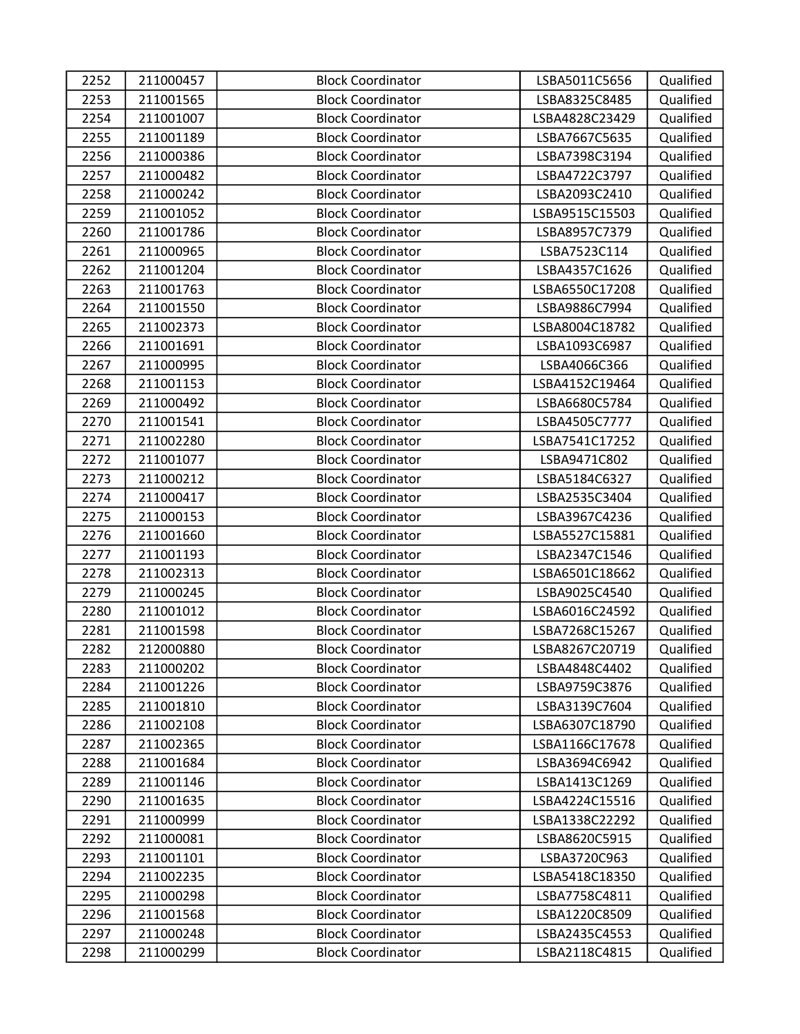| 2252 | 211000457 | Block Coordinator | LSBA5011C5656 | Qualified |
|---|---|---|---|---|
| 2253 | 211001565 | Block Coordinator | LSBA8325C8485 | Qualified |
| 2254 | 211001007 | Block Coordinator | LSBA4828C23429 | Qualified |
| 2255 | 211001189 | Block Coordinator | LSBA7667C5635 | Qualified |
| 2256 | 211000386 | Block Coordinator | LSBA7398C3194 | Qualified |
| 2257 | 211000482 | Block Coordinator | LSBA4722C3797 | Qualified |
| 2258 | 211000242 | Block Coordinator | LSBA2093C2410 | Qualified |
| 2259 | 211001052 | Block Coordinator | LSBA9515C15503 | Qualified |
| 2260 | 211001786 | Block Coordinator | LSBA8957C7379 | Qualified |
| 2261 | 211000965 | Block Coordinator | LSBA7523C114 | Qualified |
| 2262 | 211001204 | Block Coordinator | LSBA4357C1626 | Qualified |
| 2263 | 211001763 | Block Coordinator | LSBA6550C17208 | Qualified |
| 2264 | 211001550 | Block Coordinator | LSBA9886C7994 | Qualified |
| 2265 | 211002373 | Block Coordinator | LSBA8004C18782 | Qualified |
| 2266 | 211001691 | Block Coordinator | LSBA1093C6987 | Qualified |
| 2267 | 211000995 | Block Coordinator | LSBA4066C366 | Qualified |
| 2268 | 211001153 | Block Coordinator | LSBA4152C19464 | Qualified |
| 2269 | 211000492 | Block Coordinator | LSBA6680C5784 | Qualified |
| 2270 | 211001541 | Block Coordinator | LSBA4505C7777 | Qualified |
| 2271 | 211002280 | Block Coordinator | LSBA7541C17252 | Qualified |
| 2272 | 211001077 | Block Coordinator | LSBA9471C802 | Qualified |
| 2273 | 211000212 | Block Coordinator | LSBA5184C6327 | Qualified |
| 2274 | 211000417 | Block Coordinator | LSBA2535C3404 | Qualified |
| 2275 | 211000153 | Block Coordinator | LSBA3967C4236 | Qualified |
| 2276 | 211001660 | Block Coordinator | LSBA5527C15881 | Qualified |
| 2277 | 211001193 | Block Coordinator | LSBA2347C1546 | Qualified |
| 2278 | 211002313 | Block Coordinator | LSBA6501C18662 | Qualified |
| 2279 | 211000245 | Block Coordinator | LSBA9025C4540 | Qualified |
| 2280 | 211001012 | Block Coordinator | LSBA6016C24592 | Qualified |
| 2281 | 211001598 | Block Coordinator | LSBA7268C15267 | Qualified |
| 2282 | 212000880 | Block Coordinator | LSBA8267C20719 | Qualified |
| 2283 | 211000202 | Block Coordinator | LSBA4848C4402 | Qualified |
| 2284 | 211001226 | Block Coordinator | LSBA9759C3876 | Qualified |
| 2285 | 211001810 | Block Coordinator | LSBA3139C7604 | Qualified |
| 2286 | 211002108 | Block Coordinator | LSBA6307C18790 | Qualified |
| 2287 | 211002365 | Block Coordinator | LSBA1166C17678 | Qualified |
| 2288 | 211001684 | Block Coordinator | LSBA3694C6942 | Qualified |
| 2289 | 211001146 | Block Coordinator | LSBA1413C1269 | Qualified |
| 2290 | 211001635 | Block Coordinator | LSBA4224C15516 | Qualified |
| 2291 | 211000999 | Block Coordinator | LSBA1338C22292 | Qualified |
| 2292 | 211000081 | Block Coordinator | LSBA8620C5915 | Qualified |
| 2293 | 211001101 | Block Coordinator | LSBA3720C963 | Qualified |
| 2294 | 211002235 | Block Coordinator | LSBA5418C18350 | Qualified |
| 2295 | 211000298 | Block Coordinator | LSBA7758C4811 | Qualified |
| 2296 | 211001568 | Block Coordinator | LSBA1220C8509 | Qualified |
| 2297 | 211000248 | Block Coordinator | LSBA2435C4553 | Qualified |
| 2298 | 211000299 | Block Coordinator | LSBA2118C4815 | Qualified |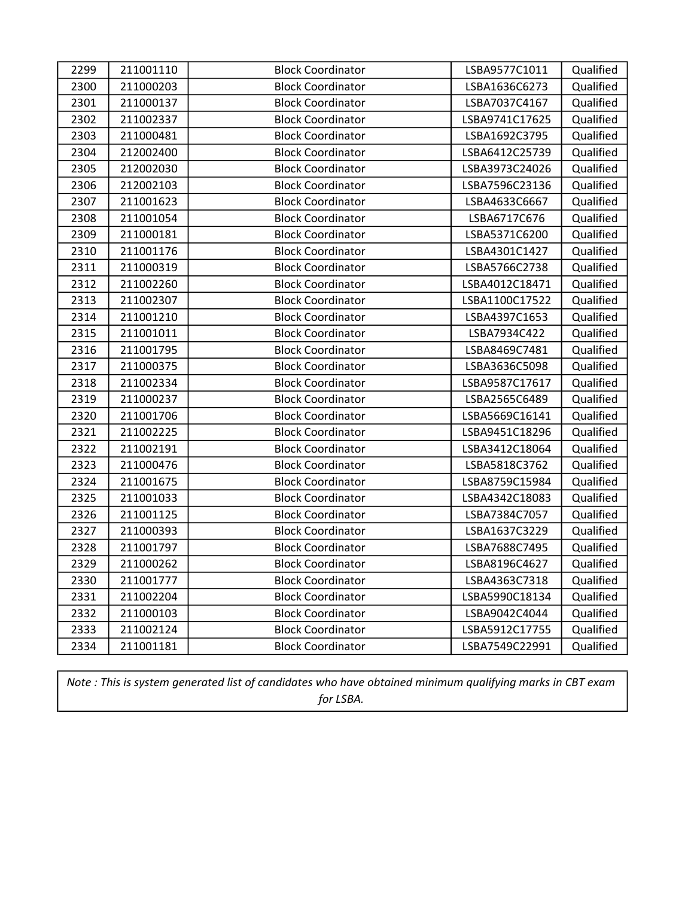| | | | | |
|---|---|---|---|---|
| 2299 | 211001110 | Block Coordinator | LSBA9577C1011 | Qualified |
| 2300 | 211000203 | Block Coordinator | LSBA1636C6273 | Qualified |
| 2301 | 211000137 | Block Coordinator | LSBA7037C4167 | Qualified |
| 2302 | 211002337 | Block Coordinator | LSBA9741C17625 | Qualified |
| 2303 | 211000481 | Block Coordinator | LSBA1692C3795 | Qualified |
| 2304 | 212002400 | Block Coordinator | LSBA6412C25739 | Qualified |
| 2305 | 212002030 | Block Coordinator | LSBA3973C24026 | Qualified |
| 2306 | 212002103 | Block Coordinator | LSBA7596C23136 | Qualified |
| 2307 | 211001623 | Block Coordinator | LSBA4633C6667 | Qualified |
| 2308 | 211001054 | Block Coordinator | LSBA6717C676 | Qualified |
| 2309 | 211000181 | Block Coordinator | LSBA5371C6200 | Qualified |
| 2310 | 211001176 | Block Coordinator | LSBA4301C1427 | Qualified |
| 2311 | 211000319 | Block Coordinator | LSBA5766C2738 | Qualified |
| 2312 | 211002260 | Block Coordinator | LSBA4012C18471 | Qualified |
| 2313 | 211002307 | Block Coordinator | LSBA1100C17522 | Qualified |
| 2314 | 211001210 | Block Coordinator | LSBA4397C1653 | Qualified |
| 2315 | 211001011 | Block Coordinator | LSBA7934C422 | Qualified |
| 2316 | 211001795 | Block Coordinator | LSBA8469C7481 | Qualified |
| 2317 | 211000375 | Block Coordinator | LSBA3636C5098 | Qualified |
| 2318 | 211002334 | Block Coordinator | LSBA9587C17617 | Qualified |
| 2319 | 211000237 | Block Coordinator | LSBA2565C6489 | Qualified |
| 2320 | 211001706 | Block Coordinator | LSBA5669C16141 | Qualified |
| 2321 | 211002225 | Block Coordinator | LSBA9451C18296 | Qualified |
| 2322 | 211002191 | Block Coordinator | LSBA3412C18064 | Qualified |
| 2323 | 211000476 | Block Coordinator | LSBA5818C3762 | Qualified |
| 2324 | 211001675 | Block Coordinator | LSBA8759C15984 | Qualified |
| 2325 | 211001033 | Block Coordinator | LSBA4342C18083 | Qualified |
| 2326 | 211001125 | Block Coordinator | LSBA7384C7057 | Qualified |
| 2327 | 211000393 | Block Coordinator | LSBA1637C3229 | Qualified |
| 2328 | 211001797 | Block Coordinator | LSBA7688C7495 | Qualified |
| 2329 | 211000262 | Block Coordinator | LSBA8196C4627 | Qualified |
| 2330 | 211001777 | Block Coordinator | LSBA4363C7318 | Qualified |
| 2331 | 211002204 | Block Coordinator | LSBA5990C18134 | Qualified |
| 2332 | 211000103 | Block Coordinator | LSBA9042C4044 | Qualified |
| 2333 | 211002124 | Block Coordinator | LSBA5912C17755 | Qualified |
| 2334 | 211001181 | Block Coordinator | LSBA7549C22991 | Qualified |

*Note : This is system generated list of candidates who have obtained minimum qualifying marks in CBT exam for LSBA.*